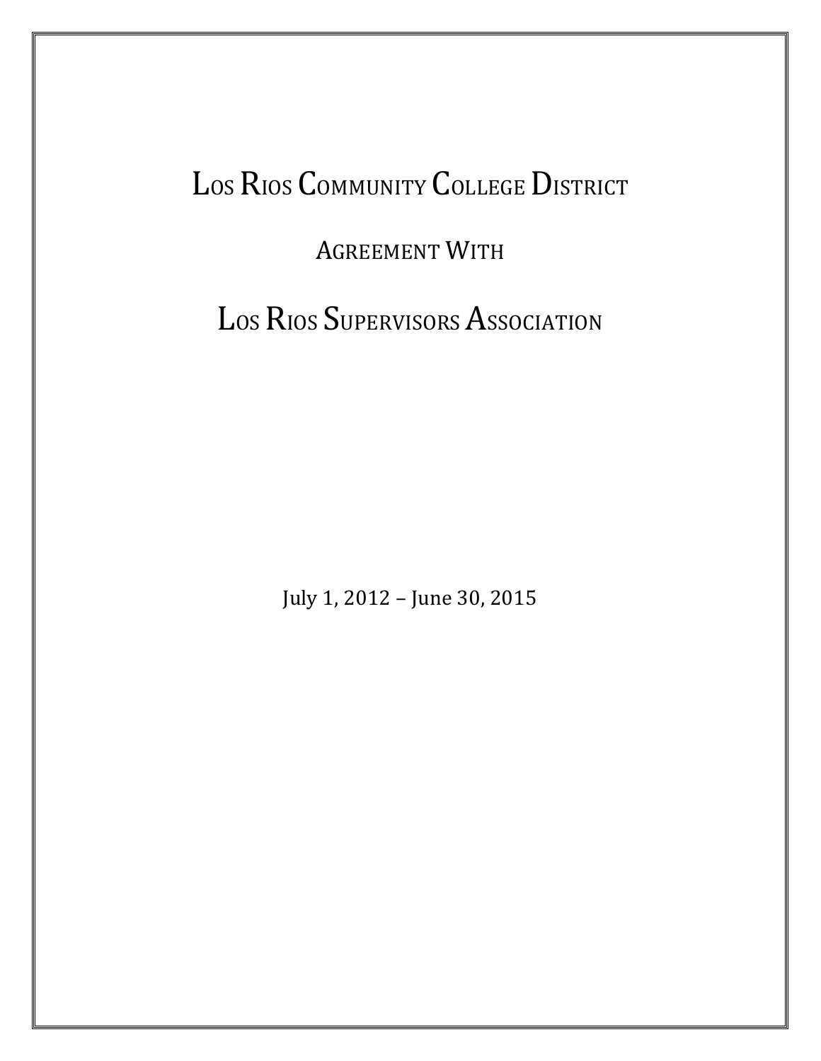# Los Rios Community College District

## Agreement With

# Los Rios Supervisors Association

July 1, 2012 – June 30, 2015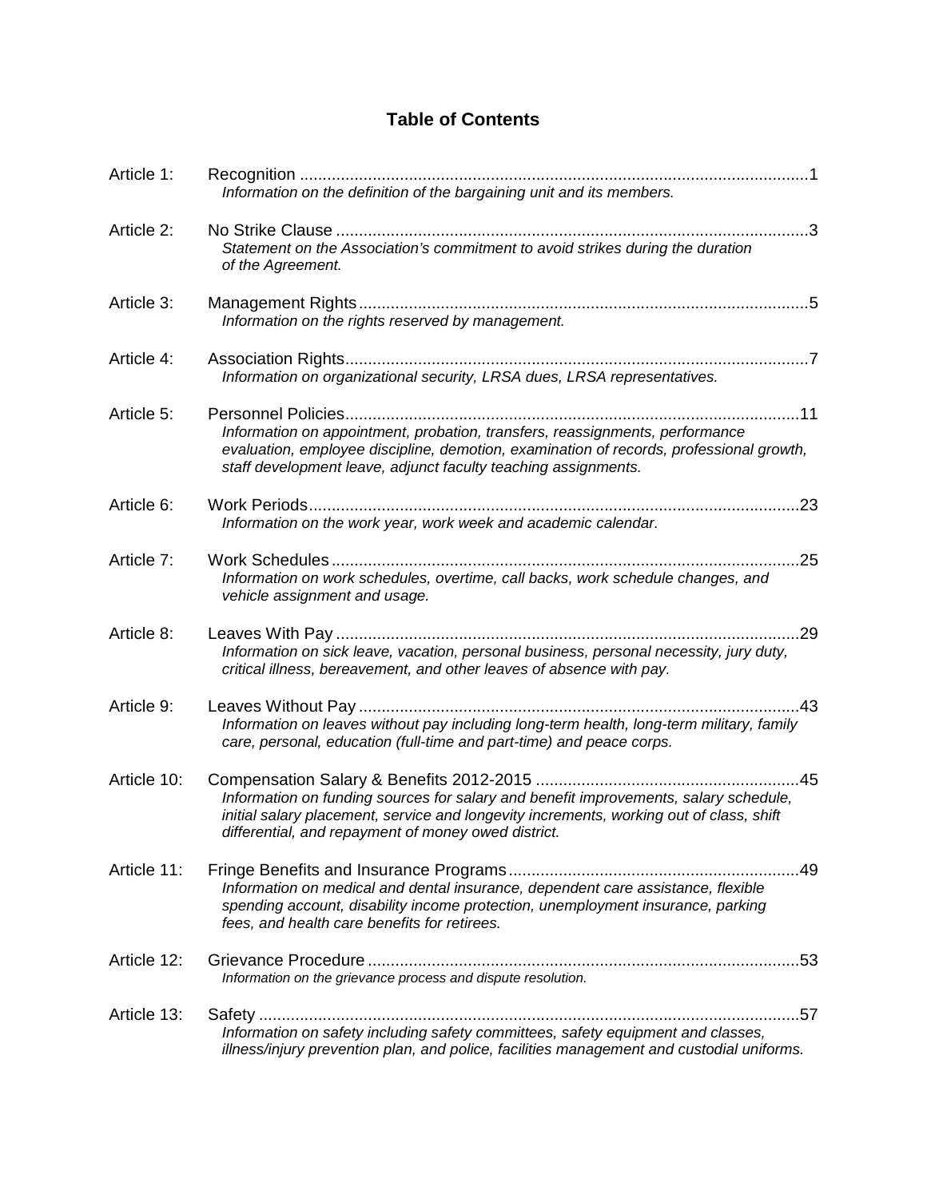# Table of Contents

| | | |
|---|---|---|
| Article 1: | Recognition<br>*Information on the definition of the bargaining unit and its members.* | 1 |
| Article 2: | No Strike Clause<br>*Statement on the Association's commitment to avoid strikes during the duration of the Agreement.* | 3 |
| Article 3: | Management Rights<br>*Information on the rights reserved by management.* | 5 |
| Article 4: | Association Rights<br>*Information on organizational security, LRSA dues, LRSA representatives.* | 7 |
| Article 5: | Personnel Policies<br>*Information on appointment, probation, transfers, reassignments, performance evaluation, employee discipline, demotion, examination of records, professional growth, staff development leave, adjunct faculty teaching assignments.* | 11 |
| Article 6: | Work Periods<br>*Information on the work year, work week and academic calendar.* | 23 |
| Article 7: | Work Schedules<br>*Information on work schedules, overtime, call backs, work schedule changes, and vehicle assignment and usage.* | 25 |
| Article 8: | Leaves With Pay<br>*Information on sick leave, vacation, personal business, personal necessity, jury duty, critical illness, bereavement, and other leaves of absence with pay.* | 29 |
| Article 9: | Leaves Without Pay<br>*Information on leaves without pay including long-term health, long-term military, family care, personal, education (full-time and part-time) and peace corps.* | 43 |
| Article 10: | Compensation Salary & Benefits 2012-2015<br>*Information on funding sources for salary and benefit improvements, salary schedule, initial salary placement, service and longevity increments, working out of class, shift differential, and repayment of money owed district.* | 45 |
| Article 11: | Fringe Benefits and Insurance Programs<br>*Information on medical and dental insurance, dependent care assistance, flexible spending account, disability income protection, unemployment insurance, parking fees, and health care benefits for retirees.* | 49 |
| Article 12: | Grievance Procedure<br>*Information on the grievance process and dispute resolution.* | 53 |
| Article 13: | Safety<br>*Information on safety including safety committees, safety equipment and classes, illness/injury prevention plan, and police, facilities management and custodial uniforms.* | 57 |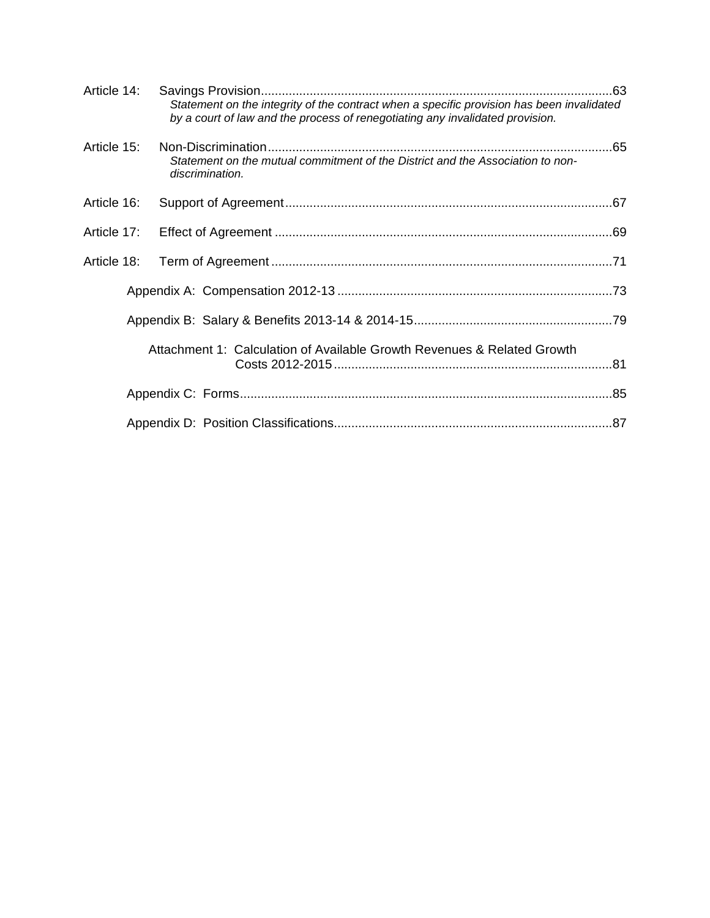Article 14: Savings Provision.....................................................................................................63
*Statement on the integrity of the contract when a specific provision has been invalidated by a court of law and the process of renegotiating any invalidated provision.*

Article 15: Non-Discrimination..................................................................................................65
*Statement on the mutual commitment of the District and the Association to non-discrimination.*

Article 16: Support of Agreement.............................................................................................67

Article 17: Effect of Agreement ................................................................................................69

Article 18: Term of Agreement .................................................................................................71

Appendix A: Compensation 2012-13 ..............................................................................73

Appendix B: Salary & Benefits 2013-14 & 2014-15........................................................79

Attachment 1: Calculation of Available Growth Revenues & Related Growth Costs 2012-2015................................................................................81

Appendix C: Forms..........................................................................................................85

Appendix D: Position Classifications...............................................................................87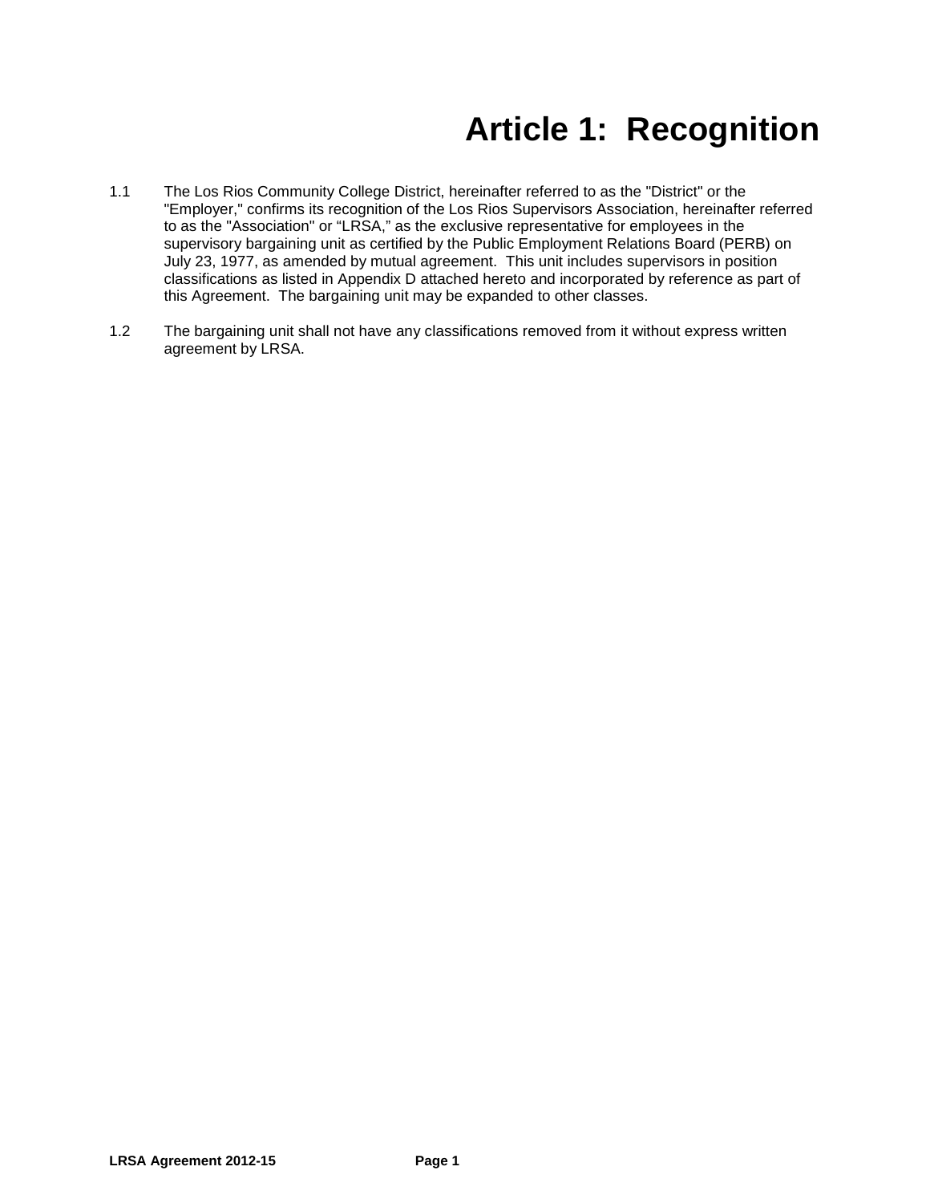# Article 1: Recognition

1.1 The Los Rios Community College District, hereinafter referred to as the "District" or the "Employer," confirms its recognition of the Los Rios Supervisors Association, hereinafter referred to as the "Association" or "LRSA," as the exclusive representative for employees in the supervisory bargaining unit as certified by the Public Employment Relations Board (PERB) on July 23, 1977, as amended by mutual agreement. This unit includes supervisors in position classifications as listed in Appendix D attached hereto and incorporated by reference as part of this Agreement. The bargaining unit may be expanded to other classes.

1.2 The bargaining unit shall not have any classifications removed from it without express written agreement by LRSA.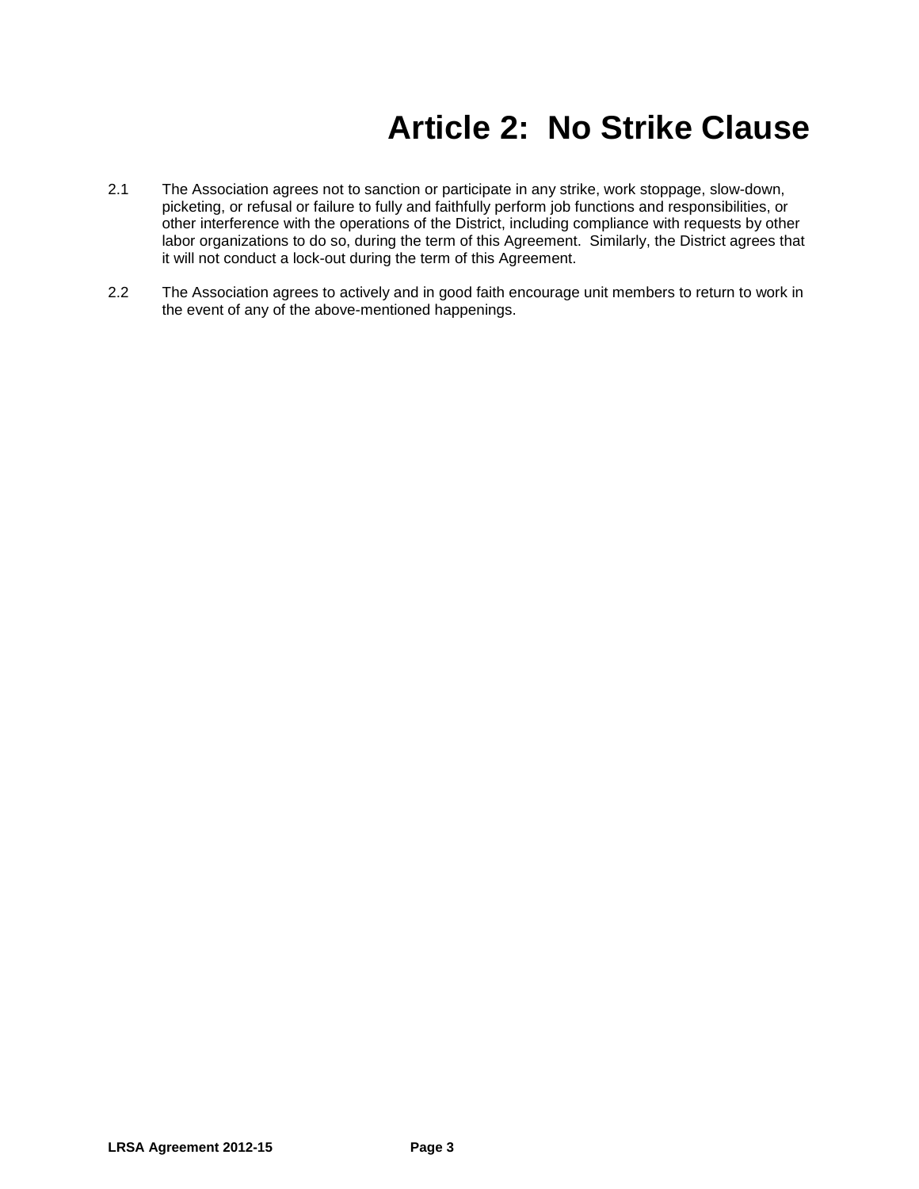# Article 2: No Strike Clause

2.1 The Association agrees not to sanction or participate in any strike, work stoppage, slow-down, picketing, or refusal or failure to fully and faithfully perform job functions and responsibilities, or other interference with the operations of the District, including compliance with requests by other labor organizations to do so, during the term of this Agreement. Similarly, the District agrees that it will not conduct a lock-out during the term of this Agreement.

2.2 The Association agrees to actively and in good faith encourage unit members to return to work in the event of any of the above-mentioned happenings.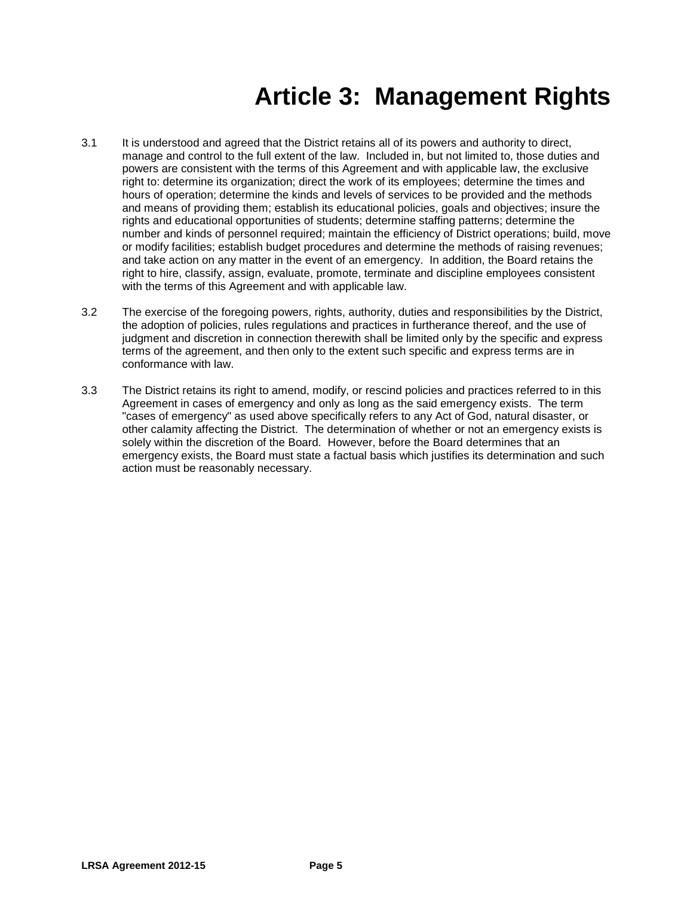# Article 3: Management Rights

3.1 It is understood and agreed that the District retains all of its powers and authority to direct, manage and control to the full extent of the law. Included in, but not limited to, those duties and powers are consistent with the terms of this Agreement and with applicable law, the exclusive right to: determine its organization; direct the work of its employees; determine the times and hours of operation; determine the kinds and levels of services to be provided and the methods and means of providing them; establish its educational policies, goals and objectives; insure the rights and educational opportunities of students; determine staffing patterns; determine the number and kinds of personnel required; maintain the efficiency of District operations; build, move or modify facilities; establish budget procedures and determine the methods of raising revenues; and take action on any matter in the event of an emergency. In addition, the Board retains the right to hire, classify, assign, evaluate, promote, terminate and discipline employees consistent with the terms of this Agreement and with applicable law.

3.2 The exercise of the foregoing powers, rights, authority, duties and responsibilities by the District, the adoption of policies, rules regulations and practices in furtherance thereof, and the use of judgment and discretion in connection therewith shall be limited only by the specific and express terms of the agreement, and then only to the extent such specific and express terms are in conformance with law.

3.3 The District retains its right to amend, modify, or rescind policies and practices referred to in this Agreement in cases of emergency and only as long as the said emergency exists. The term "cases of emergency" as used above specifically refers to any Act of God, natural disaster, or other calamity affecting the District. The determination of whether or not an emergency exists is solely within the discretion of the Board. However, before the Board determines that an emergency exists, the Board must state a factual basis which justifies its determination and such action must be reasonably necessary.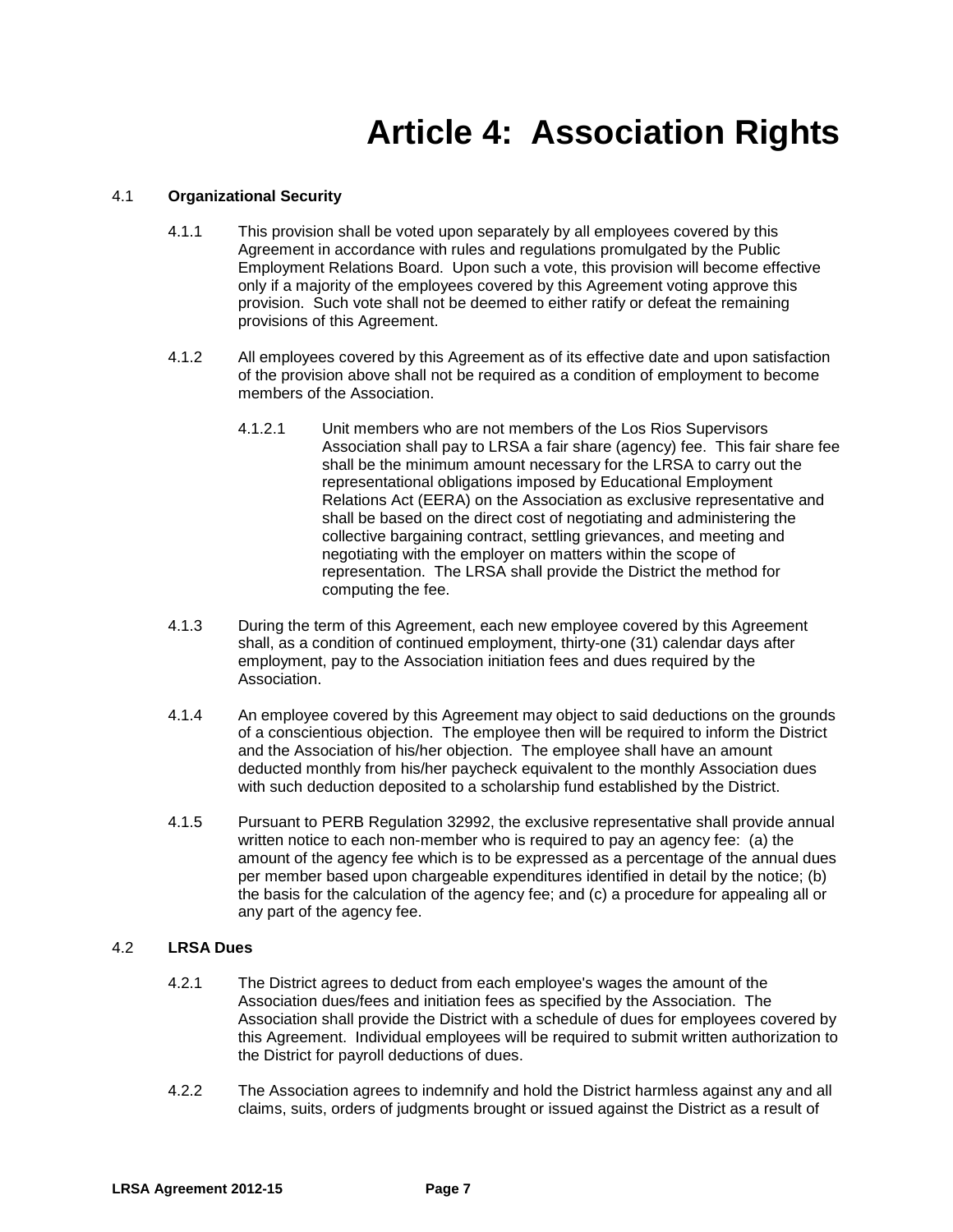# Article 4: Association Rights

4.1 **Organizational Security**

4.1.1 This provision shall be voted upon separately by all employees covered by this Agreement in accordance with rules and regulations promulgated by the Public Employment Relations Board. Upon such a vote, this provision will become effective only if a majority of the employees covered by this Agreement voting approve this provision. Such vote shall not be deemed to either ratify or defeat the remaining provisions of this Agreement.

4.1.2 All employees covered by this Agreement as of its effective date and upon satisfaction of the provision above shall not be required as a condition of employment to become members of the Association.

4.1.2.1 Unit members who are not members of the Los Rios Supervisors Association shall pay to LRSA a fair share (agency) fee. This fair share fee shall be the minimum amount necessary for the LRSA to carry out the representational obligations imposed by Educational Employment Relations Act (EERA) on the Association as exclusive representative and shall be based on the direct cost of negotiating and administering the collective bargaining contract, settling grievances, and meeting and negotiating with the employer on matters within the scope of representation. The LRSA shall provide the District the method for computing the fee.

4.1.3 During the term of this Agreement, each new employee covered by this Agreement shall, as a condition of continued employment, thirty-one (31) calendar days after employment, pay to the Association initiation fees and dues required by the Association.

4.1.4 An employee covered by this Agreement may object to said deductions on the grounds of a conscientious objection. The employee then will be required to inform the District and the Association of his/her objection. The employee shall have an amount deducted monthly from his/her paycheck equivalent to the monthly Association dues with such deduction deposited to a scholarship fund established by the District.

4.1.5 Pursuant to PERB Regulation 32992, the exclusive representative shall provide annual written notice to each non-member who is required to pay an agency fee: (a) the amount of the agency fee which is to be expressed as a percentage of the annual dues per member based upon chargeable expenditures identified in detail by the notice; (b) the basis for the calculation of the agency fee; and (c) a procedure for appealing all or any part of the agency fee.

4.2 **LRSA Dues**

4.2.1 The District agrees to deduct from each employee's wages the amount of the Association dues/fees and initiation fees as specified by the Association. The Association shall provide the District with a schedule of dues for employees covered by this Agreement. Individual employees will be required to submit written authorization to the District for payroll deductions of dues.

4.2.2 The Association agrees to indemnify and hold the District harmless against any and all claims, suits, orders of judgments brought or issued against the District as a result of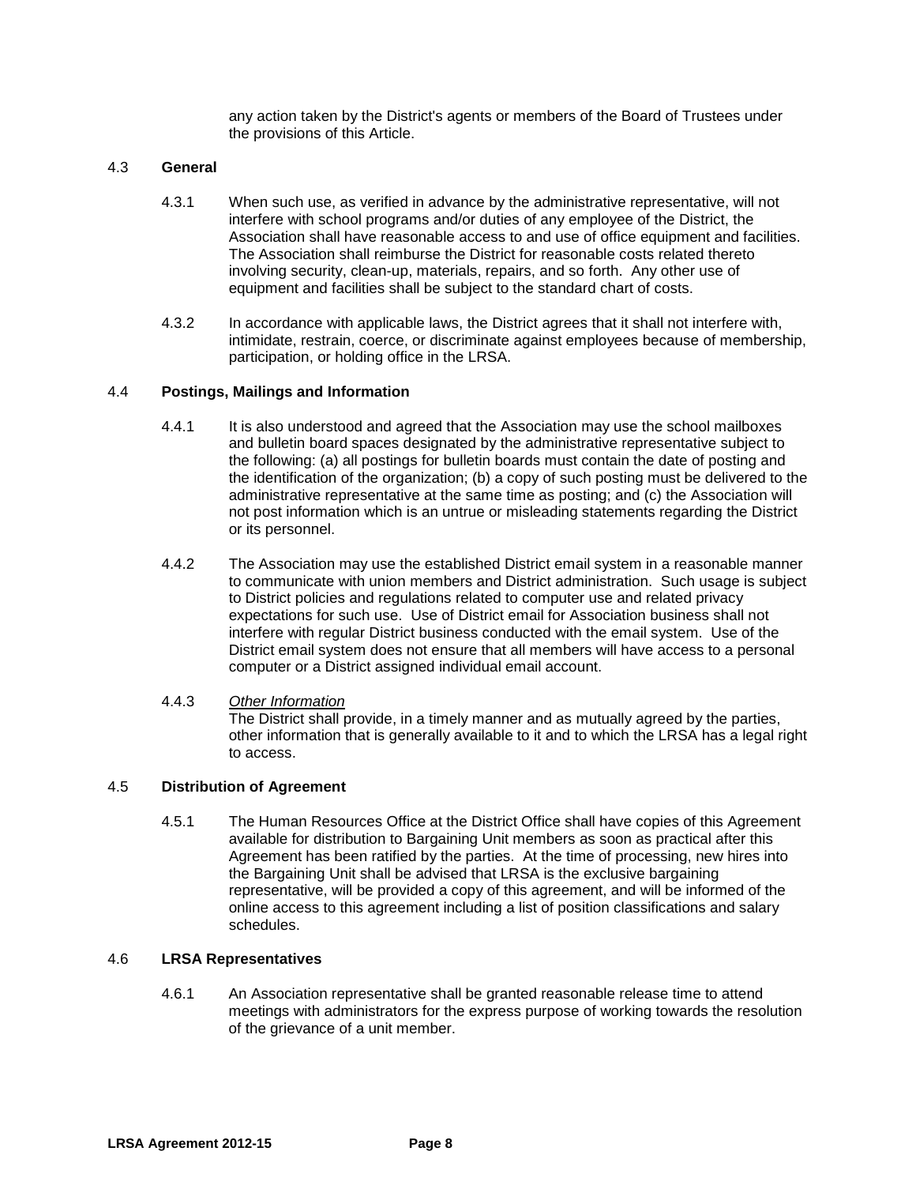any action taken by the District's agents or members of the Board of Trustees under the provisions of this Article.

4.3 **General**

4.3.1 When such use, as verified in advance by the administrative representative, will not interfere with school programs and/or duties of any employee of the District, the Association shall have reasonable access to and use of office equipment and facilities. The Association shall reimburse the District for reasonable costs related thereto involving security, clean-up, materials, repairs, and so forth. Any other use of equipment and facilities shall be subject to the standard chart of costs.

4.3.2 In accordance with applicable laws, the District agrees that it shall not interfere with, intimidate, restrain, coerce, or discriminate against employees because of membership, participation, or holding office in the LRSA.

4.4 **Postings, Mailings and Information**

4.4.1 It is also understood and agreed that the Association may use the school mailboxes and bulletin board spaces designated by the administrative representative subject to the following: (a) all postings for bulletin boards must contain the date of posting and the identification of the organization; (b) a copy of such posting must be delivered to the administrative representative at the same time as posting; and (c) the Association will not post information which is an untrue or misleading statements regarding the District or its personnel.

4.4.2 The Association may use the established District email system in a reasonable manner to communicate with union members and District administration. Such usage is subject to District policies and regulations related to computer use and related privacy expectations for such use. Use of District email for Association business shall not interfere with regular District business conducted with the email system. Use of the District email system does not ensure that all members will have access to a personal computer or a District assigned individual email account.

4.4.3 <u>*Other Information*</u>
The District shall provide, in a timely manner and as mutually agreed by the parties, other information that is generally available to it and to which the LRSA has a legal right to access.

4.5 **Distribution of Agreement**

4.5.1 The Human Resources Office at the District Office shall have copies of this Agreement available for distribution to Bargaining Unit members as soon as practical after this Agreement has been ratified by the parties. At the time of processing, new hires into the Bargaining Unit shall be advised that LRSA is the exclusive bargaining representative, will be provided a copy of this agreement, and will be informed of the online access to this agreement including a list of position classifications and salary schedules.

4.6 **LRSA Representatives**

4.6.1 An Association representative shall be granted reasonable release time to attend meetings with administrators for the express purpose of working towards the resolution of the grievance of a unit member.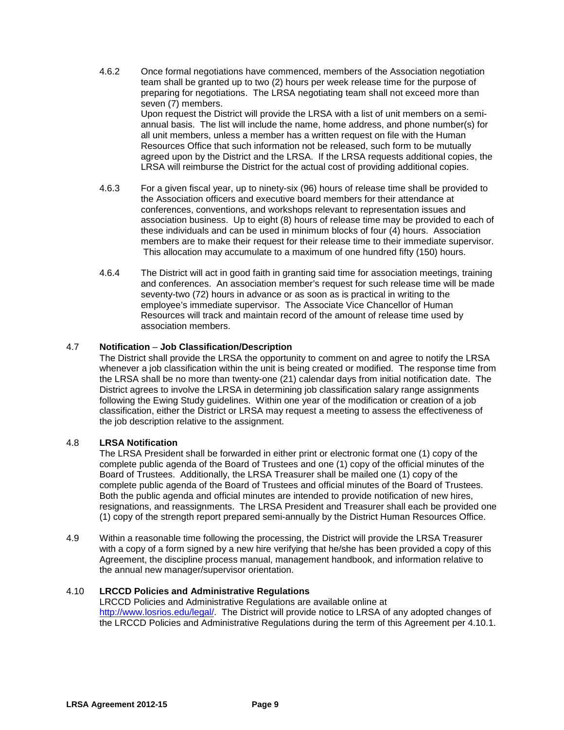4.6.2 Once formal negotiations have commenced, members of the Association negotiation team shall be granted up to two (2) hours per week release time for the purpose of preparing for negotiations. The LRSA negotiating team shall not exceed more than seven (7) members.

Upon request the District will provide the LRSA with a list of unit members on a semi-annual basis. The list will include the name, home address, and phone number(s) for all unit members, unless a member has a written request on file with the Human Resources Office that such information not be released, such form to be mutually agreed upon by the District and the LRSA. If the LRSA requests additional copies, the LRSA will reimburse the District for the actual cost of providing additional copies.

4.6.3 For a given fiscal year, up to ninety-six (96) hours of release time shall be provided to the Association officers and executive board members for their attendance at conferences, conventions, and workshops relevant to representation issues and association business. Up to eight (8) hours of release time may be provided to each of these individuals and can be used in minimum blocks of four (4) hours. Association members are to make their request for their release time to their immediate supervisor. This allocation may accumulate to a maximum of one hundred fifty (150) hours.

4.6.4 The District will act in good faith in granting said time for association meetings, training and conferences. An association member's request for such release time will be made seventy-two (72) hours in advance or as soon as is practical in writing to the employee's immediate supervisor. The Associate Vice Chancellor of Human Resources will track and maintain record of the amount of release time used by association members.

4.7 **Notification – Job Classification/Description**

The District shall provide the LRSA the opportunity to comment on and agree to notify the LRSA whenever a job classification within the unit is being created or modified. The response time from the LRSA shall be no more than twenty-one (21) calendar days from initial notification date. The District agrees to involve the LRSA in determining job classification salary range assignments following the Ewing Study guidelines. Within one year of the modification or creation of a job classification, either the District or LRSA may request a meeting to assess the effectiveness of the job description relative to the assignment.

4.8 **LRSA Notification**

The LRSA President shall be forwarded in either print or electronic format one (1) copy of the complete public agenda of the Board of Trustees and one (1) copy of the official minutes of the Board of Trustees. Additionally, the LRSA Treasurer shall be mailed one (1) copy of the complete public agenda of the Board of Trustees and official minutes of the Board of Trustees. Both the public agenda and official minutes are intended to provide notification of new hires, resignations, and reassignments. The LRSA President and Treasurer shall each be provided one (1) copy of the strength report prepared semi-annually by the District Human Resources Office.

4.9 Within a reasonable time following the processing, the District will provide the LRSA Treasurer with a copy of a form signed by a new hire verifying that he/she has been provided a copy of this Agreement, the discipline process manual, management handbook, and information relative to the annual new manager/supervisor orientation.

4.10 **LRCCD Policies and Administrative Regulations**

LRCCD Policies and Administrative Regulations are available online at [http://www.losrios.edu/legal/](http://www.losrios.edu/legal/). The District will provide notice to LRSA of any adopted changes of the LRCCD Policies and Administrative Regulations during the term of this Agreement per 4.10.1.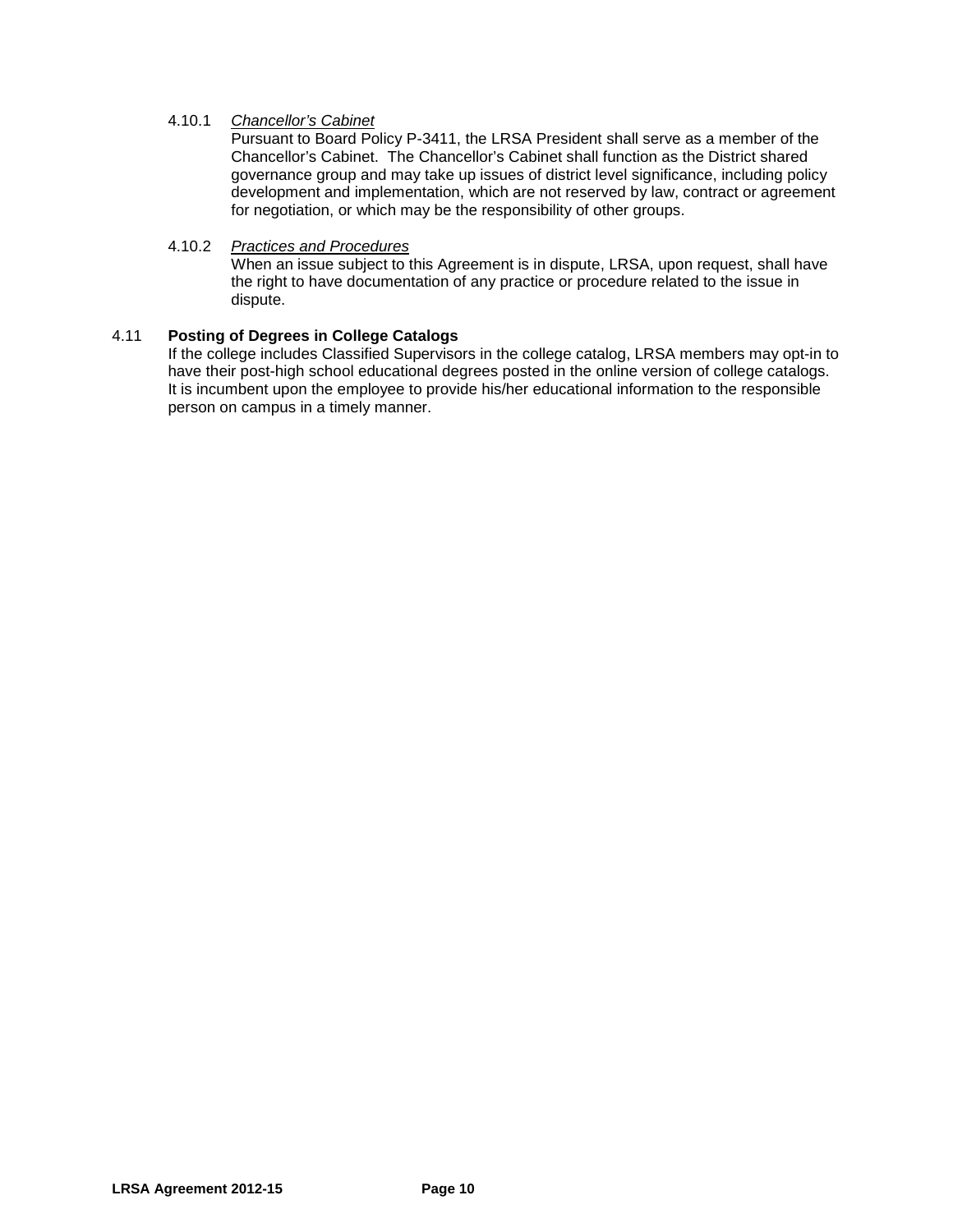4.10.1 *Chancellor's Cabinet*

Pursuant to Board Policy P-3411, the LRSA President shall serve as a member of the Chancellor's Cabinet. The Chancellor's Cabinet shall function as the District shared governance group and may take up issues of district level significance, including policy development and implementation, which are not reserved by law, contract or agreement for negotiation, or which may be the responsibility of other groups.

4.10.2 *Practices and Procedures*

When an issue subject to this Agreement is in dispute, LRSA, upon request, shall have the right to have documentation of any practice or procedure related to the issue in dispute.

4.11 **Posting of Degrees in College Catalogs**

If the college includes Classified Supervisors in the college catalog, LRSA members may opt-in to have their post-high school educational degrees posted in the online version of college catalogs. It is incumbent upon the employee to provide his/her educational information to the responsible person on campus in a timely manner.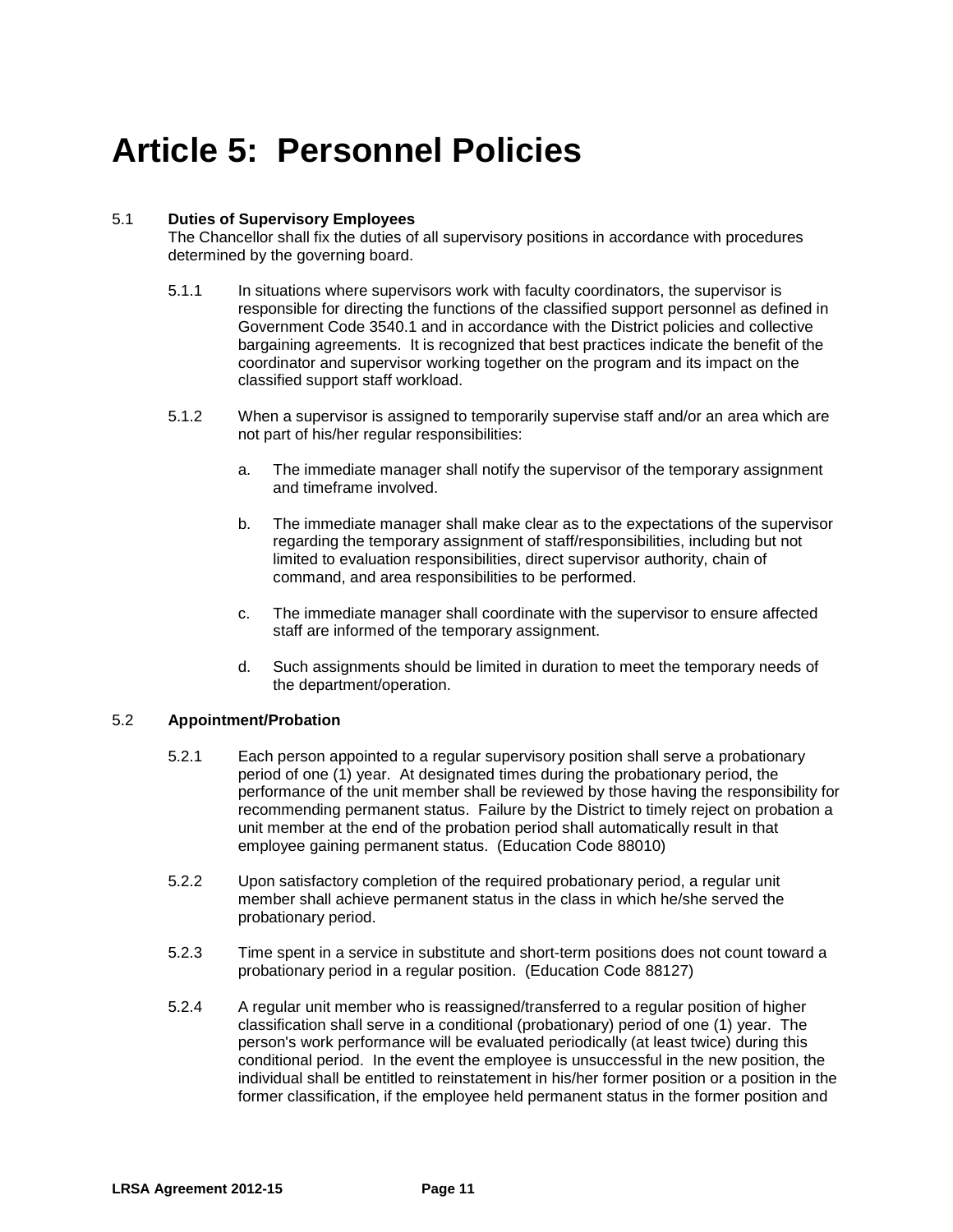# Article 5: Personnel Policies

5.1 **Duties of Supervisory Employees**

The Chancellor shall fix the duties of all supervisory positions in accordance with procedures determined by the governing board.

5.1.1 In situations where supervisors work with faculty coordinators, the supervisor is responsible for directing the functions of the classified support personnel as defined in Government Code 3540.1 and in accordance with the District policies and collective bargaining agreements. It is recognized that best practices indicate the benefit of the coordinator and supervisor working together on the program and its impact on the classified support staff workload.

5.1.2 When a supervisor is assigned to temporarily supervise staff and/or an area which are not part of his/her regular responsibilities:

a. The immediate manager shall notify the supervisor of the temporary assignment and timeframe involved.

b. The immediate manager shall make clear as to the expectations of the supervisor regarding the temporary assignment of staff/responsibilities, including but not limited to evaluation responsibilities, direct supervisor authority, chain of command, and area responsibilities to be performed.

c. The immediate manager shall coordinate with the supervisor to ensure affected staff are informed of the temporary assignment.

d. Such assignments should be limited in duration to meet the temporary needs of the department/operation.

5.2 **Appointment/Probation**

5.2.1 Each person appointed to a regular supervisory position shall serve a probationary period of one (1) year. At designated times during the probationary period, the performance of the unit member shall be reviewed by those having the responsibility for recommending permanent status. Failure by the District to timely reject on probation a unit member at the end of the probation period shall automatically result in that employee gaining permanent status. (Education Code 88010)

5.2.2 Upon satisfactory completion of the required probationary period, a regular unit member shall achieve permanent status in the class in which he/she served the probationary period.

5.2.3 Time spent in a service in substitute and short-term positions does not count toward a probationary period in a regular position. (Education Code 88127)

5.2.4 A regular unit member who is reassigned/transferred to a regular position of higher classification shall serve in a conditional (probationary) period of one (1) year. The person's work performance will be evaluated periodically (at least twice) during this conditional period. In the event the employee is unsuccessful in the new position, the individual shall be entitled to reinstatement in his/her former position or a position in the former classification, if the employee held permanent status in the former position and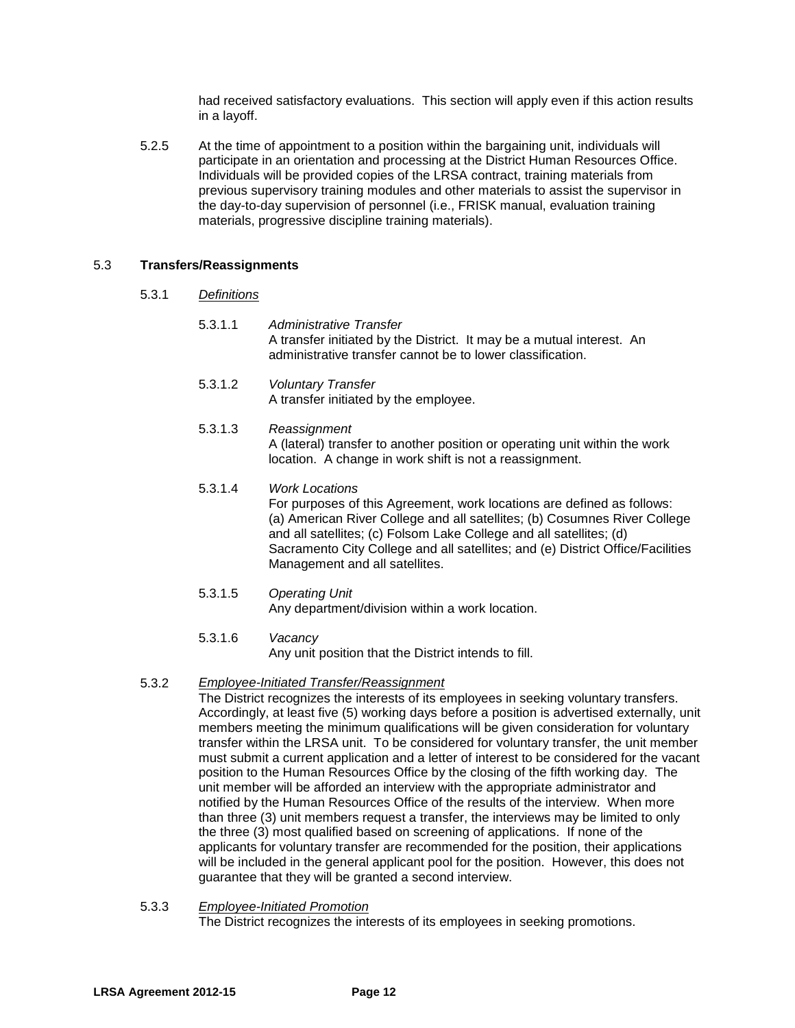had received satisfactory evaluations. This section will apply even if this action results in a layoff.

5.2.5 At the time of appointment to a position within the bargaining unit, individuals will participate in an orientation and processing at the District Human Resources Office. Individuals will be provided copies of the LRSA contract, training materials from previous supervisory training modules and other materials to assist the supervisor in the day-to-day supervision of personnel (i.e., FRISK manual, evaluation training materials, progressive discipline training materials).

## 5.3 **Transfers/Reassignments**

5.3.1 Definitions

5.3.1.1 *Administrative Transfer*
A transfer initiated by the District. It may be a mutual interest. An administrative transfer cannot be to lower classification.

5.3.1.2 *Voluntary Transfer*
A transfer initiated by the employee.

5.3.1.3 *Reassignment*
A (lateral) transfer to another position or operating unit within the work location. A change in work shift is not a reassignment.

5.3.1.4 *Work Locations*
For purposes of this Agreement, work locations are defined as follows: (a) American River College and all satellites; (b) Cosumnes River College and all satellites; (c) Folsom Lake College and all satellites; (d) Sacramento City College and all satellites; and (e) District Office/Facilities Management and all satellites.

5.3.1.5 *Operating Unit*
Any department/division within a work location.

5.3.1.6 *Vacancy*
Any unit position that the District intends to fill.

5.3.2 *Employee-Initiated Transfer/Reassignment*
The District recognizes the interests of its employees in seeking voluntary transfers. Accordingly, at least five (5) working days before a position is advertised externally, unit members meeting the minimum qualifications will be given consideration for voluntary transfer within the LRSA unit. To be considered for voluntary transfer, the unit member must submit a current application and a letter of interest to be considered for the vacant position to the Human Resources Office by the closing of the fifth working day. The unit member will be afforded an interview with the appropriate administrator and notified by the Human Resources Office of the results of the interview. When more than three (3) unit members request a transfer, the interviews may be limited to only the three (3) most qualified based on screening of applications. If none of the applicants for voluntary transfer are recommended for the position, their applications will be included in the general applicant pool for the position. However, this does not guarantee that they will be granted a second interview.

5.3.3 *Employee-Initiated Promotion*
The District recognizes the interests of its employees in seeking promotions.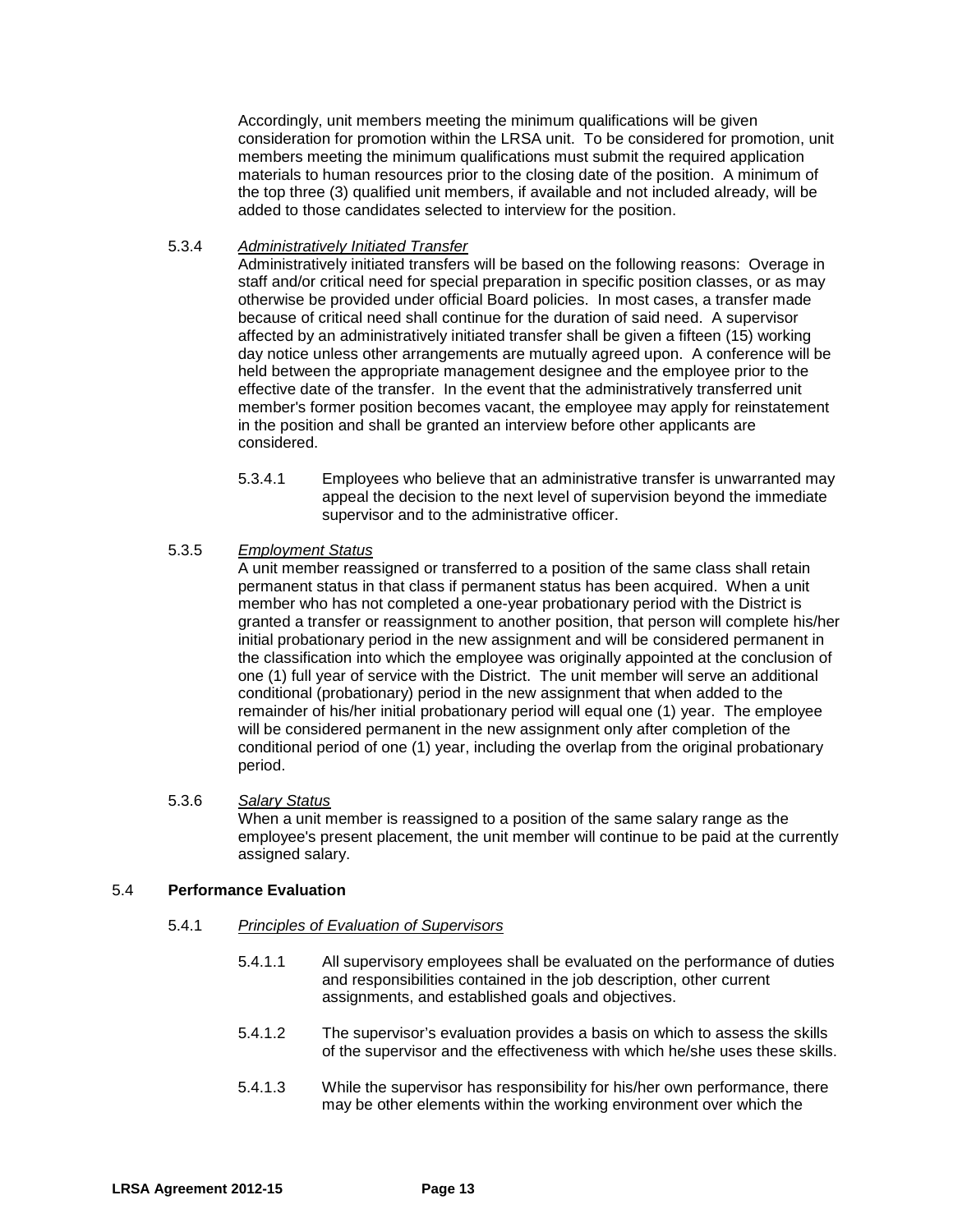Accordingly, unit members meeting the minimum qualifications will be given consideration for promotion within the LRSA unit. To be considered for promotion, unit members meeting the minimum qualifications must submit the required application materials to human resources prior to the closing date of the position. A minimum of the top three (3) qualified unit members, if available and not included already, will be added to those candidates selected to interview for the position.

5.3.4 *Administratively Initiated Transfer*

Administratively initiated transfers will be based on the following reasons: Overage in staff and/or critical need for special preparation in specific position classes, or as may otherwise be provided under official Board policies. In most cases, a transfer made because of critical need shall continue for the duration of said need. A supervisor affected by an administratively initiated transfer shall be given a fifteen (15) working day notice unless other arrangements are mutually agreed upon. A conference will be held between the appropriate management designee and the employee prior to the effective date of the transfer. In the event that the administratively transferred unit member's former position becomes vacant, the employee may apply for reinstatement in the position and shall be granted an interview before other applicants are considered.

5.3.4.1 Employees who believe that an administrative transfer is unwarranted may appeal the decision to the next level of supervision beyond the immediate supervisor and to the administrative officer.

5.3.5 *Employment Status*

A unit member reassigned or transferred to a position of the same class shall retain permanent status in that class if permanent status has been acquired. When a unit member who has not completed a one-year probationary period with the District is granted a transfer or reassignment to another position, that person will complete his/her initial probationary period in the new assignment and will be considered permanent in the classification into which the employee was originally appointed at the conclusion of one (1) full year of service with the District. The unit member will serve an additional conditional (probationary) period in the new assignment that when added to the remainder of his/her initial probationary period will equal one (1) year. The employee will be considered permanent in the new assignment only after completion of the conditional period of one (1) year, including the overlap from the original probationary period.

5.3.6 *Salary Status*

When a unit member is reassigned to a position of the same salary range as the employee's present placement, the unit member will continue to be paid at the currently assigned salary.

5.4 **Performance Evaluation**

5.4.1 *Principles of Evaluation of Supervisors*

5.4.1.1 All supervisory employees shall be evaluated on the performance of duties and responsibilities contained in the job description, other current assignments, and established goals and objectives.

5.4.1.2 The supervisor's evaluation provides a basis on which to assess the skills of the supervisor and the effectiveness with which he/she uses these skills.

5.4.1.3 While the supervisor has responsibility for his/her own performance, there may be other elements within the working environment over which the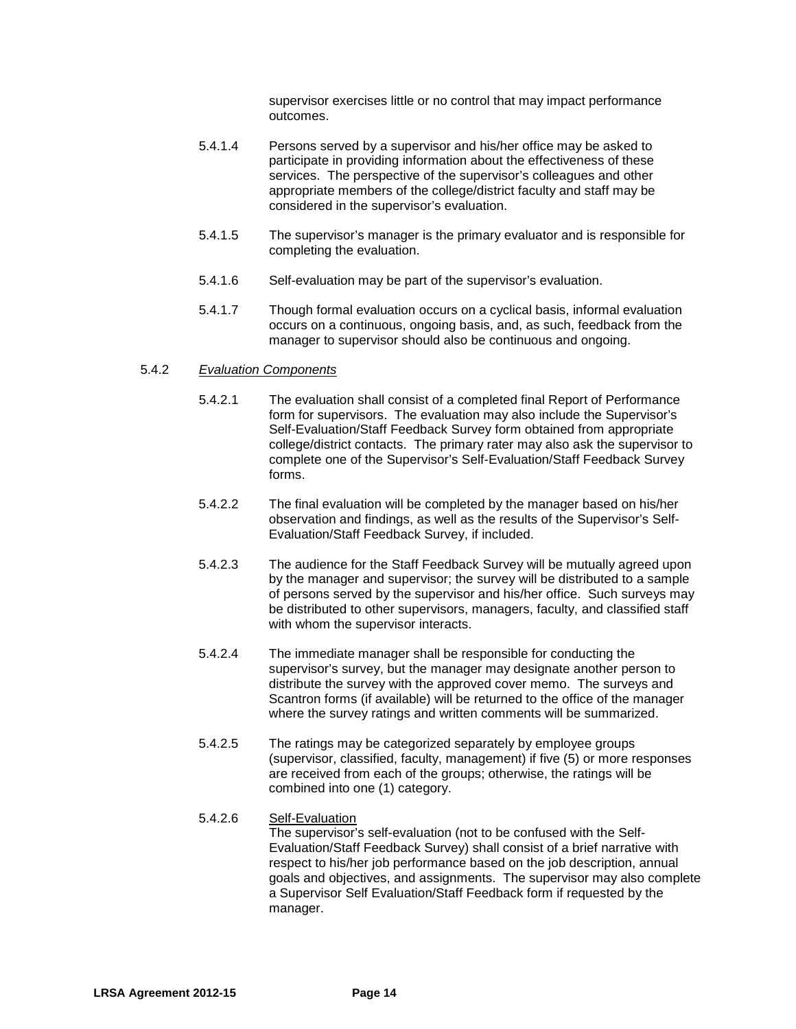supervisor exercises little or no control that may impact performance outcomes.

5.4.1.4 Persons served by a supervisor and his/her office may be asked to participate in providing information about the effectiveness of these services. The perspective of the supervisor's colleagues and other appropriate members of the college/district faculty and staff may be considered in the supervisor's evaluation.

5.4.1.5 The supervisor's manager is the primary evaluator and is responsible for completing the evaluation.

5.4.1.6 Self-evaluation may be part of the supervisor's evaluation.

5.4.1.7 Though formal evaluation occurs on a cyclical basis, informal evaluation occurs on a continuous, ongoing basis, and, as such, feedback from the manager to supervisor should also be continuous and ongoing.

5.4.2 *Evaluation Components*

5.4.2.1 The evaluation shall consist of a completed final Report of Performance form for supervisors. The evaluation may also include the Supervisor's Self-Evaluation/Staff Feedback Survey form obtained from appropriate college/district contacts. The primary rater may also ask the supervisor to complete one of the Supervisor's Self-Evaluation/Staff Feedback Survey forms.

5.4.2.2 The final evaluation will be completed by the manager based on his/her observation and findings, as well as the results of the Supervisor's Self-Evaluation/Staff Feedback Survey, if included.

5.4.2.3 The audience for the Staff Feedback Survey will be mutually agreed upon by the manager and supervisor; the survey will be distributed to a sample of persons served by the supervisor and his/her office. Such surveys may be distributed to other supervisors, managers, faculty, and classified staff with whom the supervisor interacts.

5.4.2.4 The immediate manager shall be responsible for conducting the supervisor's survey, but the manager may designate another person to distribute the survey with the approved cover memo. The surveys and Scantron forms (if available) will be returned to the office of the manager where the survey ratings and written comments will be summarized.

5.4.2.5 The ratings may be categorized separately by employee groups (supervisor, classified, faculty, management) if five (5) or more responses are received from each of the groups; otherwise, the ratings will be combined into one (1) category.

5.4.2.6 Self-Evaluation

The supervisor's self-evaluation (not to be confused with the Self-Evaluation/Staff Feedback Survey) shall consist of a brief narrative with respect to his/her job performance based on the job description, annual goals and objectives, and assignments. The supervisor may also complete a Supervisor Self Evaluation/Staff Feedback form if requested by the manager.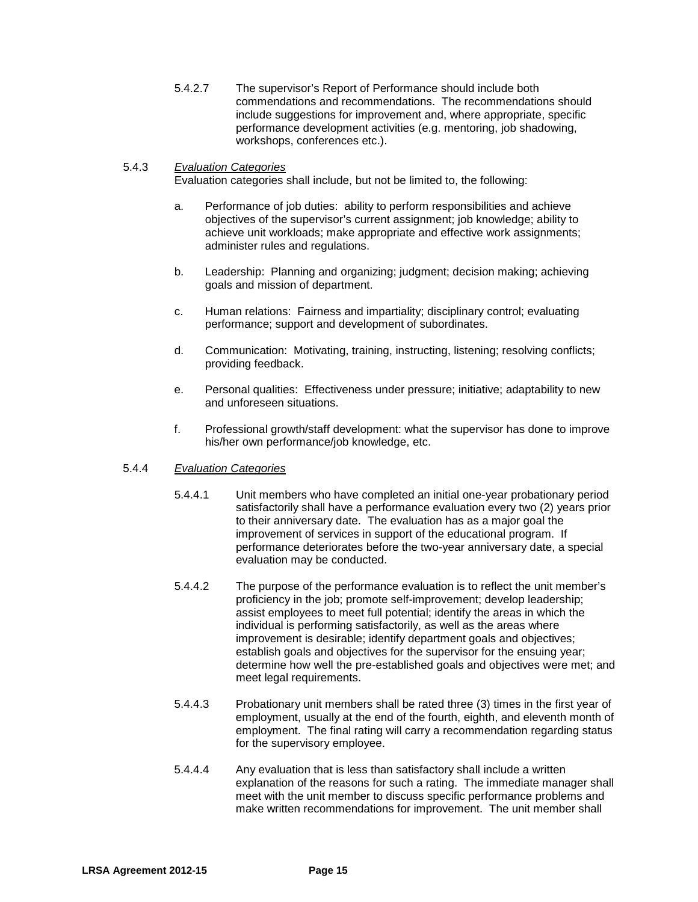5.4.2.7 The supervisor's Report of Performance should include both commendations and recommendations. The recommendations should include suggestions for improvement and, where appropriate, specific performance development activities (e.g. mentoring, job shadowing, workshops, conferences etc.).

5.4.3 *Evaluation Categories*

Evaluation categories shall include, but not be limited to, the following:

a. Performance of job duties: ability to perform responsibilities and achieve objectives of the supervisor's current assignment; job knowledge; ability to achieve unit workloads; make appropriate and effective work assignments; administer rules and regulations.

b. Leadership: Planning and organizing; judgment; decision making; achieving goals and mission of department.

c. Human relations: Fairness and impartiality; disciplinary control; evaluating performance; support and development of subordinates.

d. Communication: Motivating, training, instructing, listening; resolving conflicts; providing feedback.

e. Personal qualities: Effectiveness under pressure; initiative; adaptability to new and unforeseen situations.

f. Professional growth/staff development: what the supervisor has done to improve his/her own performance/job knowledge, etc.

5.4.4 *Evaluation Categories*

5.4.4.1 Unit members who have completed an initial one-year probationary period satisfactorily shall have a performance evaluation every two (2) years prior to their anniversary date. The evaluation has as a major goal the improvement of services in support of the educational program. If performance deteriorates before the two-year anniversary date, a special evaluation may be conducted.

5.4.4.2 The purpose of the performance evaluation is to reflect the unit member's proficiency in the job; promote self-improvement; develop leadership; assist employees to meet full potential; identify the areas in which the individual is performing satisfactorily, as well as the areas where improvement is desirable; identify department goals and objectives; establish goals and objectives for the supervisor for the ensuing year; determine how well the pre-established goals and objectives were met; and meet legal requirements.

5.4.4.3 Probationary unit members shall be rated three (3) times in the first year of employment, usually at the end of the fourth, eighth, and eleventh month of employment. The final rating will carry a recommendation regarding status for the supervisory employee.

5.4.4.4 Any evaluation that is less than satisfactory shall include a written explanation of the reasons for such a rating. The immediate manager shall meet with the unit member to discuss specific performance problems and make written recommendations for improvement. The unit member shall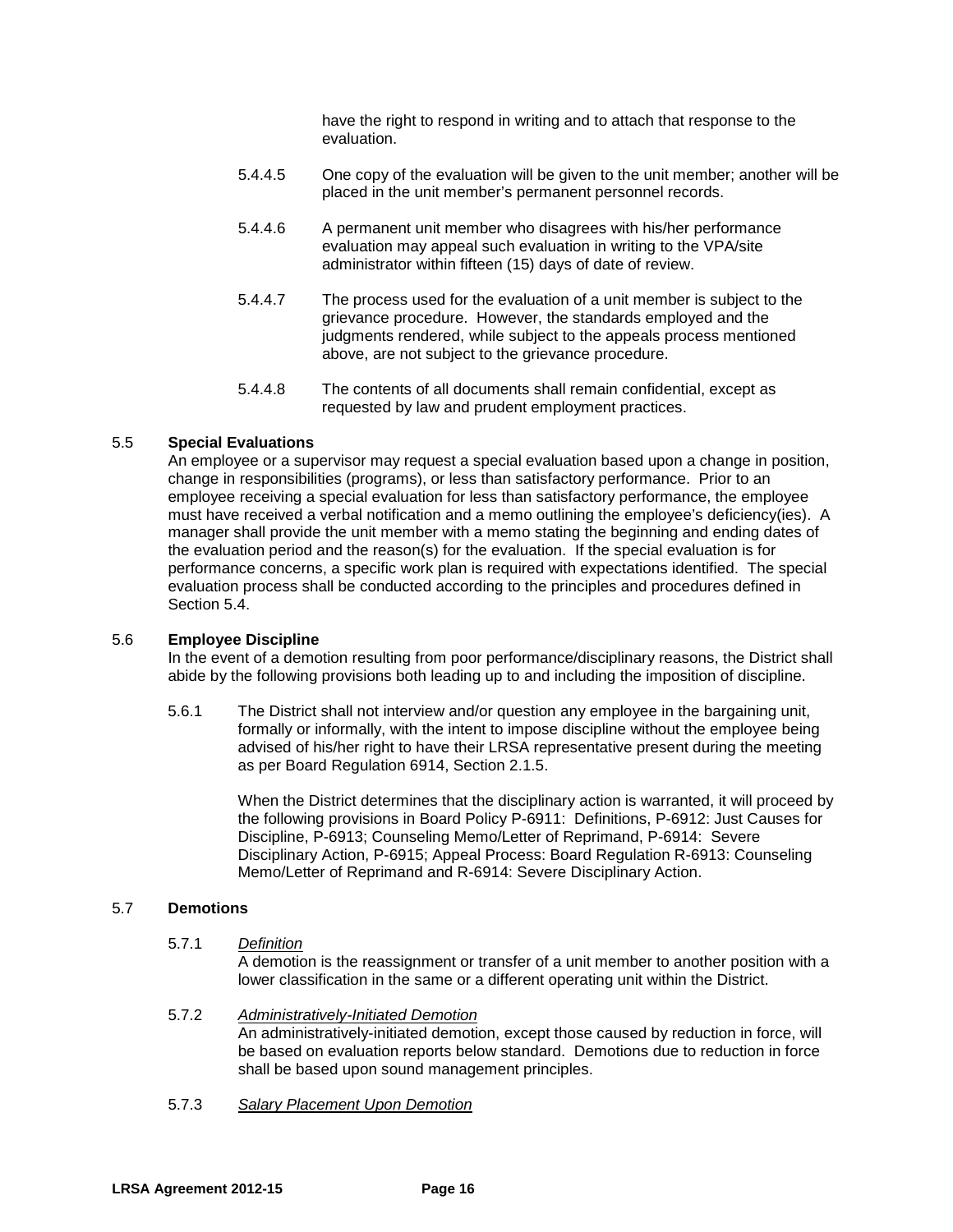have the right to respond in writing and to attach that response to the evaluation.

5.4.4.5 One copy of the evaluation will be given to the unit member; another will be placed in the unit member's permanent personnel records.

5.4.4.6 A permanent unit member who disagrees with his/her performance evaluation may appeal such evaluation in writing to the VPA/site administrator within fifteen (15) days of date of review.

5.4.4.7 The process used for the evaluation of a unit member is subject to the grievance procedure. However, the standards employed and the judgments rendered, while subject to the appeals process mentioned above, are not subject to the grievance procedure.

5.4.4.8 The contents of all documents shall remain confidential, except as requested by law and prudent employment practices.

## 5.5 Special Evaluations

An employee or a supervisor may request a special evaluation based upon a change in position, change in responsibilities (programs), or less than satisfactory performance. Prior to an employee receiving a special evaluation for less than satisfactory performance, the employee must have received a verbal notification and a memo outlining the employee's deficiency(ies). A manager shall provide the unit member with a memo stating the beginning and ending dates of the evaluation period and the reason(s) for the evaluation. If the special evaluation is for performance concerns, a specific work plan is required with expectations identified. The special evaluation process shall be conducted according to the principles and procedures defined in Section 5.4.

## 5.6 Employee Discipline

In the event of a demotion resulting from poor performance/disciplinary reasons, the District shall abide by the following provisions both leading up to and including the imposition of discipline.

5.6.1 The District shall not interview and/or question any employee in the bargaining unit, formally or informally, with the intent to impose discipline without the employee being advised of his/her right to have their LRSA representative present during the meeting as per Board Regulation 6914, Section 2.1.5.

When the District determines that the disciplinary action is warranted, it will proceed by the following provisions in Board Policy P-6911: Definitions, P-6912: Just Causes for Discipline, P-6913; Counseling Memo/Letter of Reprimand, P-6914: Severe Disciplinary Action, P-6915; Appeal Process: Board Regulation R-6913: Counseling Memo/Letter of Reprimand and R-6914: Severe Disciplinary Action.

## 5.7 Demotions

5.7.1 *Definition*

A demotion is the reassignment or transfer of a unit member to another position with a lower classification in the same or a different operating unit within the District.

5.7.2 *Administratively-Initiated Demotion*

An administratively-initiated demotion, except those caused by reduction in force, will be based on evaluation reports below standard. Demotions due to reduction in force shall be based upon sound management principles.

5.7.3 *Salary Placement Upon Demotion*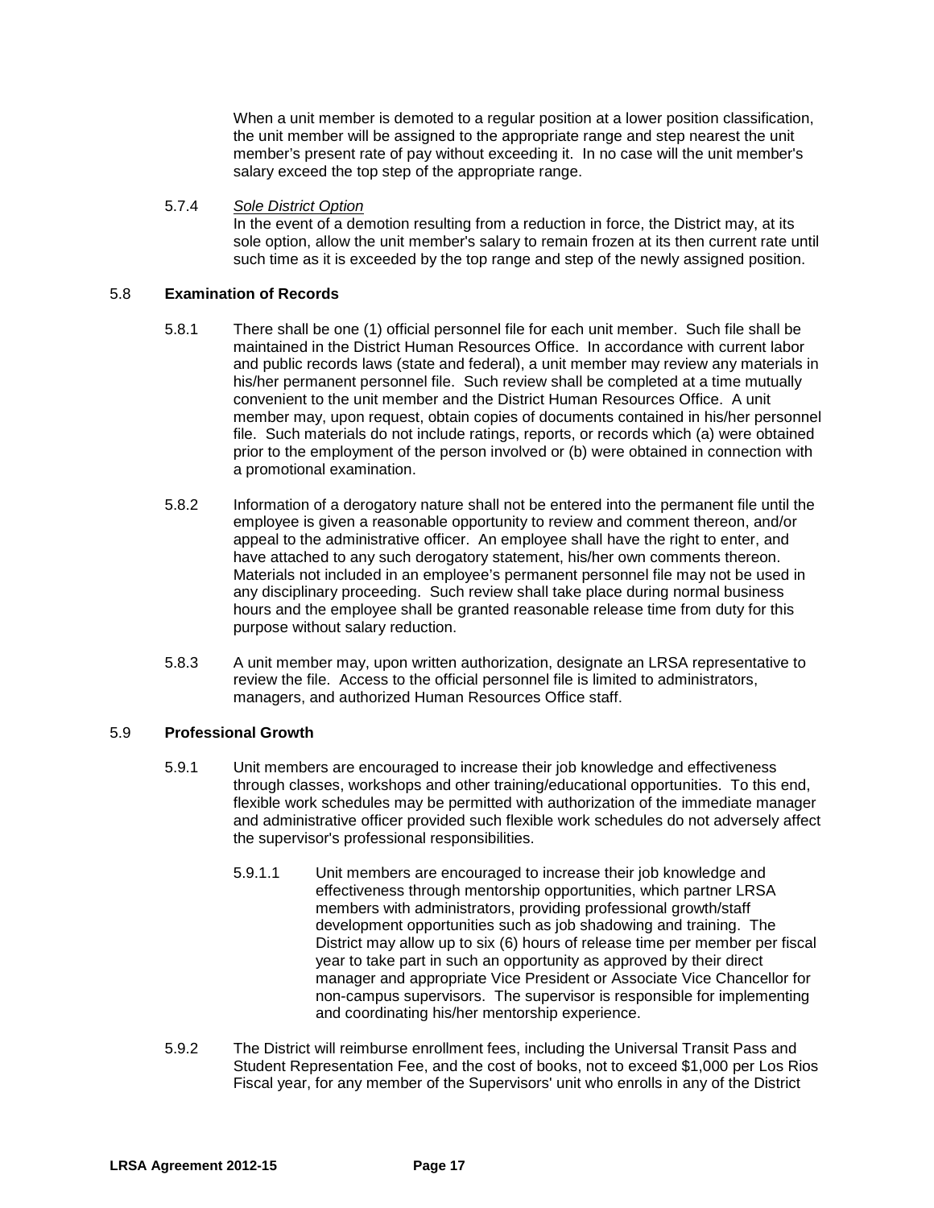When a unit member is demoted to a regular position at a lower position classification, the unit member will be assigned to the appropriate range and step nearest the unit member's present rate of pay without exceeding it. In no case will the unit member's salary exceed the top step of the appropriate range.

5.7.4 *Sole District Option*
In the event of a demotion resulting from a reduction in force, the District may, at its sole option, allow the unit member's salary to remain frozen at its then current rate until such time as it is exceeded by the top range and step of the newly assigned position.

## 5.8 Examination of Records

5.8.1 There shall be one (1) official personnel file for each unit member. Such file shall be maintained in the District Human Resources Office. In accordance with current labor and public records laws (state and federal), a unit member may review any materials in his/her permanent personnel file. Such review shall be completed at a time mutually convenient to the unit member and the District Human Resources Office. A unit member may, upon request, obtain copies of documents contained in his/her personnel file. Such materials do not include ratings, reports, or records which (a) were obtained prior to the employment of the person involved or (b) were obtained in connection with a promotional examination.

5.8.2 Information of a derogatory nature shall not be entered into the permanent file until the employee is given a reasonable opportunity to review and comment thereon, and/or appeal to the administrative officer. An employee shall have the right to enter, and have attached to any such derogatory statement, his/her own comments thereon. Materials not included in an employee's permanent personnel file may not be used in any disciplinary proceeding. Such review shall take place during normal business hours and the employee shall be granted reasonable release time from duty for this purpose without salary reduction.

5.8.3 A unit member may, upon written authorization, designate an LRSA representative to review the file. Access to the official personnel file is limited to administrators, managers, and authorized Human Resources Office staff.

## 5.9 Professional Growth

5.9.1 Unit members are encouraged to increase their job knowledge and effectiveness through classes, workshops and other training/educational opportunities. To this end, flexible work schedules may be permitted with authorization of the immediate manager and administrative officer provided such flexible work schedules do not adversely affect the supervisor's professional responsibilities.

5.9.1.1 Unit members are encouraged to increase their job knowledge and effectiveness through mentorship opportunities, which partner LRSA members with administrators, providing professional growth/staff development opportunities such as job shadowing and training. The District may allow up to six (6) hours of release time per member per fiscal year to take part in such an opportunity as approved by their direct manager and appropriate Vice President or Associate Vice Chancellor for non-campus supervisors. The supervisor is responsible for implementing and coordinating his/her mentorship experience.

5.9.2 The District will reimburse enrollment fees, including the Universal Transit Pass and Student Representation Fee, and the cost of books, not to exceed $1,000 per Los Rios Fiscal year, for any member of the Supervisors' unit who enrolls in any of the District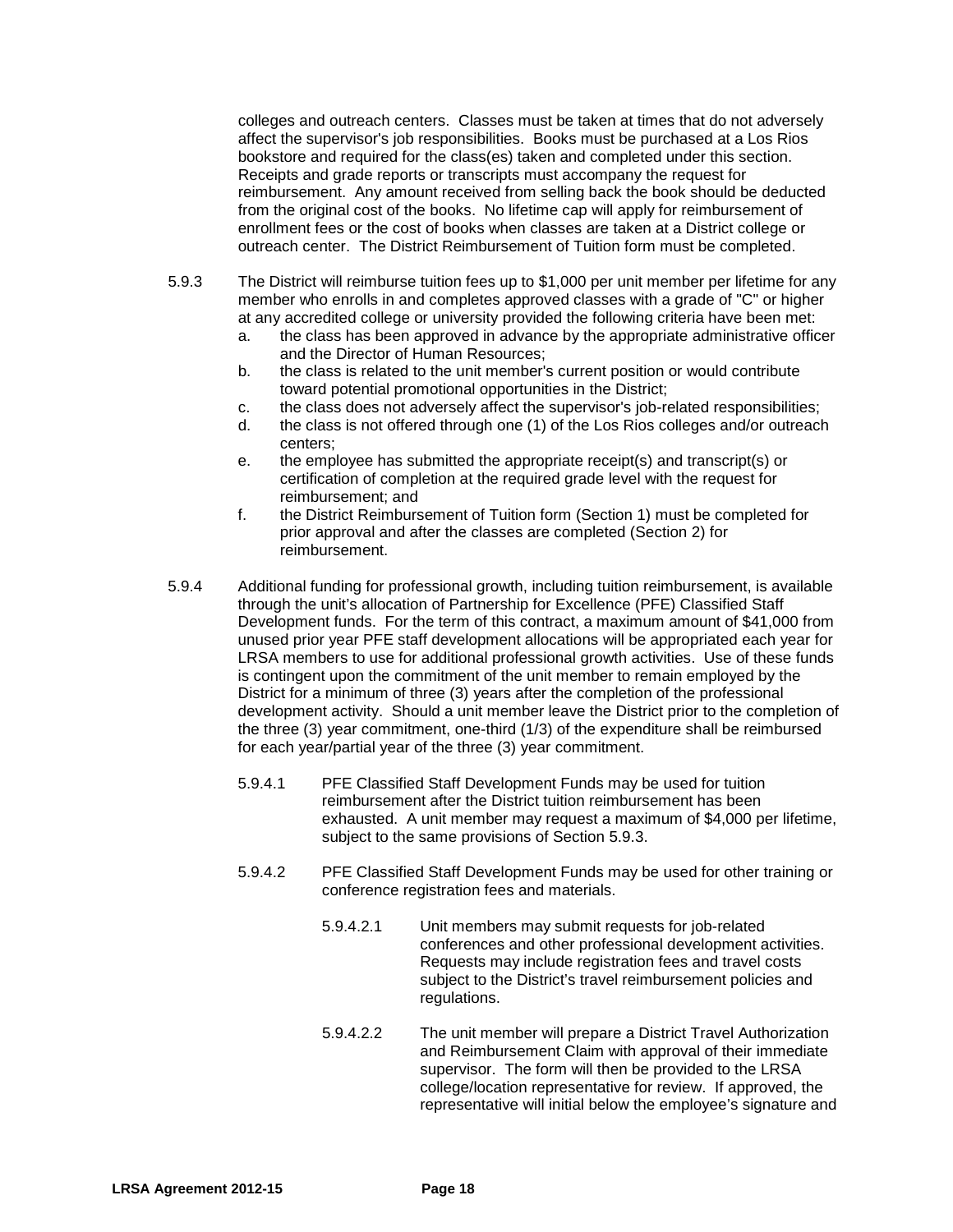colleges and outreach centers. Classes must be taken at times that do not adversely affect the supervisor's job responsibilities. Books must be purchased at a Los Rios bookstore and required for the class(es) taken and completed under this section. Receipts and grade reports or transcripts must accompany the request for reimbursement. Any amount received from selling back the book should be deducted from the original cost of the books. No lifetime cap will apply for reimbursement of enrollment fees or the cost of books when classes are taken at a District college or outreach center. The District Reimbursement of Tuition form must be completed.

5.9.3 The District will reimburse tuition fees up to $1,000 per unit member per lifetime for any member who enrolls in and completes approved classes with a grade of "C" or higher at any accredited college or university provided the following criteria have been met:

a. the class has been approved in advance by the appropriate administrative officer and the Director of Human Resources;
b. the class is related to the unit member's current position or would contribute toward potential promotional opportunities in the District;
c. the class does not adversely affect the supervisor's job-related responsibilities;
d. the class is not offered through one (1) of the Los Rios colleges and/or outreach centers;
e. the employee has submitted the appropriate receipt(s) and transcript(s) or certification of completion at the required grade level with the request for reimbursement; and
f. the District Reimbursement of Tuition form (Section 1) must be completed for prior approval and after the classes are completed (Section 2) for reimbursement.

5.9.4 Additional funding for professional growth, including tuition reimbursement, is available through the unit's allocation of Partnership for Excellence (PFE) Classified Staff Development funds. For the term of this contract, a maximum amount of $41,000 from unused prior year PFE staff development allocations will be appropriated each year for LRSA members to use for additional professional growth activities. Use of these funds is contingent upon the commitment of the unit member to remain employed by the District for a minimum of three (3) years after the completion of the professional development activity. Should a unit member leave the District prior to the completion of the three (3) year commitment, one-third (1/3) of the expenditure shall be reimbursed for each year/partial year of the three (3) year commitment.

5.9.4.1 PFE Classified Staff Development Funds may be used for tuition reimbursement after the District tuition reimbursement has been exhausted. A unit member may request a maximum of $4,000 per lifetime, subject to the same provisions of Section 5.9.3.

5.9.4.2 PFE Classified Staff Development Funds may be used for other training or conference registration fees and materials.

5.9.4.2.1 Unit members may submit requests for job-related conferences and other professional development activities. Requests may include registration fees and travel costs subject to the District's travel reimbursement policies and regulations.

5.9.4.2.2 The unit member will prepare a District Travel Authorization and Reimbursement Claim with approval of their immediate supervisor. The form will then be provided to the LRSA college/location representative for review. If approved, the representative will initial below the employee's signature and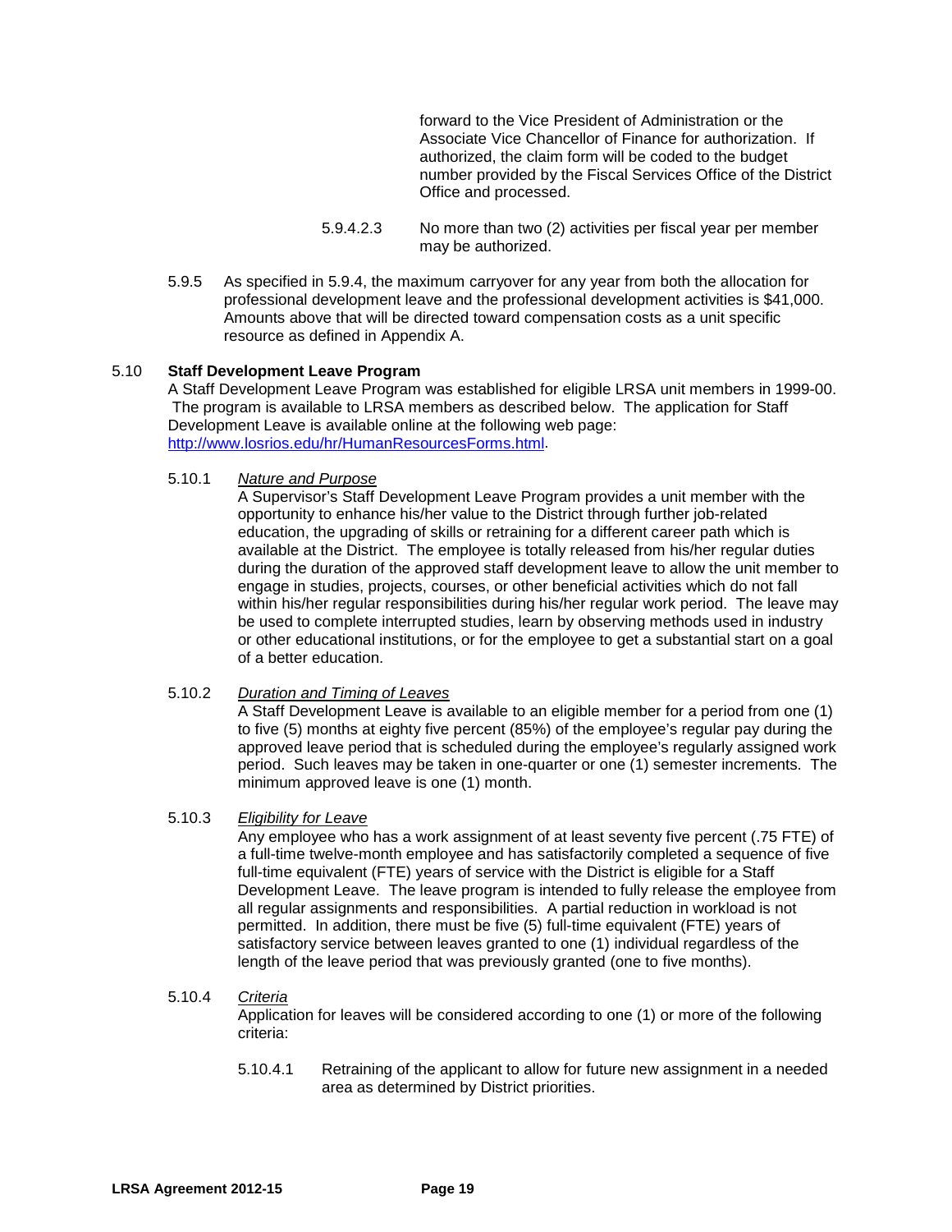forward to the Vice President of Administration or the Associate Vice Chancellor of Finance for authorization. If authorized, the claim form will be coded to the budget number provided by the Fiscal Services Office of the District Office and processed.

5.9.4.2.3 No more than two (2) activities per fiscal year per member may be authorized.

5.9.5 As specified in 5.9.4, the maximum carryover for any year from both the allocation for professional development leave and the professional development activities is $41,000. Amounts above that will be directed toward compensation costs as a unit specific resource as defined in Appendix A.

## 5.10 Staff Development Leave Program

A Staff Development Leave Program was established for eligible LRSA unit members in 1999-00. The program is available to LRSA members as described below. The application for Staff Development Leave is available online at the following web page: [http://www.losrios.edu/hr/HumanResourcesForms.html](http://www.losrios.edu/hr/HumanResourcesForms.html).

5.10.1 *Nature and Purpose*

A Supervisor's Staff Development Leave Program provides a unit member with the opportunity to enhance his/her value to the District through further job-related education, the upgrading of skills or retraining for a different career path which is available at the District. The employee is totally released from his/her regular duties during the duration of the approved staff development leave to allow the unit member to engage in studies, projects, courses, or other beneficial activities which do not fall within his/her regular responsibilities during his/her regular work period. The leave may be used to complete interrupted studies, learn by observing methods used in industry or other educational institutions, or for the employee to get a substantial start on a goal of a better education.

5.10.2 *Duration and Timing of Leaves*

A Staff Development Leave is available to an eligible member for a period from one (1) to five (5) months at eighty five percent (85%) of the employee's regular pay during the approved leave period that is scheduled during the employee's regularly assigned work period. Such leaves may be taken in one-quarter or one (1) semester increments. The minimum approved leave is one (1) month.

5.10.3 *Eligibility for Leave*

Any employee who has a work assignment of at least seventy five percent (.75 FTE) of a full-time twelve-month employee and has satisfactorily completed a sequence of five full-time equivalent (FTE) years of service with the District is eligible for a Staff Development Leave. The leave program is intended to fully release the employee from all regular assignments and responsibilities. A partial reduction in workload is not permitted. In addition, there must be five (5) full-time equivalent (FTE) years of satisfactory service between leaves granted to one (1) individual regardless of the length of the leave period that was previously granted (one to five months).

5.10.4 *Criteria*

Application for leaves will be considered according to one (1) or more of the following criteria:

5.10.4.1 Retraining of the applicant to allow for future new assignment in a needed area as determined by District priorities.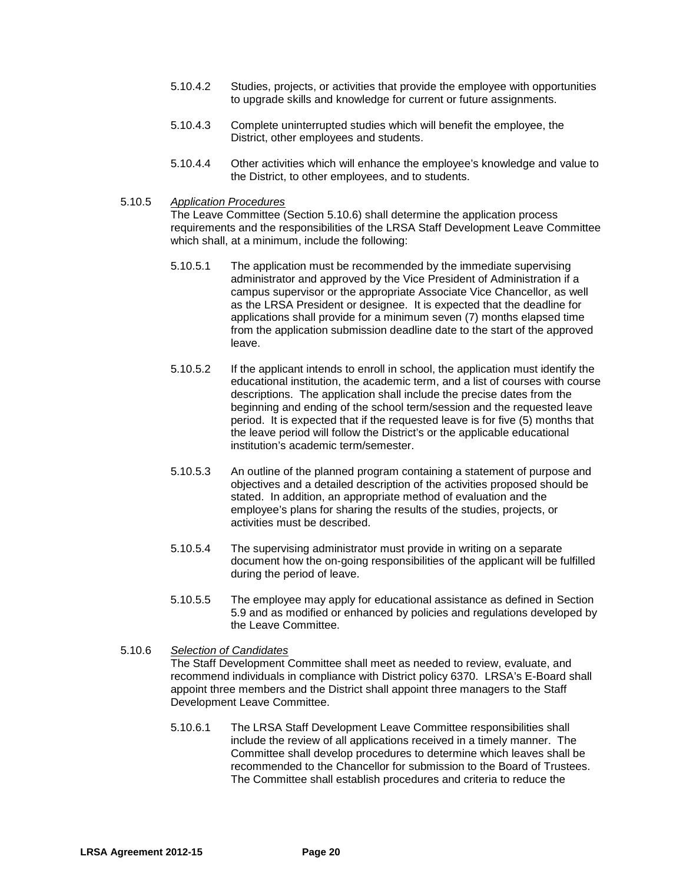5.10.4.2 Studies, projects, or activities that provide the employee with opportunities to upgrade skills and knowledge for current or future assignments.

5.10.4.3 Complete uninterrupted studies which will benefit the employee, the District, other employees and students.

5.10.4.4 Other activities which will enhance the employee's knowledge and value to the District, to other employees, and to students.

5.10.5 *Application Procedures*

The Leave Committee (Section 5.10.6) shall determine the application process requirements and the responsibilities of the LRSA Staff Development Leave Committee which shall, at a minimum, include the following:

5.10.5.1 The application must be recommended by the immediate supervising administrator and approved by the Vice President of Administration if a campus supervisor or the appropriate Associate Vice Chancellor, as well as the LRSA President or designee. It is expected that the deadline for applications shall provide for a minimum seven (7) months elapsed time from the application submission deadline date to the start of the approved leave.

5.10.5.2 If the applicant intends to enroll in school, the application must identify the educational institution, the academic term, and a list of courses with course descriptions. The application shall include the precise dates from the beginning and ending of the school term/session and the requested leave period. It is expected that if the requested leave is for five (5) months that the leave period will follow the District's or the applicable educational institution's academic term/semester.

5.10.5.3 An outline of the planned program containing a statement of purpose and objectives and a detailed description of the activities proposed should be stated. In addition, an appropriate method of evaluation and the employee's plans for sharing the results of the studies, projects, or activities must be described.

5.10.5.4 The supervising administrator must provide in writing on a separate document how the on-going responsibilities of the applicant will be fulfilled during the period of leave.

5.10.5.5 The employee may apply for educational assistance as defined in Section 5.9 and as modified or enhanced by policies and regulations developed by the Leave Committee.

5.10.6 *Selection of Candidates*

The Staff Development Committee shall meet as needed to review, evaluate, and recommend individuals in compliance with District policy 6370. LRSA's E-Board shall appoint three members and the District shall appoint three managers to the Staff Development Leave Committee.

5.10.6.1 The LRSA Staff Development Leave Committee responsibilities shall include the review of all applications received in a timely manner. The Committee shall develop procedures to determine which leaves shall be recommended to the Chancellor for submission to the Board of Trustees. The Committee shall establish procedures and criteria to reduce the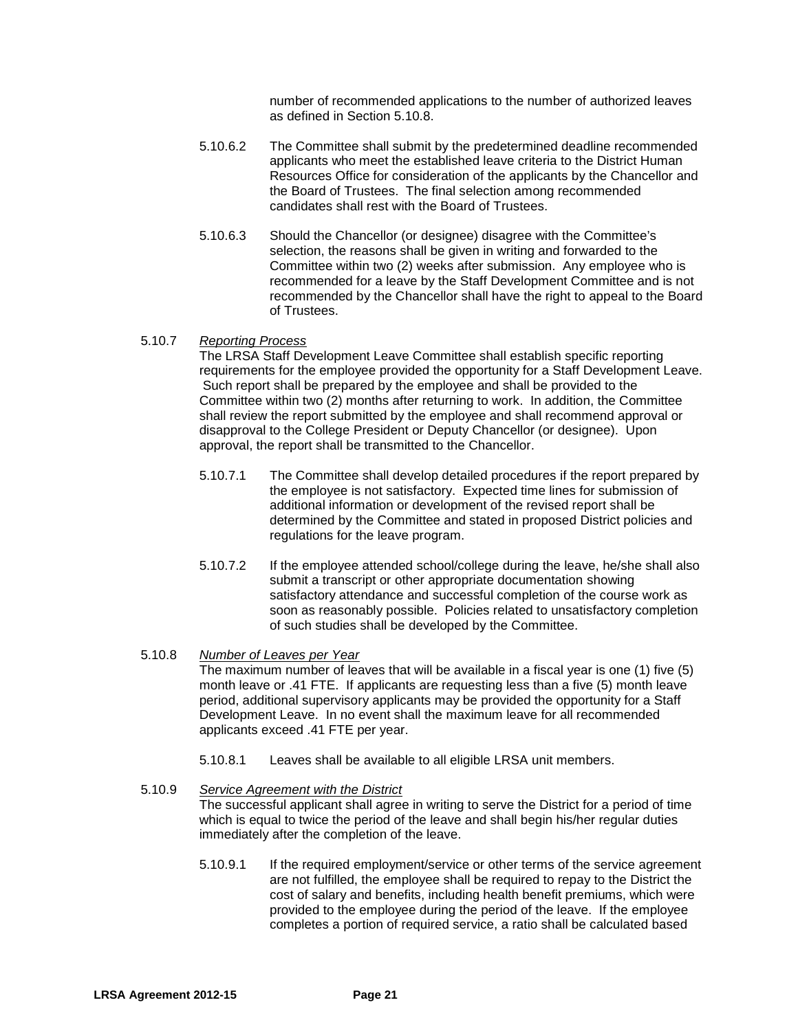number of recommended applications to the number of authorized leaves as defined in Section 5.10.8.

5.10.6.2 The Committee shall submit by the predetermined deadline recommended applicants who meet the established leave criteria to the District Human Resources Office for consideration of the applicants by the Chancellor and the Board of Trustees. The final selection among recommended candidates shall rest with the Board of Trustees.

5.10.6.3 Should the Chancellor (or designee) disagree with the Committee's selection, the reasons shall be given in writing and forwarded to the Committee within two (2) weeks after submission. Any employee who is recommended for a leave by the Staff Development Committee and is not recommended by the Chancellor shall have the right to appeal to the Board of Trustees.

5.10.7 *Reporting Process*

The LRSA Staff Development Leave Committee shall establish specific reporting requirements for the employee provided the opportunity for a Staff Development Leave. Such report shall be prepared by the employee and shall be provided to the Committee within two (2) months after returning to work. In addition, the Committee shall review the report submitted by the employee and shall recommend approval or disapproval to the College President or Deputy Chancellor (or designee). Upon approval, the report shall be transmitted to the Chancellor.

5.10.7.1 The Committee shall develop detailed procedures if the report prepared by the employee is not satisfactory. Expected time lines for submission of additional information or development of the revised report shall be determined by the Committee and stated in proposed District policies and regulations for the leave program.

5.10.7.2 If the employee attended school/college during the leave, he/she shall also submit a transcript or other appropriate documentation showing satisfactory attendance and successful completion of the course work as soon as reasonably possible. Policies related to unsatisfactory completion of such studies shall be developed by the Committee.

5.10.8 *Number of Leaves per Year*

The maximum number of leaves that will be available in a fiscal year is one (1) five (5) month leave or .41 FTE. If applicants are requesting less than a five (5) month leave period, additional supervisory applicants may be provided the opportunity for a Staff Development Leave. In no event shall the maximum leave for all recommended applicants exceed .41 FTE per year.

5.10.8.1 Leaves shall be available to all eligible LRSA unit members.

5.10.9 *Service Agreement with the District*

The successful applicant shall agree in writing to serve the District for a period of time which is equal to twice the period of the leave and shall begin his/her regular duties immediately after the completion of the leave.

5.10.9.1 If the required employment/service or other terms of the service agreement are not fulfilled, the employee shall be required to repay to the District the cost of salary and benefits, including health benefit premiums, which were provided to the employee during the period of the leave. If the employee completes a portion of required service, a ratio shall be calculated based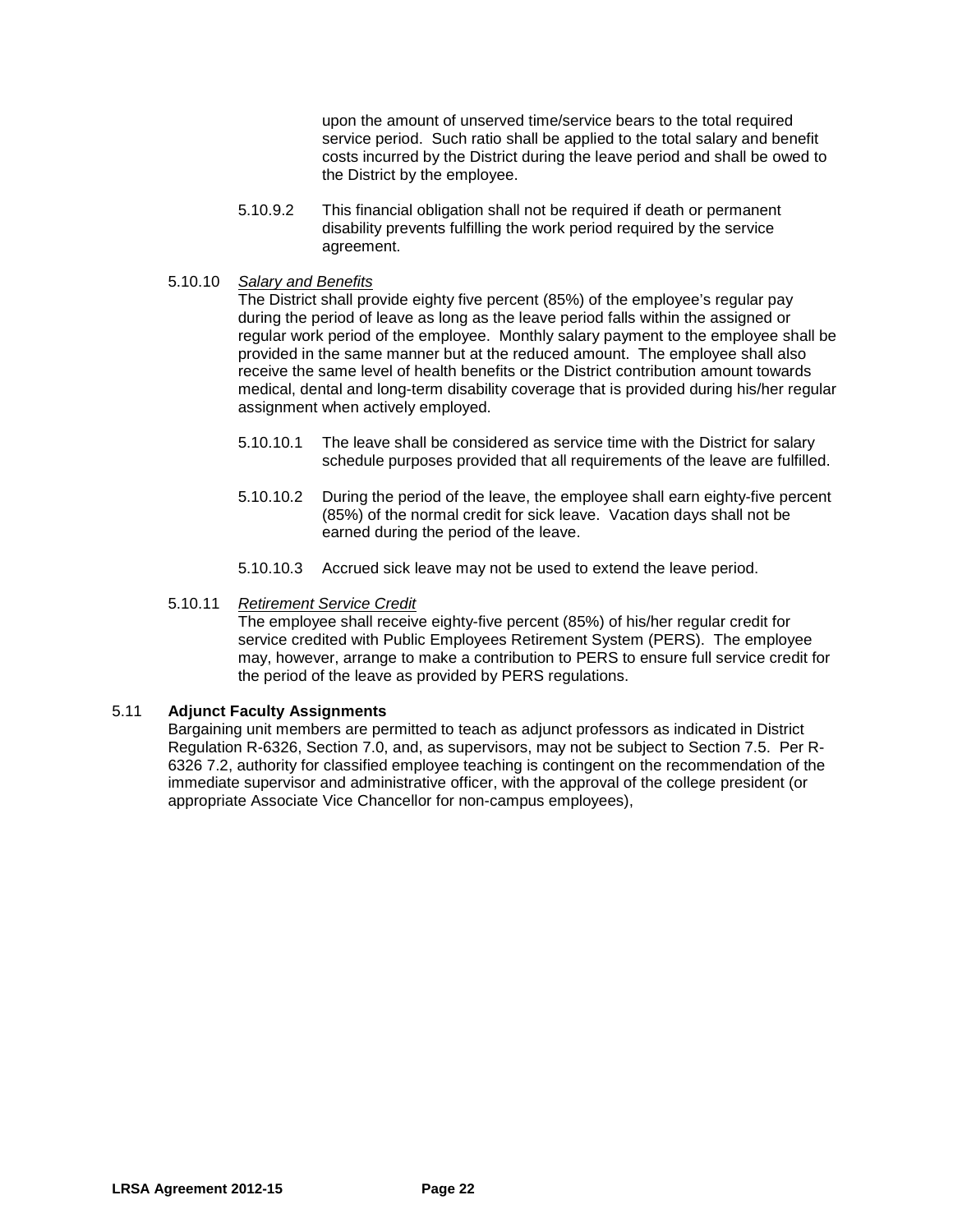upon the amount of unserved time/service bears to the total required service period. Such ratio shall be applied to the total salary and benefit costs incurred by the District during the leave period and shall be owed to the District by the employee.

5.10.9.2 This financial obligation shall not be required if death or permanent disability prevents fulfilling the work period required by the service agreement.

5.10.10 *Salary and Benefits*
The District shall provide eighty five percent (85%) of the employee's regular pay during the period of leave as long as the leave period falls within the assigned or regular work period of the employee. Monthly salary payment to the employee shall be provided in the same manner but at the reduced amount. The employee shall also receive the same level of health benefits or the District contribution amount towards medical, dental and long-term disability coverage that is provided during his/her regular assignment when actively employed.

5.10.10.1 The leave shall be considered as service time with the District for salary schedule purposes provided that all requirements of the leave are fulfilled.

5.10.10.2 During the period of the leave, the employee shall earn eighty-five percent (85%) of the normal credit for sick leave. Vacation days shall not be earned during the period of the leave.

5.10.10.3 Accrued sick leave may not be used to extend the leave period.

5.10.11 *Retirement Service Credit*
The employee shall receive eighty-five percent (85%) of his/her regular credit for service credited with Public Employees Retirement System (PERS). The employee may, however, arrange to make a contribution to PERS to ensure full service credit for the period of the leave as provided by PERS regulations.

5.11 **Adjunct Faculty Assignments**
Bargaining unit members are permitted to teach as adjunct professors as indicated in District Regulation R-6326, Section 7.0, and, as supervisors, may not be subject to Section 7.5. Per R-6326 7.2, authority for classified employee teaching is contingent on the recommendation of the immediate supervisor and administrative officer, with the approval of the college president (or appropriate Associate Vice Chancellor for non-campus employees),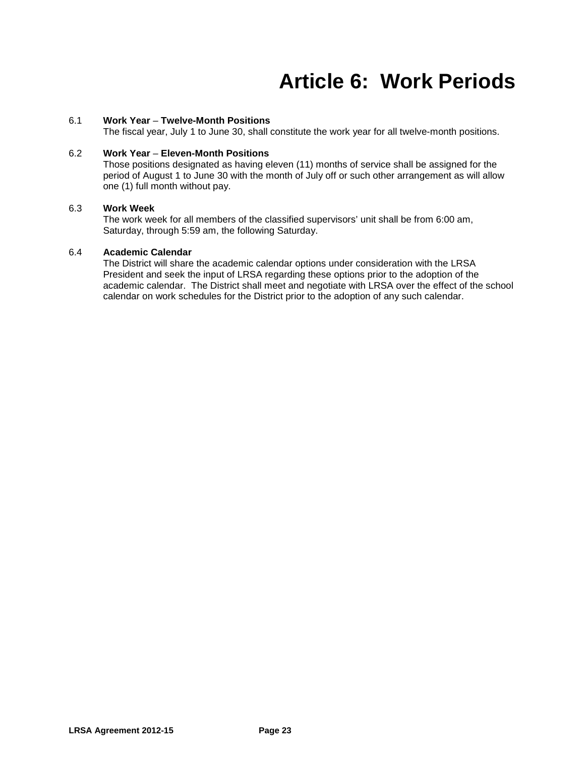# Article 6: Work Periods

6.1 **Work Year – Twelve-Month Positions**

The fiscal year, July 1 to June 30, shall constitute the work year for all twelve-month positions.

6.2 **Work Year – Eleven-Month Positions**

Those positions designated as having eleven (11) months of service shall be assigned for the period of August 1 to June 30 with the month of July off or such other arrangement as will allow one (1) full month without pay.

6.3 **Work Week**

The work week for all members of the classified supervisors' unit shall be from 6:00 am, Saturday, through 5:59 am, the following Saturday.

6.4 **Academic Calendar**

The District will share the academic calendar options under consideration with the LRSA President and seek the input of LRSA regarding these options prior to the adoption of the academic calendar. The District shall meet and negotiate with LRSA over the effect of the school calendar on work schedules for the District prior to the adoption of any such calendar.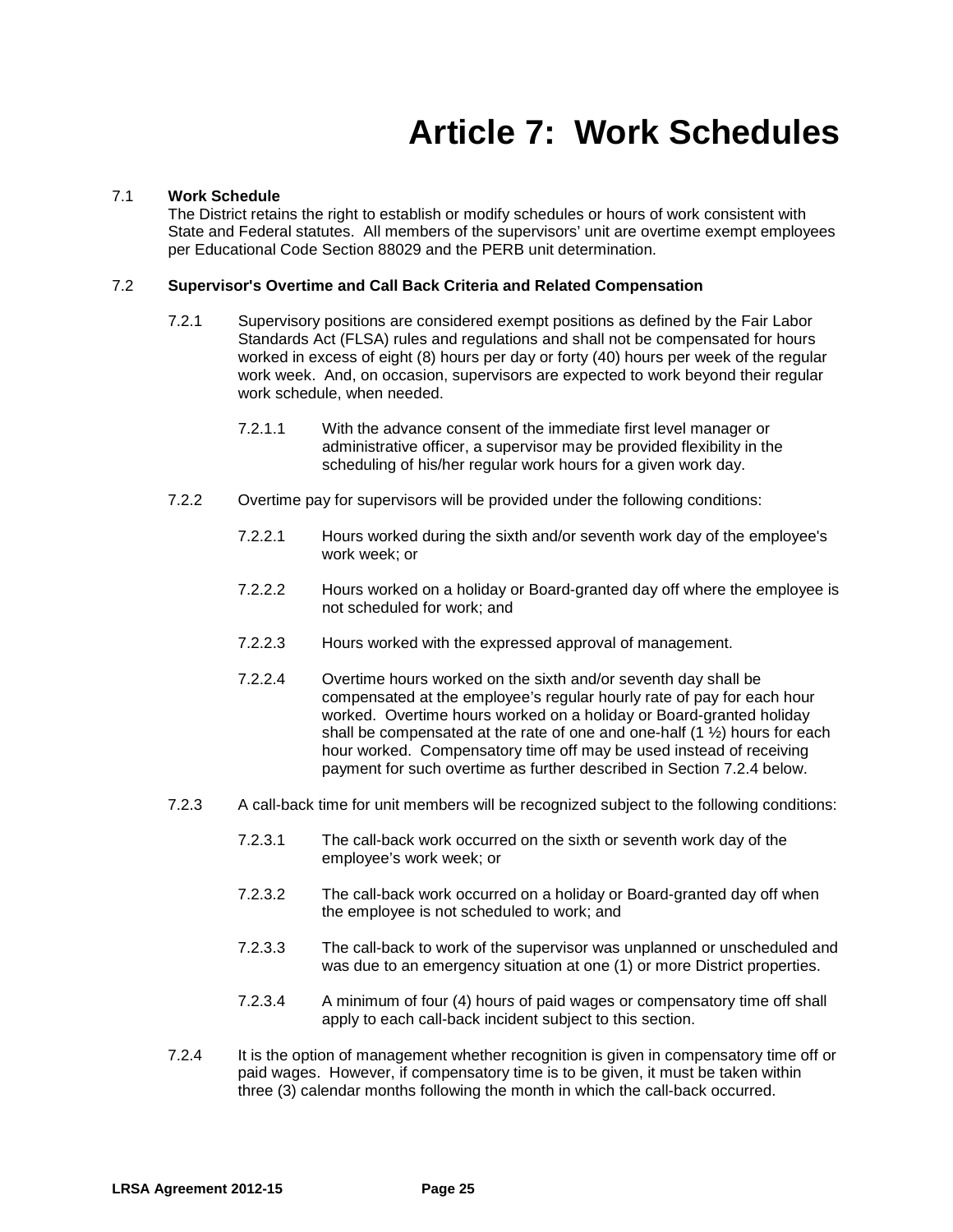# Article 7: Work Schedules

7.1 **Work Schedule**
The District retains the right to establish or modify schedules or hours of work consistent with State and Federal statutes. All members of the supervisors' unit are overtime exempt employees per Educational Code Section 88029 and the PERB unit determination.

7.2 **Supervisor's Overtime and Call Back Criteria and Related Compensation**

7.2.1 Supervisory positions are considered exempt positions as defined by the Fair Labor Standards Act (FLSA) rules and regulations and shall not be compensated for hours worked in excess of eight (8) hours per day or forty (40) hours per week of the regular work week. And, on occasion, supervisors are expected to work beyond their regular work schedule, when needed.

7.2.1.1 With the advance consent of the immediate first level manager or administrative officer, a supervisor may be provided flexibility in the scheduling of his/her regular work hours for a given work day.

7.2.2 Overtime pay for supervisors will be provided under the following conditions:

7.2.2.1 Hours worked during the sixth and/or seventh work day of the employee's work week; or

7.2.2.2 Hours worked on a holiday or Board-granted day off where the employee is not scheduled for work; and

7.2.2.3 Hours worked with the expressed approval of management.

7.2.2.4 Overtime hours worked on the sixth and/or seventh day shall be compensated at the employee's regular hourly rate of pay for each hour worked. Overtime hours worked on a holiday or Board-granted holiday shall be compensated at the rate of one and one-half (1 ½) hours for each hour worked. Compensatory time off may be used instead of receiving payment for such overtime as further described in Section 7.2.4 below.

7.2.3 A call-back time for unit members will be recognized subject to the following conditions:

7.2.3.1 The call-back work occurred on the sixth or seventh work day of the employee's work week; or

7.2.3.2 The call-back work occurred on a holiday or Board-granted day off when the employee is not scheduled to work; and

7.2.3.3 The call-back to work of the supervisor was unplanned or unscheduled and was due to an emergency situation at one (1) or more District properties.

7.2.3.4 A minimum of four (4) hours of paid wages or compensatory time off shall apply to each call-back incident subject to this section.

7.2.4 It is the option of management whether recognition is given in compensatory time off or paid wages. However, if compensatory time is to be given, it must be taken within three (3) calendar months following the month in which the call-back occurred.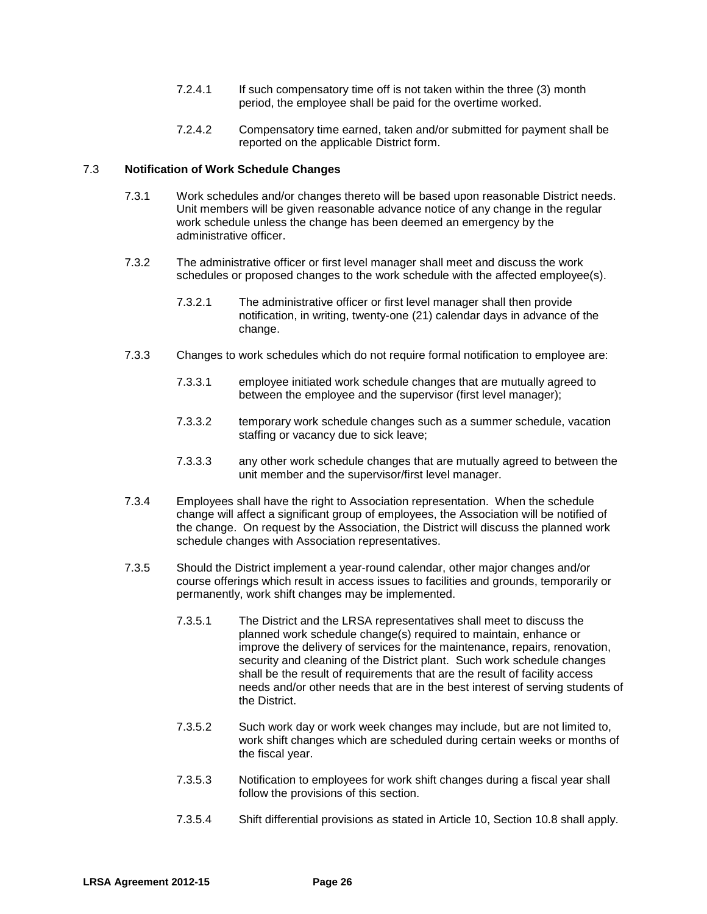7.2.4.1 If such compensatory time off is not taken within the three (3) month period, the employee shall be paid for the overtime worked.

7.2.4.2 Compensatory time earned, taken and/or submitted for payment shall be reported on the applicable District form.

## 7.3 Notification of Work Schedule Changes

7.3.1 Work schedules and/or changes thereto will be based upon reasonable District needs. Unit members will be given reasonable advance notice of any change in the regular work schedule unless the change has been deemed an emergency by the administrative officer.

7.3.2 The administrative officer or first level manager shall meet and discuss the work schedules or proposed changes to the work schedule with the affected employee(s).

7.3.2.1 The administrative officer or first level manager shall then provide notification, in writing, twenty-one (21) calendar days in advance of the change.

7.3.3 Changes to work schedules which do not require formal notification to employee are:

7.3.3.1 employee initiated work schedule changes that are mutually agreed to between the employee and the supervisor (first level manager);

7.3.3.2 temporary work schedule changes such as a summer schedule, vacation staffing or vacancy due to sick leave;

7.3.3.3 any other work schedule changes that are mutually agreed to between the unit member and the supervisor/first level manager.

7.3.4 Employees shall have the right to Association representation. When the schedule change will affect a significant group of employees, the Association will be notified of the change. On request by the Association, the District will discuss the planned work schedule changes with Association representatives.

7.3.5 Should the District implement a year-round calendar, other major changes and/or course offerings which result in access issues to facilities and grounds, temporarily or permanently, work shift changes may be implemented.

7.3.5.1 The District and the LRSA representatives shall meet to discuss the planned work schedule change(s) required to maintain, enhance or improve the delivery of services for the maintenance, repairs, renovation, security and cleaning of the District plant. Such work schedule changes shall be the result of requirements that are the result of facility access needs and/or other needs that are in the best interest of serving students of the District.

7.3.5.2 Such work day or work week changes may include, but are not limited to, work shift changes which are scheduled during certain weeks or months of the fiscal year.

7.3.5.3 Notification to employees for work shift changes during a fiscal year shall follow the provisions of this section.

7.3.5.4 Shift differential provisions as stated in Article 10, Section 10.8 shall apply.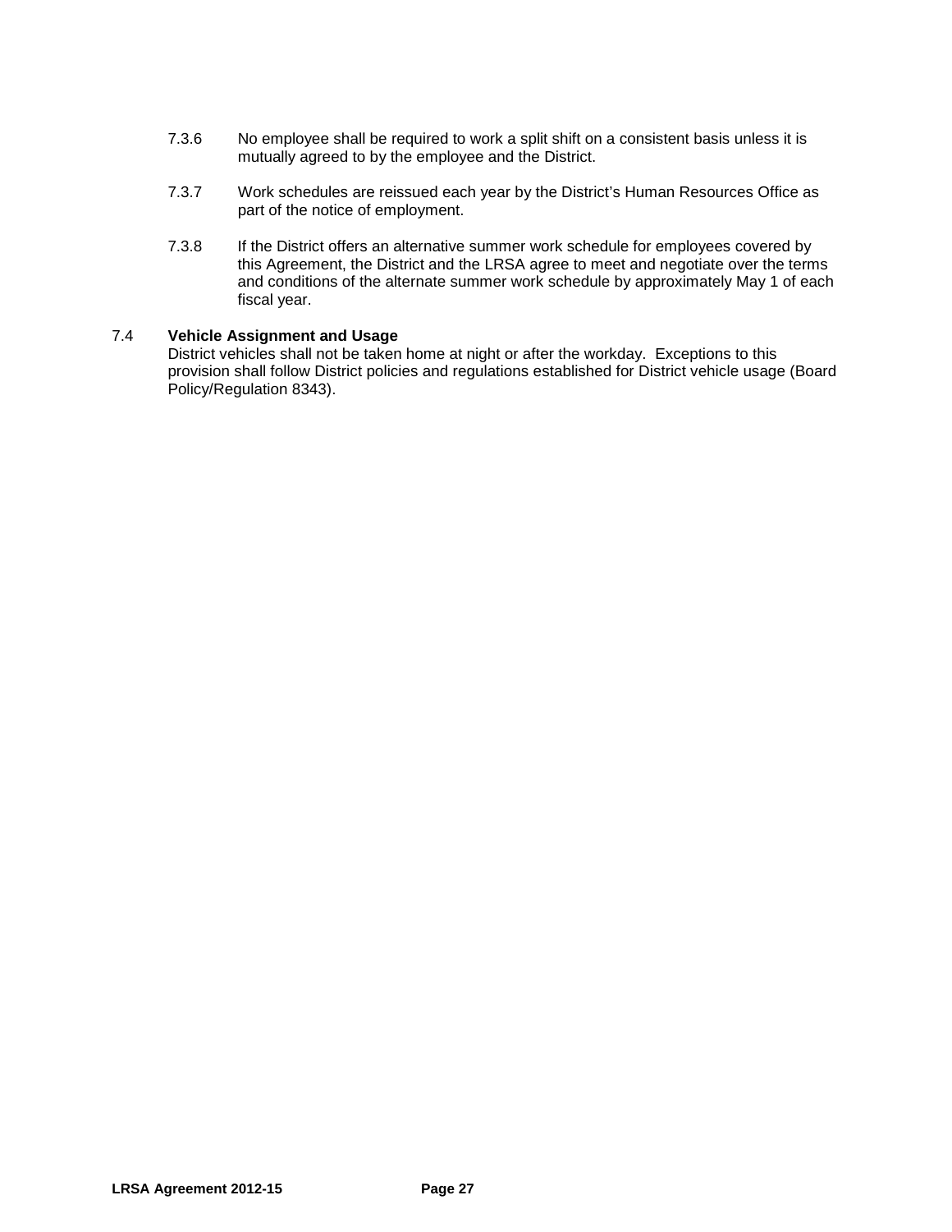7.3.6 No employee shall be required to work a split shift on a consistent basis unless it is mutually agreed to by the employee and the District.

7.3.7 Work schedules are reissued each year by the District's Human Resources Office as part of the notice of employment.

7.3.8 If the District offers an alternative summer work schedule for employees covered by this Agreement, the District and the LRSA agree to meet and negotiate over the terms and conditions of the alternate summer work schedule by approximately May 1 of each fiscal year.

7.4 **Vehicle Assignment and Usage**

District vehicles shall not be taken home at night or after the workday. Exceptions to this provision shall follow District policies and regulations established for District vehicle usage (Board Policy/Regulation 8343).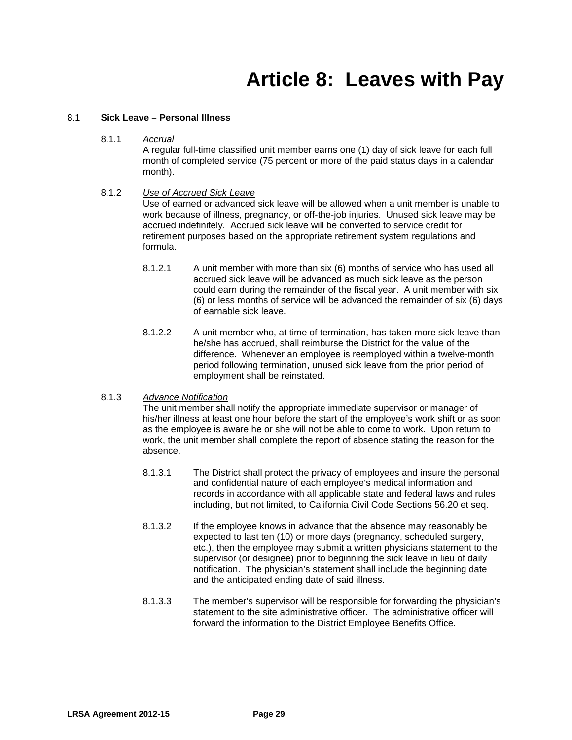# Article 8: Leaves with Pay

## 8.1 Sick Leave – Personal Illness

8.1.1 *Accrual*

A regular full-time classified unit member earns one (1) day of sick leave for each full month of completed service (75 percent or more of the paid status days in a calendar month).

8.1.2 *Use of Accrued Sick Leave*

Use of earned or advanced sick leave will be allowed when a unit member is unable to work because of illness, pregnancy, or off-the-job injuries. Unused sick leave may be accrued indefinitely. Accrued sick leave will be converted to service credit for retirement purposes based on the appropriate retirement system regulations and formula.

8.1.2.1 A unit member with more than six (6) months of service who has used all accrued sick leave will be advanced as much sick leave as the person could earn during the remainder of the fiscal year. A unit member with six (6) or less months of service will be advanced the remainder of six (6) days of earnable sick leave.

8.1.2.2 A unit member who, at time of termination, has taken more sick leave than he/she has accrued, shall reimburse the District for the value of the difference. Whenever an employee is reemployed within a twelve-month period following termination, unused sick leave from the prior period of employment shall be reinstated.

8.1.3 *Advance Notification*

The unit member shall notify the appropriate immediate supervisor or manager of his/her illness at least one hour before the start of the employee's work shift or as soon as the employee is aware he or she will not be able to come to work. Upon return to work, the unit member shall complete the report of absence stating the reason for the absence.

8.1.3.1 The District shall protect the privacy of employees and insure the personal and confidential nature of each employee's medical information and records in accordance with all applicable state and federal laws and rules including, but not limited, to California Civil Code Sections 56.20 et seq.

8.1.3.2 If the employee knows in advance that the absence may reasonably be expected to last ten (10) or more days (pregnancy, scheduled surgery, etc.), then the employee may submit a written physicians statement to the supervisor (or designee) prior to beginning the sick leave in lieu of daily notification. The physician's statement shall include the beginning date and the anticipated ending date of said illness.

8.1.3.3 The member's supervisor will be responsible for forwarding the physician's statement to the site administrative officer. The administrative officer will forward the information to the District Employee Benefits Office.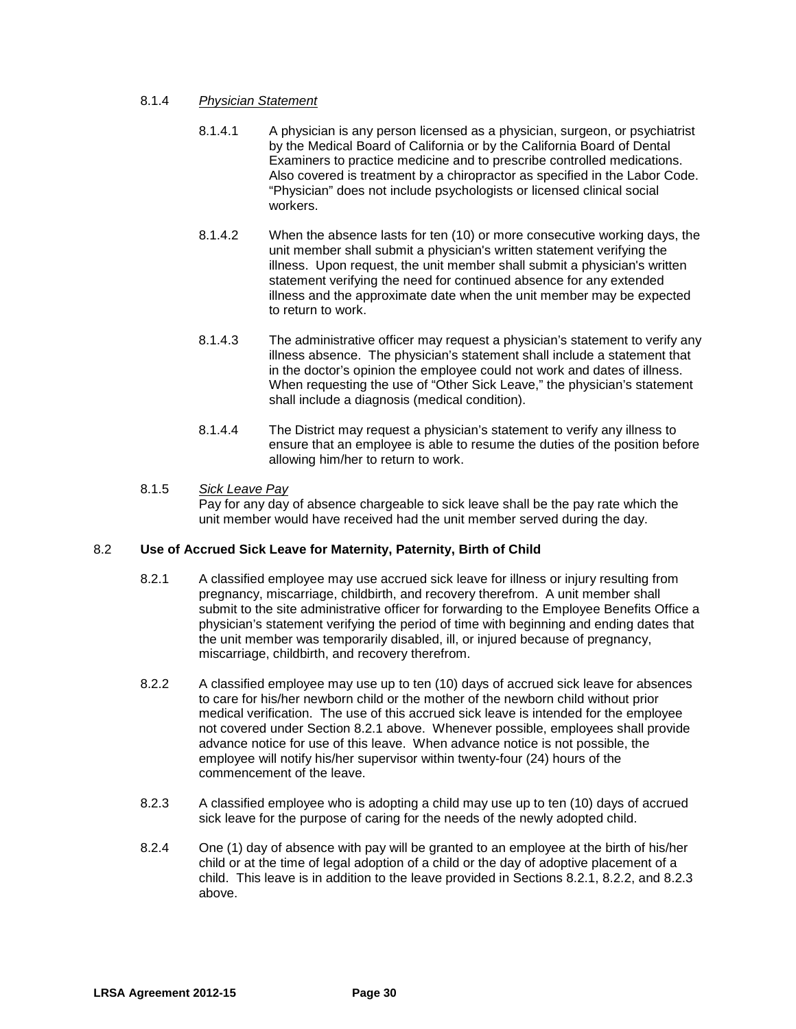8.1.4 *Physician Statement*

8.1.4.1 A physician is any person licensed as a physician, surgeon, or psychiatrist by the Medical Board of California or by the California Board of Dental Examiners to practice medicine and to prescribe controlled medications. Also covered is treatment by a chiropractor as specified in the Labor Code. "Physician" does not include psychologists or licensed clinical social workers.

8.1.4.2 When the absence lasts for ten (10) or more consecutive working days, the unit member shall submit a physician's written statement verifying the illness. Upon request, the unit member shall submit a physician's written statement verifying the need for continued absence for any extended illness and the approximate date when the unit member may be expected to return to work.

8.1.4.3 The administrative officer may request a physician's statement to verify any illness absence. The physician's statement shall include a statement that in the doctor's opinion the employee could not work and dates of illness. When requesting the use of "Other Sick Leave," the physician's statement shall include a diagnosis (medical condition).

8.1.4.4 The District may request a physician's statement to verify any illness to ensure that an employee is able to resume the duties of the position before allowing him/her to return to work.

8.1.5 *Sick Leave Pay*
Pay for any day of absence chargeable to sick leave shall be the pay rate which the unit member would have received had the unit member served during the day.

8.2 **Use of Accrued Sick Leave for Maternity, Paternity, Birth of Child**

8.2.1 A classified employee may use accrued sick leave for illness or injury resulting from pregnancy, miscarriage, childbirth, and recovery therefrom. A unit member shall submit to the site administrative officer for forwarding to the Employee Benefits Office a physician's statement verifying the period of time with beginning and ending dates that the unit member was temporarily disabled, ill, or injured because of pregnancy, miscarriage, childbirth, and recovery therefrom.

8.2.2 A classified employee may use up to ten (10) days of accrued sick leave for absences to care for his/her newborn child or the mother of the newborn child without prior medical verification. The use of this accrued sick leave is intended for the employee not covered under Section 8.2.1 above. Whenever possible, employees shall provide advance notice for use of this leave. When advance notice is not possible, the employee will notify his/her supervisor within twenty-four (24) hours of the commencement of the leave.

8.2.3 A classified employee who is adopting a child may use up to ten (10) days of accrued sick leave for the purpose of caring for the needs of the newly adopted child.

8.2.4 One (1) day of absence with pay will be granted to an employee at the birth of his/her child or at the time of legal adoption of a child or the day of adoptive placement of a child. This leave is in addition to the leave provided in Sections 8.2.1, 8.2.2, and 8.2.3 above.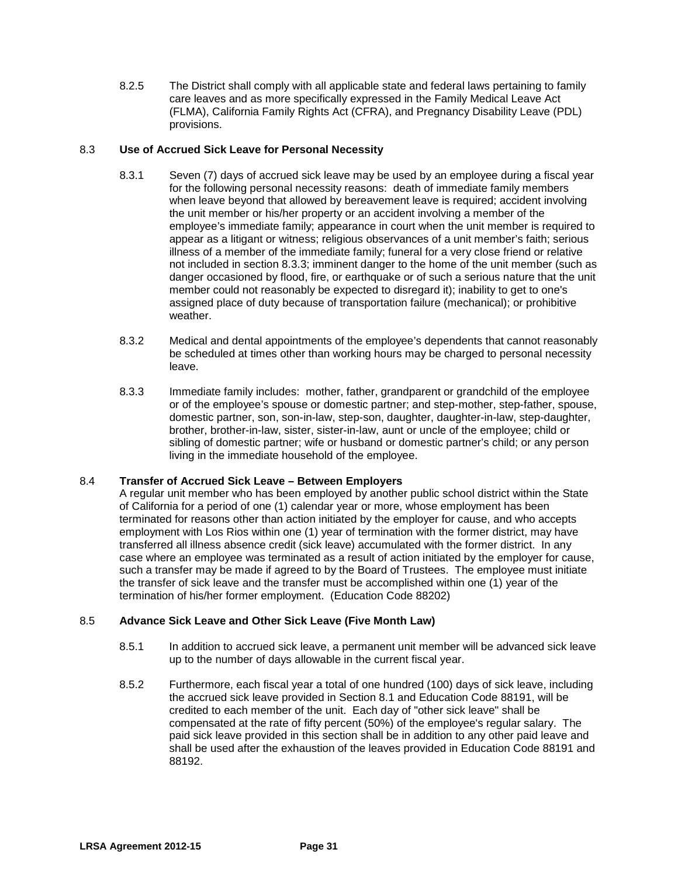8.2.5 The District shall comply with all applicable state and federal laws pertaining to family care leaves and as more specifically expressed in the Family Medical Leave Act (FLMA), California Family Rights Act (CFRA), and Pregnancy Disability Leave (PDL) provisions.

## 8.3 **Use of Accrued Sick Leave for Personal Necessity**

8.3.1 Seven (7) days of accrued sick leave may be used by an employee during a fiscal year for the following personal necessity reasons: death of immediate family members when leave beyond that allowed by bereavement leave is required; accident involving the unit member or his/her property or an accident involving a member of the employee's immediate family; appearance in court when the unit member is required to appear as a litigant or witness; religious observances of a unit member's faith; serious illness of a member of the immediate family; funeral for a very close friend or relative not included in section 8.3.3; imminent danger to the home of the unit member (such as danger occasioned by flood, fire, or earthquake or of such a serious nature that the unit member could not reasonably be expected to disregard it); inability to get to one's assigned place of duty because of transportation failure (mechanical); or prohibitive weather.

8.3.2 Medical and dental appointments of the employee's dependents that cannot reasonably be scheduled at times other than working hours may be charged to personal necessity leave.

8.3.3 Immediate family includes: mother, father, grandparent or grandchild of the employee or of the employee's spouse or domestic partner; and step-mother, step-father, spouse, domestic partner, son, son-in-law, step-son, daughter, daughter-in-law, step-daughter, brother, brother-in-law, sister, sister-in-law, aunt or uncle of the employee; child or sibling of domestic partner; wife or husband or domestic partner's child; or any person living in the immediate household of the employee.

## 8.4 **Transfer of Accrued Sick Leave – Between Employers**

A regular unit member who has been employed by another public school district within the State of California for a period of one (1) calendar year or more, whose employment has been terminated for reasons other than action initiated by the employer for cause, and who accepts employment with Los Rios within one (1) year of termination with the former district, may have transferred all illness absence credit (sick leave) accumulated with the former district. In any case where an employee was terminated as a result of action initiated by the employer for cause, such a transfer may be made if agreed to by the Board of Trustees. The employee must initiate the transfer of sick leave and the transfer must be accomplished within one (1) year of the termination of his/her former employment. (Education Code 88202)

## 8.5 **Advance Sick Leave and Other Sick Leave (Five Month Law)**

8.5.1 In addition to accrued sick leave, a permanent unit member will be advanced sick leave up to the number of days allowable in the current fiscal year.

8.5.2 Furthermore, each fiscal year a total of one hundred (100) days of sick leave, including the accrued sick leave provided in Section 8.1 and Education Code 88191, will be credited to each member of the unit. Each day of "other sick leave" shall be compensated at the rate of fifty percent (50%) of the employee's regular salary. The paid sick leave provided in this section shall be in addition to any other paid leave and shall be used after the exhaustion of the leaves provided in Education Code 88191 and 88192.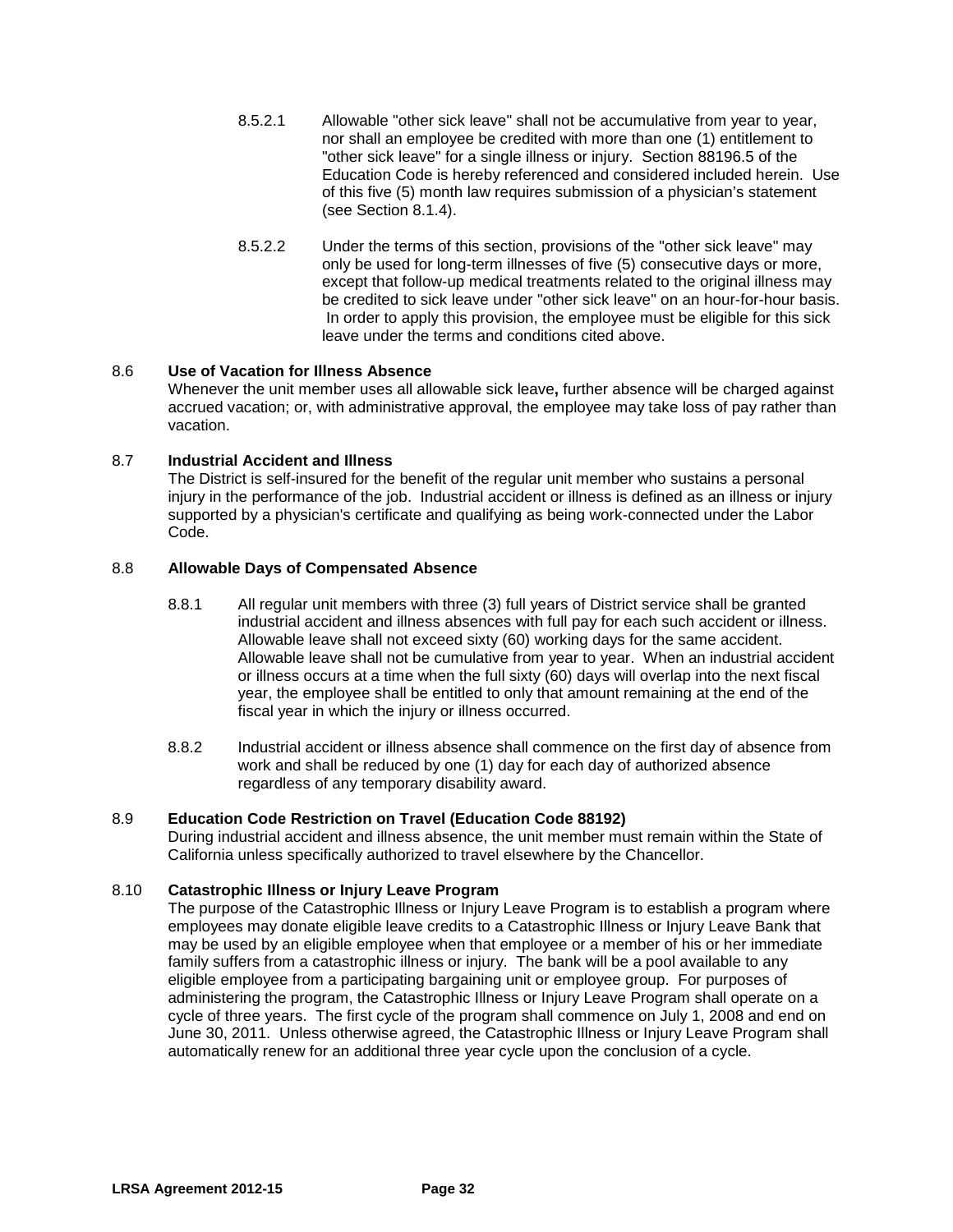8.5.2.1 Allowable "other sick leave" shall not be accumulative from year to year, nor shall an employee be credited with more than one (1) entitlement to "other sick leave" for a single illness or injury. Section 88196.5 of the Education Code is hereby referenced and considered included herein. Use of this five (5) month law requires submission of a physician's statement (see Section 8.1.4).

8.5.2.2 Under the terms of this section, provisions of the "other sick leave" may only be used for long-term illnesses of five (5) consecutive days or more, except that follow-up medical treatments related to the original illness may be credited to sick leave under "other sick leave" on an hour-for-hour basis. In order to apply this provision, the employee must be eligible for this sick leave under the terms and conditions cited above.

8.6 **Use of Vacation for Illness Absence**
Whenever the unit member uses all allowable sick leave**,** further absence will be charged against accrued vacation; or, with administrative approval, the employee may take loss of pay rather than vacation.

8.7 **Industrial Accident and Illness**
The District is self-insured for the benefit of the regular unit member who sustains a personal injury in the performance of the job. Industrial accident or illness is defined as an illness or injury supported by a physician's certificate and qualifying as being work-connected under the Labor Code.

8.8 **Allowable Days of Compensated Absence**

8.8.1 All regular unit members with three (3) full years of District service shall be granted industrial accident and illness absences with full pay for each such accident or illness. Allowable leave shall not exceed sixty (60) working days for the same accident. Allowable leave shall not be cumulative from year to year. When an industrial accident or illness occurs at a time when the full sixty (60) days will overlap into the next fiscal year, the employee shall be entitled to only that amount remaining at the end of the fiscal year in which the injury or illness occurred.

8.8.2 Industrial accident or illness absence shall commence on the first day of absence from work and shall be reduced by one (1) day for each day of authorized absence regardless of any temporary disability award.

8.9 **Education Code Restriction on Travel (Education Code 88192)**
During industrial accident and illness absence, the unit member must remain within the State of California unless specifically authorized to travel elsewhere by the Chancellor.

8.10 **Catastrophic Illness or Injury Leave Program**
The purpose of the Catastrophic Illness or Injury Leave Program is to establish a program where employees may donate eligible leave credits to a Catastrophic Illness or Injury Leave Bank that may be used by an eligible employee when that employee or a member of his or her immediate family suffers from a catastrophic illness or injury. The bank will be a pool available to any eligible employee from a participating bargaining unit or employee group. For purposes of administering the program, the Catastrophic Illness or Injury Leave Program shall operate on a cycle of three years. The first cycle of the program shall commence on July 1, 2008 and end on June 30, 2011. Unless otherwise agreed, the Catastrophic Illness or Injury Leave Program shall automatically renew for an additional three year cycle upon the conclusion of a cycle.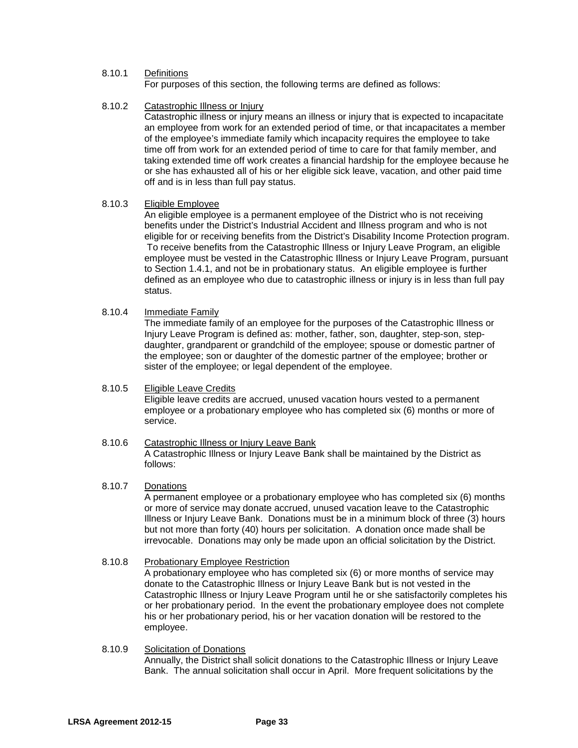8.10.1 Definitions

For purposes of this section, the following terms are defined as follows:

8.10.2 Catastrophic Illness or Injury

Catastrophic illness or injury means an illness or injury that is expected to incapacitate an employee from work for an extended period of time, or that incapacitates a member of the employee's immediate family which incapacity requires the employee to take time off from work for an extended period of time to care for that family member, and taking extended time off work creates a financial hardship for the employee because he or she has exhausted all of his or her eligible sick leave, vacation, and other paid time off and is in less than full pay status.

8.10.3 Eligible Employee

An eligible employee is a permanent employee of the District who is not receiving benefits under the District's Industrial Accident and Illness program and who is not eligible for or receiving benefits from the District's Disability Income Protection program. To receive benefits from the Catastrophic Illness or Injury Leave Program, an eligible employee must be vested in the Catastrophic Illness or Injury Leave Program, pursuant to Section 1.4.1, and not be in probationary status. An eligible employee is further defined as an employee who due to catastrophic illness or injury is in less than full pay status.

8.10.4 Immediate Family

The immediate family of an employee for the purposes of the Catastrophic Illness or Injury Leave Program is defined as: mother, father, son, daughter, step-son, step-daughter, grandparent or grandchild of the employee; spouse or domestic partner of the employee; son or daughter of the domestic partner of the employee; brother or sister of the employee; or legal dependent of the employee.

8.10.5 Eligible Leave Credits

Eligible leave credits are accrued, unused vacation hours vested to a permanent employee or a probationary employee who has completed six (6) months or more of service.

8.10.6 Catastrophic Illness or Injury Leave Bank

A Catastrophic Illness or Injury Leave Bank shall be maintained by the District as follows:

8.10.7 Donations

A permanent employee or a probationary employee who has completed six (6) months or more of service may donate accrued, unused vacation leave to the Catastrophic Illness or Injury Leave Bank. Donations must be in a minimum block of three (3) hours but not more than forty (40) hours per solicitation. A donation once made shall be irrevocable. Donations may only be made upon an official solicitation by the District.

8.10.8 Probationary Employee Restriction

A probationary employee who has completed six (6) or more months of service may donate to the Catastrophic Illness or Injury Leave Bank but is not vested in the Catastrophic Illness or Injury Leave Program until he or she satisfactorily completes his or her probationary period. In the event the probationary employee does not complete his or her probationary period, his or her vacation donation will be restored to the employee.

8.10.9 Solicitation of Donations

Annually, the District shall solicit donations to the Catastrophic Illness or Injury Leave Bank. The annual solicitation shall occur in April. More frequent solicitations by the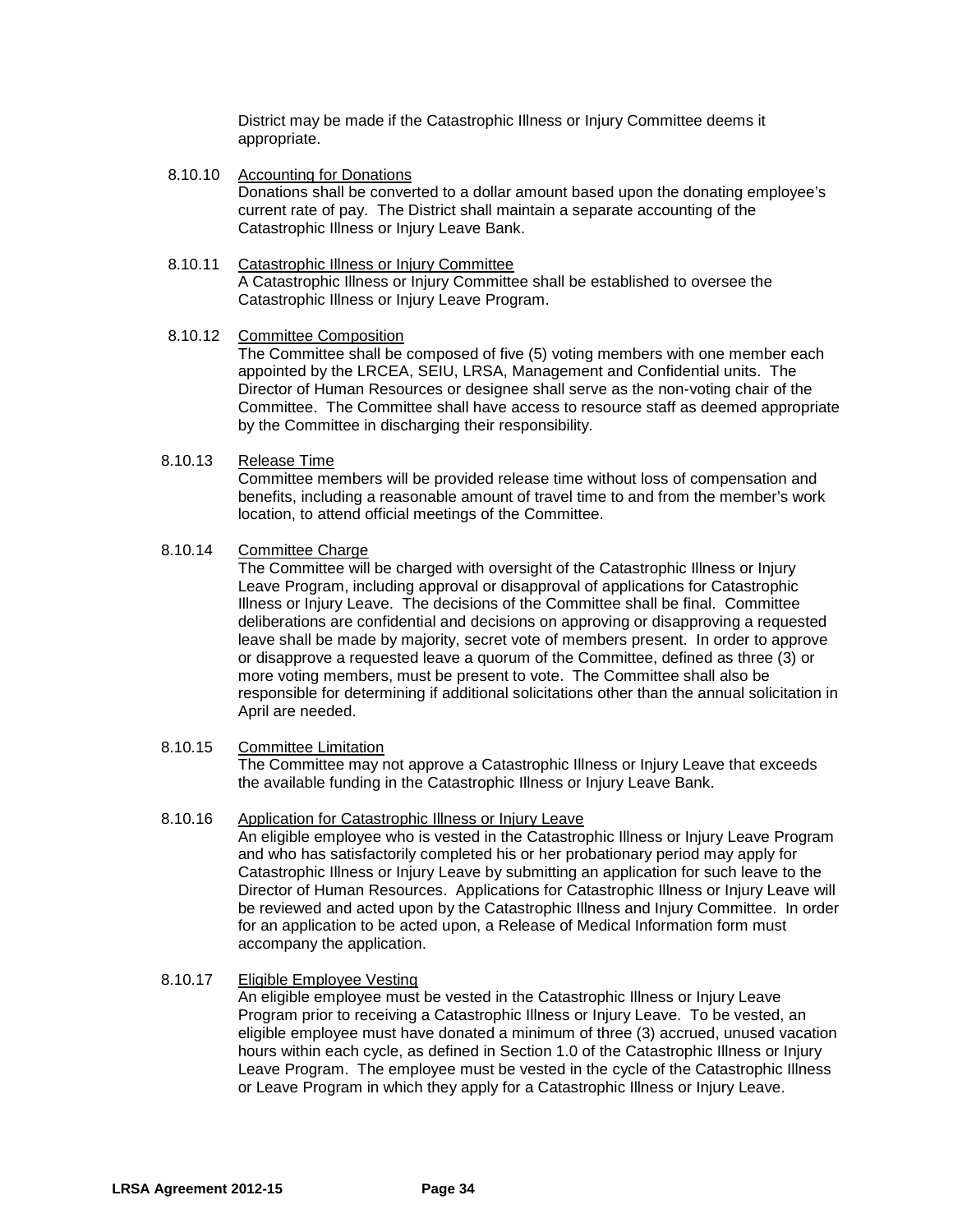District may be made if the Catastrophic Illness or Injury Committee deems it appropriate.

8.10.10 Accounting for Donations

Donations shall be converted to a dollar amount based upon the donating employee's current rate of pay. The District shall maintain a separate accounting of the Catastrophic Illness or Injury Leave Bank.

8.10.11 Catastrophic Illness or Injury Committee

A Catastrophic Illness or Injury Committee shall be established to oversee the Catastrophic Illness or Injury Leave Program.

8.10.12 Committee Composition

The Committee shall be composed of five (5) voting members with one member each appointed by the LRCEA, SEIU, LRSA, Management and Confidential units. The Director of Human Resources or designee shall serve as the non-voting chair of the Committee. The Committee shall have access to resource staff as deemed appropriate by the Committee in discharging their responsibility.

8.10.13 Release Time

Committee members will be provided release time without loss of compensation and benefits, including a reasonable amount of travel time to and from the member's work location, to attend official meetings of the Committee.

8.10.14 Committee Charge

The Committee will be charged with oversight of the Catastrophic Illness or Injury Leave Program, including approval or disapproval of applications for Catastrophic Illness or Injury Leave. The decisions of the Committee shall be final. Committee deliberations are confidential and decisions on approving or disapproving a requested leave shall be made by majority, secret vote of members present. In order to approve or disapprove a requested leave a quorum of the Committee, defined as three (3) or more voting members, must be present to vote. The Committee shall also be responsible for determining if additional solicitations other than the annual solicitation in April are needed.

8.10.15 Committee Limitation

The Committee may not approve a Catastrophic Illness or Injury Leave that exceeds the available funding in the Catastrophic Illness or Injury Leave Bank.

8.10.16 Application for Catastrophic Illness or Injury Leave

An eligible employee who is vested in the Catastrophic Illness or Injury Leave Program and who has satisfactorily completed his or her probationary period may apply for Catastrophic Illness or Injury Leave by submitting an application for such leave to the Director of Human Resources. Applications for Catastrophic Illness or Injury Leave will be reviewed and acted upon by the Catastrophic Illness and Injury Committee. In order for an application to be acted upon, a Release of Medical Information form must accompany the application.

8.10.17 Eligible Employee Vesting

An eligible employee must be vested in the Catastrophic Illness or Injury Leave Program prior to receiving a Catastrophic Illness or Injury Leave. To be vested, an eligible employee must have donated a minimum of three (3) accrued, unused vacation hours within each cycle, as defined in Section 1.0 of the Catastrophic Illness or Injury Leave Program. The employee must be vested in the cycle of the Catastrophic Illness or Leave Program in which they apply for a Catastrophic Illness or Injury Leave.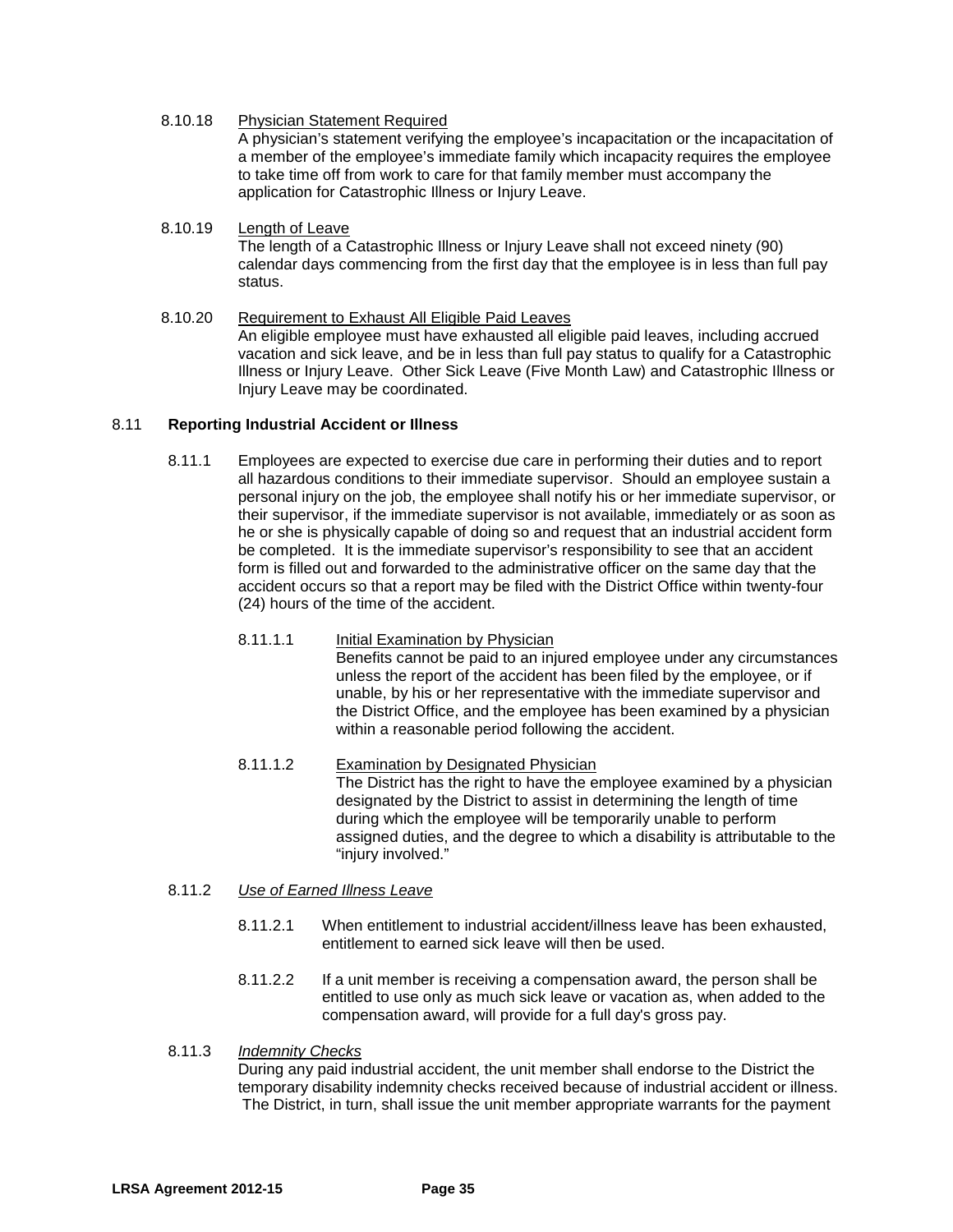8.10.18 Physician Statement Required

A physician's statement verifying the employee's incapacitation or the incapacitation of a member of the employee's immediate family which incapacity requires the employee to take time off from work to care for that family member must accompany the application for Catastrophic Illness or Injury Leave.

8.10.19 Length of Leave

The length of a Catastrophic Illness or Injury Leave shall not exceed ninety (90) calendar days commencing from the first day that the employee is in less than full pay status.

8.10.20 Requirement to Exhaust All Eligible Paid Leaves

An eligible employee must have exhausted all eligible paid leaves, including accrued vacation and sick leave, and be in less than full pay status to qualify for a Catastrophic Illness or Injury Leave. Other Sick Leave (Five Month Law) and Catastrophic Illness or Injury Leave may be coordinated.

## 8.11 Reporting Industrial Accident or Illness

8.11.1 Employees are expected to exercise due care in performing their duties and to report all hazardous conditions to their immediate supervisor. Should an employee sustain a personal injury on the job, the employee shall notify his or her immediate supervisor, or their supervisor, if the immediate supervisor is not available, immediately or as soon as he or she is physically capable of doing so and request that an industrial accident form be completed. It is the immediate supervisor's responsibility to see that an accident form is filled out and forwarded to the administrative officer on the same day that the accident occurs so that a report may be filed with the District Office within twenty-four (24) hours of the time of the accident.

8.11.1.1 Initial Examination by Physician

Benefits cannot be paid to an injured employee under any circumstances unless the report of the accident has been filed by the employee, or if unable, by his or her representative with the immediate supervisor and the District Office, and the employee has been examined by a physician within a reasonable period following the accident.

8.11.1.2 Examination by Designated Physician

The District has the right to have the employee examined by a physician designated by the District to assist in determining the length of time during which the employee will be temporarily unable to perform assigned duties, and the degree to which a disability is attributable to the "injury involved."

8.11.2 *Use of Earned Illness Leave*

8.11.2.1 When entitlement to industrial accident/illness leave has been exhausted, entitlement to earned sick leave will then be used.

8.11.2.2 If a unit member is receiving a compensation award, the person shall be entitled to use only as much sick leave or vacation as, when added to the compensation award, will provide for a full day's gross pay.

8.11.3 *Indemnity Checks*

During any paid industrial accident, the unit member shall endorse to the District the temporary disability indemnity checks received because of industrial accident or illness. The District, in turn, shall issue the unit member appropriate warrants for the payment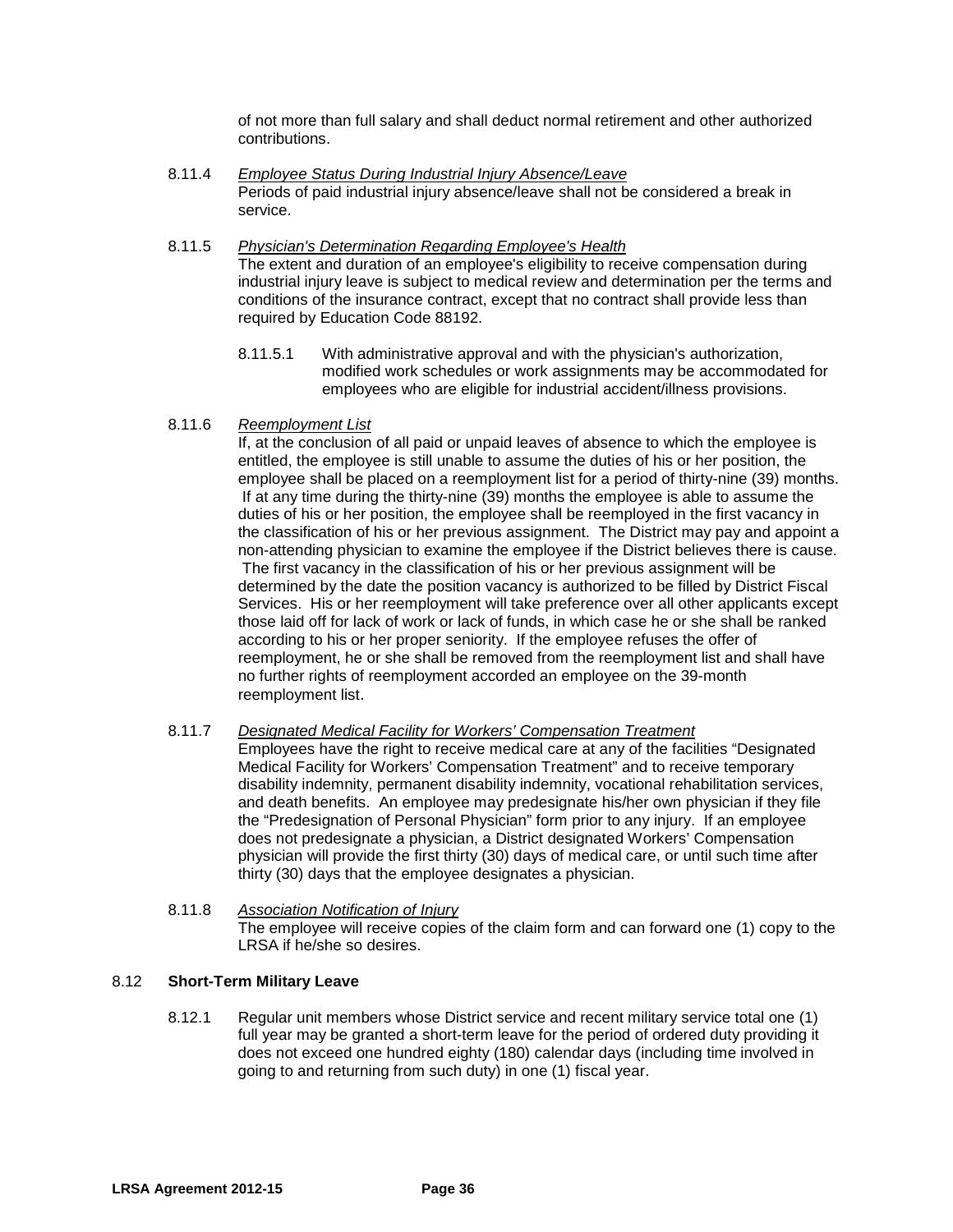of not more than full salary and shall deduct normal retirement and other authorized contributions.

8.11.4 *Employee Status During Industrial Injury Absence/Leave*
Periods of paid industrial injury absence/leave shall not be considered a break in service.

8.11.5 *Physician's Determination Regarding Employee's Health*
The extent and duration of an employee's eligibility to receive compensation during industrial injury leave is subject to medical review and determination per the terms and conditions of the insurance contract, except that no contract shall provide less than required by Education Code 88192.

8.11.5.1 With administrative approval and with the physician's authorization, modified work schedules or work assignments may be accommodated for employees who are eligible for industrial accident/illness provisions.

8.11.6 *Reemployment List*
If, at the conclusion of all paid or unpaid leaves of absence to which the employee is entitled, the employee is still unable to assume the duties of his or her position, the employee shall be placed on a reemployment list for a period of thirty-nine (39) months. If at any time during the thirty-nine (39) months the employee is able to assume the duties of his or her position, the employee shall be reemployed in the first vacancy in the classification of his or her previous assignment. The District may pay and appoint a non-attending physician to examine the employee if the District believes there is cause. The first vacancy in the classification of his or her previous assignment will be determined by the date the position vacancy is authorized to be filled by District Fiscal Services. His or her reemployment will take preference over all other applicants except those laid off for lack of work or lack of funds, in which case he or she shall be ranked according to his or her proper seniority. If the employee refuses the offer of reemployment, he or she shall be removed from the reemployment list and shall have no further rights of reemployment accorded an employee on the 39-month reemployment list.

8.11.7 *Designated Medical Facility for Workers' Compensation Treatment*
Employees have the right to receive medical care at any of the facilities "Designated Medical Facility for Workers' Compensation Treatment" and to receive temporary disability indemnity, permanent disability indemnity, vocational rehabilitation services, and death benefits. An employee may predesignate his/her own physician if they file the "Predesignation of Personal Physician" form prior to any injury. If an employee does not predesignate a physician, a District designated Workers' Compensation physician will provide the first thirty (30) days of medical care, or until such time after thirty (30) days that the employee designates a physician.

8.11.8 *Association Notification of Injury*
The employee will receive copies of the claim form and can forward one (1) copy to the LRSA if he/she so desires.

## 8.12 Short-Term Military Leave

8.12.1 Regular unit members whose District service and recent military service total one (1) full year may be granted a short-term leave for the period of ordered duty providing it does not exceed one hundred eighty (180) calendar days (including time involved in going to and returning from such duty) in one (1) fiscal year.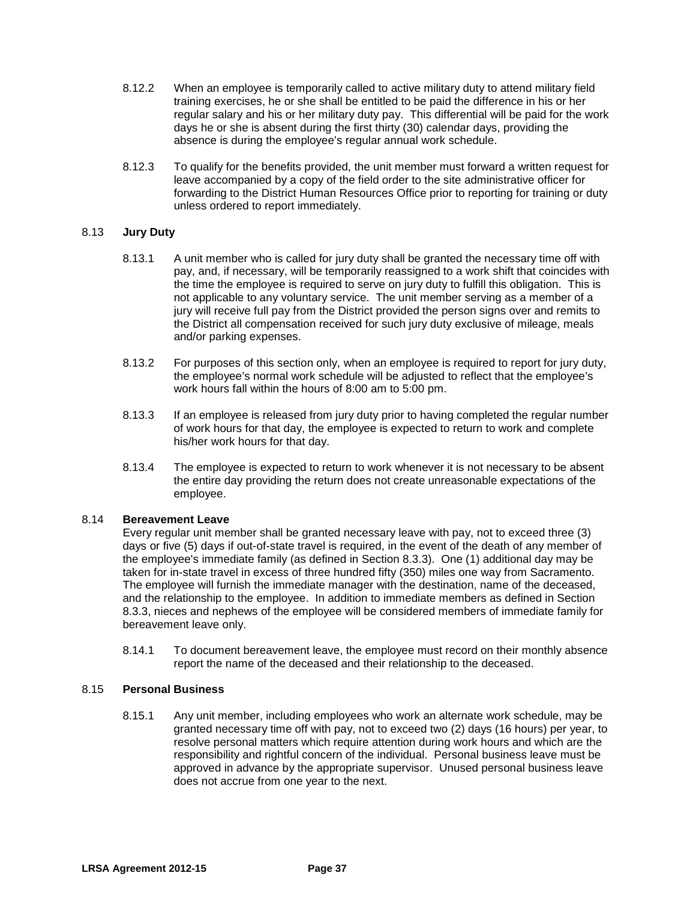8.12.2 When an employee is temporarily called to active military duty to attend military field training exercises, he or she shall be entitled to be paid the difference in his or her regular salary and his or her military duty pay. This differential will be paid for the work days he or she is absent during the first thirty (30) calendar days, providing the absence is during the employee's regular annual work schedule.

8.12.3 To qualify for the benefits provided, the unit member must forward a written request for leave accompanied by a copy of the field order to the site administrative officer for forwarding to the District Human Resources Office prior to reporting for training or duty unless ordered to report immediately.

## 8.13 **Jury Duty**

8.13.1 A unit member who is called for jury duty shall be granted the necessary time off with pay, and, if necessary, will be temporarily reassigned to a work shift that coincides with the time the employee is required to serve on jury duty to fulfill this obligation. This is not applicable to any voluntary service. The unit member serving as a member of a jury will receive full pay from the District provided the person signs over and remits to the District all compensation received for such jury duty exclusive of mileage, meals and/or parking expenses.

8.13.2 For purposes of this section only, when an employee is required to report for jury duty, the employee's normal work schedule will be adjusted to reflect that the employee's work hours fall within the hours of 8:00 am to 5:00 pm.

8.13.3 If an employee is released from jury duty prior to having completed the regular number of work hours for that day, the employee is expected to return to work and complete his/her work hours for that day.

8.13.4 The employee is expected to return to work whenever it is not necessary to be absent the entire day providing the return does not create unreasonable expectations of the employee.

## 8.14 **Bereavement Leave**

Every regular unit member shall be granted necessary leave with pay, not to exceed three (3) days or five (5) days if out-of-state travel is required, in the event of the death of any member of the employee's immediate family (as defined in Section 8.3.3). One (1) additional day may be taken for in-state travel in excess of three hundred fifty (350) miles one way from Sacramento. The employee will furnish the immediate manager with the destination, name of the deceased, and the relationship to the employee. In addition to immediate members as defined in Section 8.3.3, nieces and nephews of the employee will be considered members of immediate family for bereavement leave only.

8.14.1 To document bereavement leave, the employee must record on their monthly absence report the name of the deceased and their relationship to the deceased.

## 8.15 **Personal Business**

8.15.1 Any unit member, including employees who work an alternate work schedule, may be granted necessary time off with pay, not to exceed two (2) days (16 hours) per year, to resolve personal matters which require attention during work hours and which are the responsibility and rightful concern of the individual. Personal business leave must be approved in advance by the appropriate supervisor. Unused personal business leave does not accrue from one year to the next.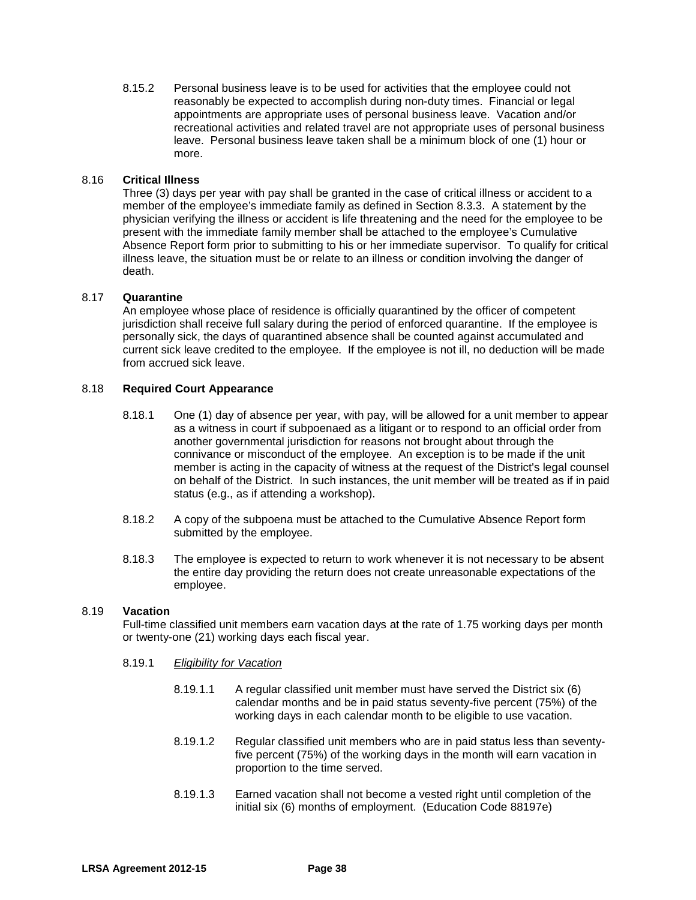8.15.2 Personal business leave is to be used for activities that the employee could not reasonably be expected to accomplish during non-duty times. Financial or legal appointments are appropriate uses of personal business leave. Vacation and/or recreational activities and related travel are not appropriate uses of personal business leave. Personal business leave taken shall be a minimum block of one (1) hour or more.

8.16 **Critical Illness**

Three (3) days per year with pay shall be granted in the case of critical illness or accident to a member of the employee's immediate family as defined in Section 8.3.3. A statement by the physician verifying the illness or accident is life threatening and the need for the employee to be present with the immediate family member shall be attached to the employee's Cumulative Absence Report form prior to submitting to his or her immediate supervisor. To qualify for critical illness leave, the situation must be or relate to an illness or condition involving the danger of death.

8.17 **Quarantine**

An employee whose place of residence is officially quarantined by the officer of competent jurisdiction shall receive full salary during the period of enforced quarantine. If the employee is personally sick, the days of quarantined absence shall be counted against accumulated and current sick leave credited to the employee. If the employee is not ill, no deduction will be made from accrued sick leave.

8.18 **Required Court Appearance**

8.18.1 One (1) day of absence per year, with pay, will be allowed for a unit member to appear as a witness in court if subpoenaed as a litigant or to respond to an official order from another governmental jurisdiction for reasons not brought about through the connivance or misconduct of the employee. An exception is to be made if the unit member is acting in the capacity of witness at the request of the District's legal counsel on behalf of the District. In such instances, the unit member will be treated as if in paid status (e.g., as if attending a workshop).

8.18.2 A copy of the subpoena must be attached to the Cumulative Absence Report form submitted by the employee.

8.18.3 The employee is expected to return to work whenever it is not necessary to be absent the entire day providing the return does not create unreasonable expectations of the employee.

8.19 **Vacation**

Full-time classified unit members earn vacation days at the rate of 1.75 working days per month or twenty-one (21) working days each fiscal year.

8.19.1 *Eligibility for Vacation*

8.19.1.1 A regular classified unit member must have served the District six (6) calendar months and be in paid status seventy-five percent (75%) of the working days in each calendar month to be eligible to use vacation.

8.19.1.2 Regular classified unit members who are in paid status less than seventy-five percent (75%) of the working days in the month will earn vacation in proportion to the time served.

8.19.1.3 Earned vacation shall not become a vested right until completion of the initial six (6) months of employment. (Education Code 88197e)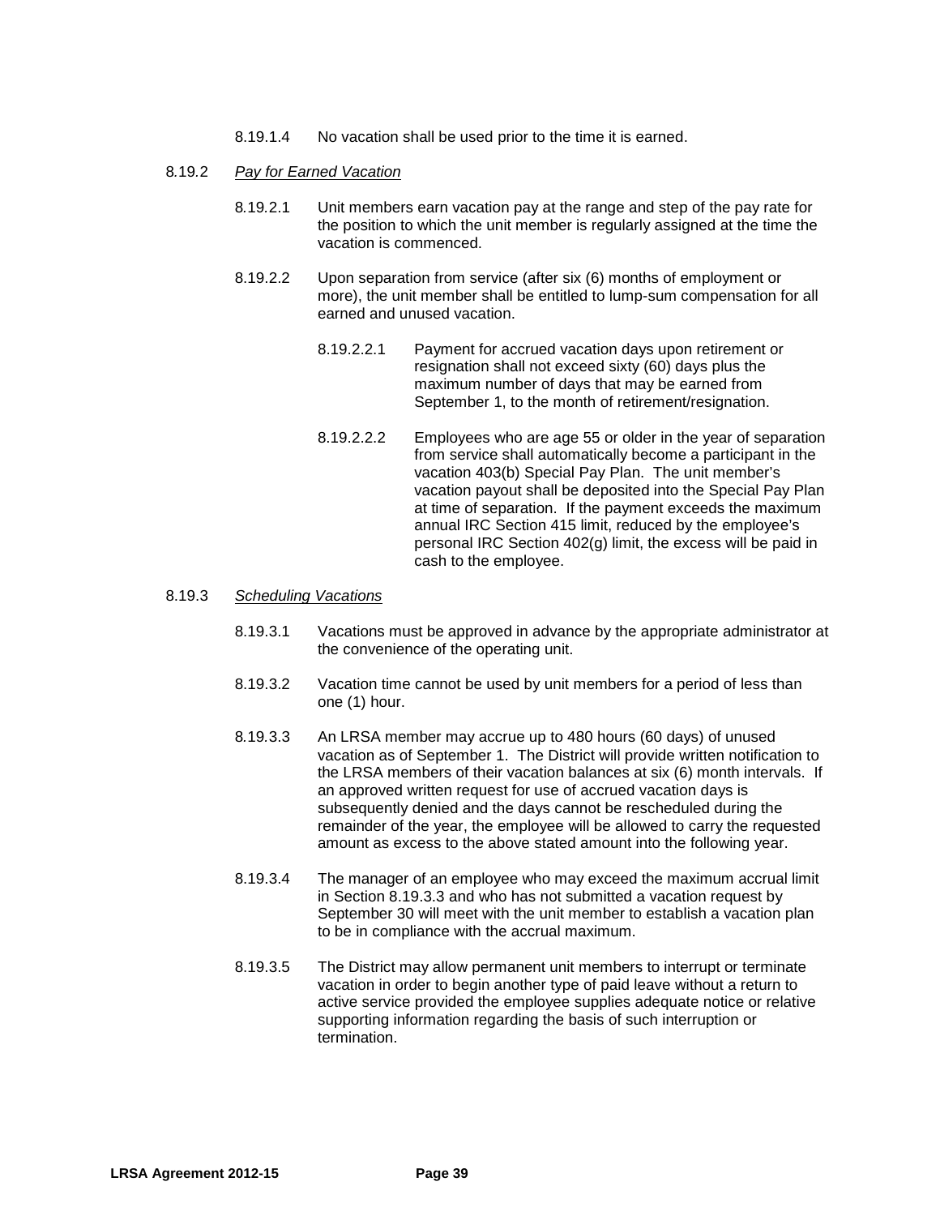8.19.1.4 No vacation shall be used prior to the time it is earned.

8.19.2 *Pay for Earned Vacation*

8.19.2.1 Unit members earn vacation pay at the range and step of the pay rate for the position to which the unit member is regularly assigned at the time the vacation is commenced.

8.19.2.2 Upon separation from service (after six (6) months of employment or more), the unit member shall be entitled to lump-sum compensation for all earned and unused vacation.

8.19.2.2.1 Payment for accrued vacation days upon retirement or resignation shall not exceed sixty (60) days plus the maximum number of days that may be earned from September 1, to the month of retirement/resignation.

8.19.2.2.2 Employees who are age 55 or older in the year of separation from service shall automatically become a participant in the vacation 403(b) Special Pay Plan. The unit member's vacation payout shall be deposited into the Special Pay Plan at time of separation. If the payment exceeds the maximum annual IRC Section 415 limit, reduced by the employee's personal IRC Section 402(g) limit, the excess will be paid in cash to the employee.

8.19.3 *Scheduling Vacations*

8.19.3.1 Vacations must be approved in advance by the appropriate administrator at the convenience of the operating unit.

8.19.3.2 Vacation time cannot be used by unit members for a period of less than one (1) hour.

8.19.3.3 An LRSA member may accrue up to 480 hours (60 days) of unused vacation as of September 1. The District will provide written notification to the LRSA members of their vacation balances at six (6) month intervals. If an approved written request for use of accrued vacation days is subsequently denied and the days cannot be rescheduled during the remainder of the year, the employee will be allowed to carry the requested amount as excess to the above stated amount into the following year.

8.19.3.4 The manager of an employee who may exceed the maximum accrual limit in Section 8.19.3.3 and who has not submitted a vacation request by September 30 will meet with the unit member to establish a vacation plan to be in compliance with the accrual maximum.

8.19.3.5 The District may allow permanent unit members to interrupt or terminate vacation in order to begin another type of paid leave without a return to active service provided the employee supplies adequate notice or relative supporting information regarding the basis of such interruption or termination.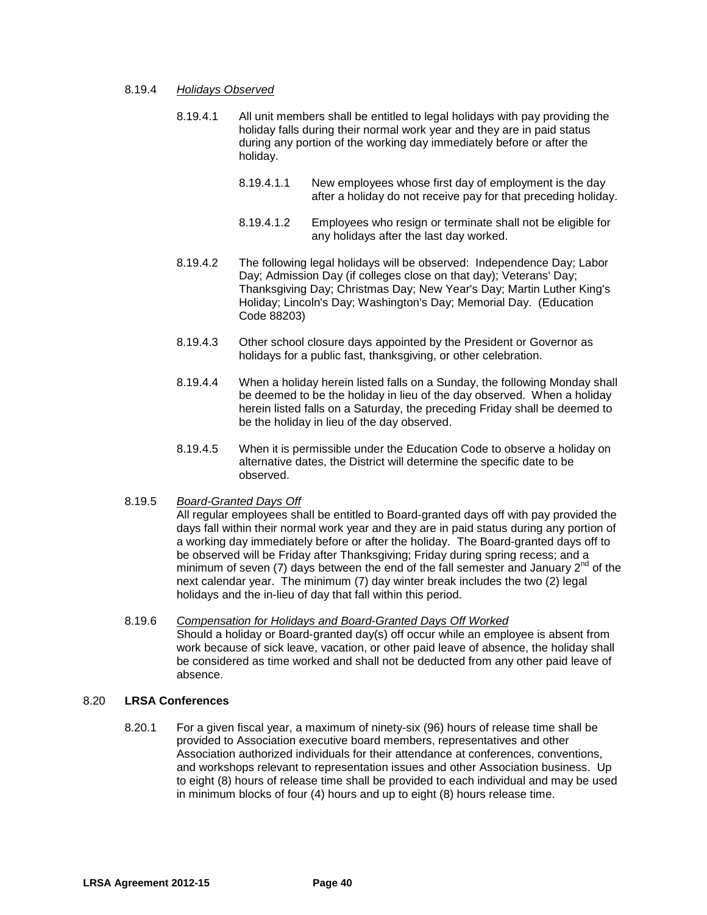8.19.4 *Holidays Observed*

8.19.4.1 All unit members shall be entitled to legal holidays with pay providing the holiday falls during their normal work year and they are in paid status during any portion of the working day immediately before or after the holiday.

8.19.4.1.1 New employees whose first day of employment is the day after a holiday do not receive pay for that preceding holiday.

8.19.4.1.2 Employees who resign or terminate shall not be eligible for any holidays after the last day worked.

8.19.4.2 The following legal holidays will be observed: Independence Day; Labor Day; Admission Day (if colleges close on that day); Veterans' Day; Thanksgiving Day; Christmas Day; New Year's Day; Martin Luther King's Holiday; Lincoln's Day; Washington's Day; Memorial Day. (Education Code 88203)

8.19.4.3 Other school closure days appointed by the President or Governor as holidays for a public fast, thanksgiving, or other celebration.

8.19.4.4 When a holiday herein listed falls on a Sunday, the following Monday shall be deemed to be the holiday in lieu of the day observed. When a holiday herein listed falls on a Saturday, the preceding Friday shall be deemed to be the holiday in lieu of the day observed.

8.19.4.5 When it is permissible under the Education Code to observe a holiday on alternative dates, the District will determine the specific date to be observed.

8.19.5 *Board-Granted Days Off*
All regular employees shall be entitled to Board-granted days off with pay provided the days fall within their normal work year and they are in paid status during any portion of a working day immediately before or after the holiday. The Board-granted days off to be observed will be Friday after Thanksgiving; Friday during spring recess; and a minimum of seven (7) days between the end of the fall semester and January 2nd of the next calendar year. The minimum (7) day winter break includes the two (2) legal holidays and the in-lieu of day that fall within this period.

8.19.6 *Compensation for Holidays and Board-Granted Days Off Worked*
Should a holiday or Board-granted day(s) off occur while an employee is absent from work because of sick leave, vacation, or other paid leave of absence, the holiday shall be considered as time worked and shall not be deducted from any other paid leave of absence.

## 8.20 **LRSA Conferences**

8.20.1 For a given fiscal year, a maximum of ninety-six (96) hours of release time shall be provided to Association executive board members, representatives and other Association authorized individuals for their attendance at conferences, conventions, and workshops relevant to representation issues and other Association business. Up to eight (8) hours of release time shall be provided to each individual and may be used in minimum blocks of four (4) hours and up to eight (8) hours release time.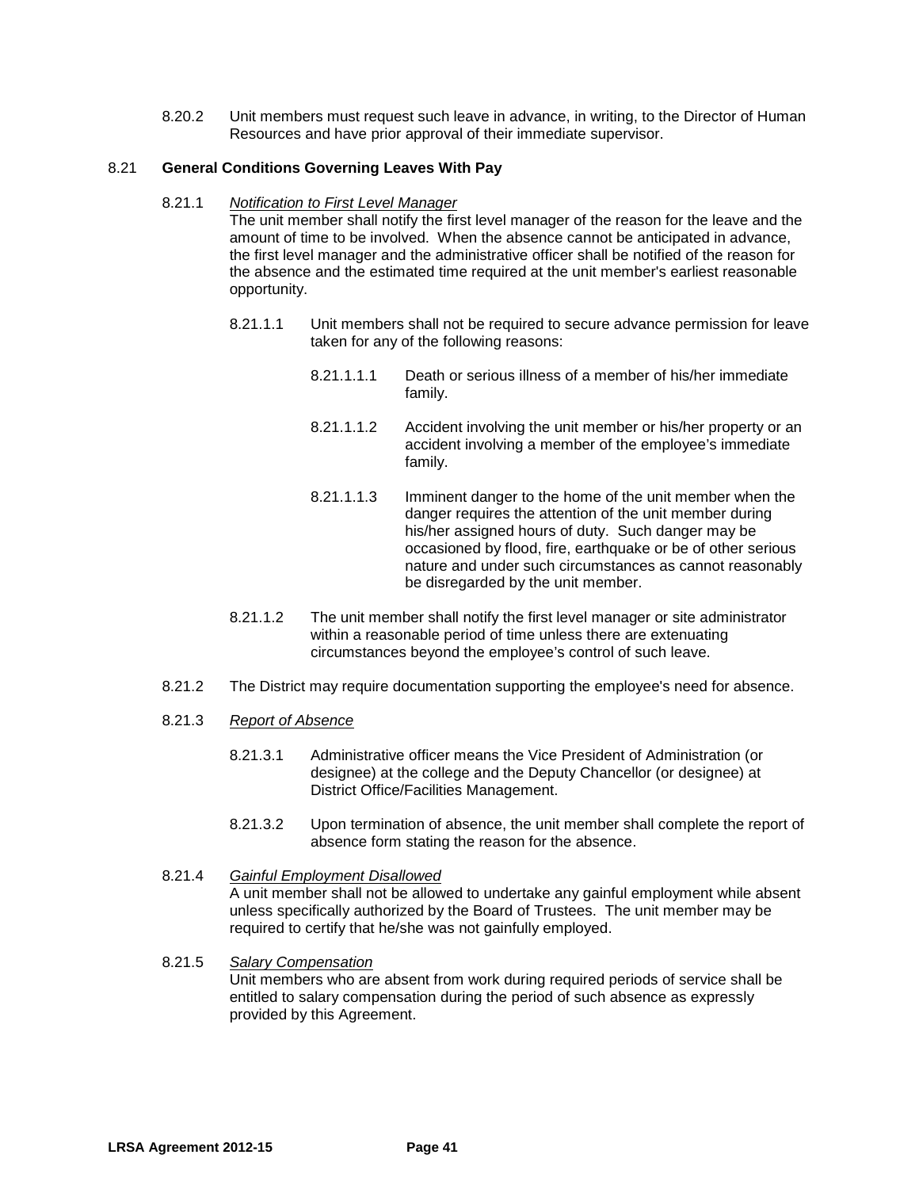8.20.2 Unit members must request such leave in advance, in writing, to the Director of Human Resources and have prior approval of their immediate supervisor.

8.21 **General Conditions Governing Leaves With Pay**

8.21.1 *Notification to First Level Manager*
The unit member shall notify the first level manager of the reason for the leave and the amount of time to be involved. When the absence cannot be anticipated in advance, the first level manager and the administrative officer shall be notified of the reason for the absence and the estimated time required at the unit member's earliest reasonable opportunity.

8.21.1.1 Unit members shall not be required to secure advance permission for leave taken for any of the following reasons:

8.21.1.1.1 Death or serious illness of a member of his/her immediate family.

8.21.1.1.2 Accident involving the unit member or his/her property or an accident involving a member of the employee's immediate family.

8.21.1.1.3 Imminent danger to the home of the unit member when the danger requires the attention of the unit member during his/her assigned hours of duty. Such danger may be occasioned by flood, fire, earthquake or be of other serious nature and under such circumstances as cannot reasonably be disregarded by the unit member.

8.21.1.2 The unit member shall notify the first level manager or site administrator within a reasonable period of time unless there are extenuating circumstances beyond the employee's control of such leave.

8.21.2 The District may require documentation supporting the employee's need for absence.

8.21.3 *Report of Absence*

8.21.3.1 Administrative officer means the Vice President of Administration (or designee) at the college and the Deputy Chancellor (or designee) at District Office/Facilities Management.

8.21.3.2 Upon termination of absence, the unit member shall complete the report of absence form stating the reason for the absence.

8.21.4 *Gainful Employment Disallowed*
A unit member shall not be allowed to undertake any gainful employment while absent unless specifically authorized by the Board of Trustees. The unit member may be required to certify that he/she was not gainfully employed.

8.21.5 *Salary Compensation*
Unit members who are absent from work during required periods of service shall be entitled to salary compensation during the period of such absence as expressly provided by this Agreement.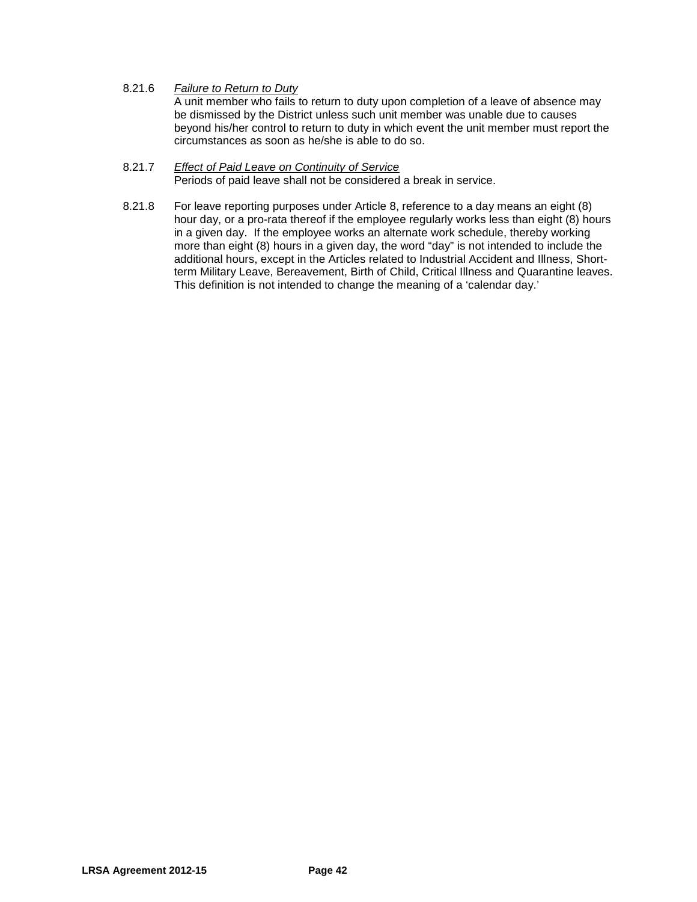8.21.6 *Failure to Return to Duty*

A unit member who fails to return to duty upon completion of a leave of absence may be dismissed by the District unless such unit member was unable due to causes beyond his/her control to return to duty in which event the unit member must report the circumstances as soon as he/she is able to do so.

8.21.7 *Effect of Paid Leave on Continuity of Service*

Periods of paid leave shall not be considered a break in service.

8.21.8 For leave reporting purposes under Article 8, reference to a day means an eight (8) hour day, or a pro-rata thereof if the employee regularly works less than eight (8) hours in a given day. If the employee works an alternate work schedule, thereby working more than eight (8) hours in a given day, the word "day" is not intended to include the additional hours, except in the Articles related to Industrial Accident and Illness, Short-term Military Leave, Bereavement, Birth of Child, Critical Illness and Quarantine leaves. This definition is not intended to change the meaning of a 'calendar day.'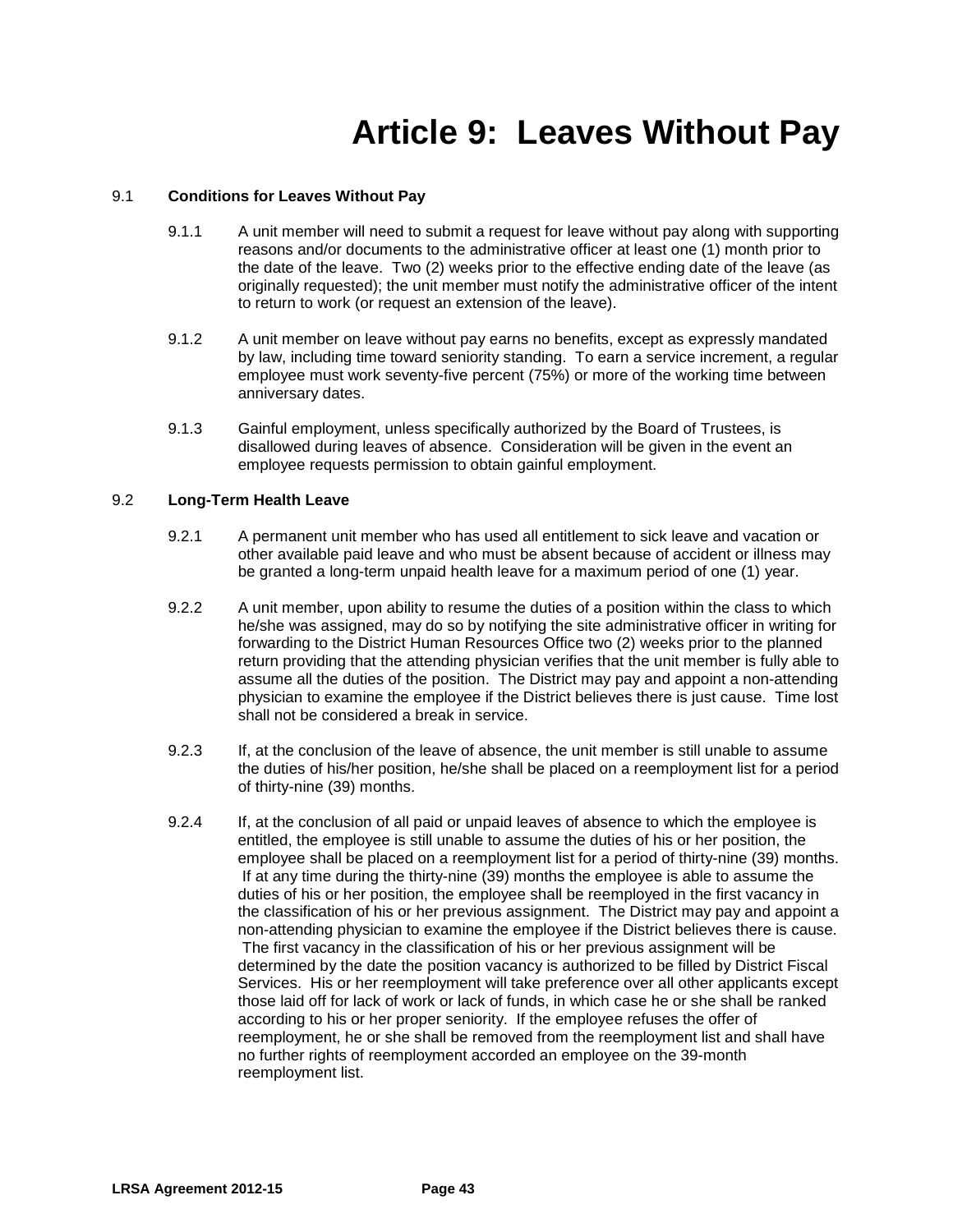# Article 9: Leaves Without Pay

9.1 **Conditions for Leaves Without Pay**

9.1.1 A unit member will need to submit a request for leave without pay along with supporting reasons and/or documents to the administrative officer at least one (1) month prior to the date of the leave. Two (2) weeks prior to the effective ending date of the leave (as originally requested); the unit member must notify the administrative officer of the intent to return to work (or request an extension of the leave).

9.1.2 A unit member on leave without pay earns no benefits, except as expressly mandated by law, including time toward seniority standing. To earn a service increment, a regular employee must work seventy-five percent (75%) or more of the working time between anniversary dates.

9.1.3 Gainful employment, unless specifically authorized by the Board of Trustees, is disallowed during leaves of absence. Consideration will be given in the event an employee requests permission to obtain gainful employment.

9.2 **Long-Term Health Leave**

9.2.1 A permanent unit member who has used all entitlement to sick leave and vacation or other available paid leave and who must be absent because of accident or illness may be granted a long-term unpaid health leave for a maximum period of one (1) year.

9.2.2 A unit member, upon ability to resume the duties of a position within the class to which he/she was assigned, may do so by notifying the site administrative officer in writing for forwarding to the District Human Resources Office two (2) weeks prior to the planned return providing that the attending physician verifies that the unit member is fully able to assume all the duties of the position. The District may pay and appoint a non-attending physician to examine the employee if the District believes there is just cause. Time lost shall not be considered a break in service.

9.2.3 If, at the conclusion of the leave of absence, the unit member is still unable to assume the duties of his/her position, he/she shall be placed on a reemployment list for a period of thirty-nine (39) months.

9.2.4 If, at the conclusion of all paid or unpaid leaves of absence to which the employee is entitled, the employee is still unable to assume the duties of his or her position, the employee shall be placed on a reemployment list for a period of thirty-nine (39) months. If at any time during the thirty-nine (39) months the employee is able to assume the duties of his or her position, the employee shall be reemployed in the first vacancy in the classification of his or her previous assignment. The District may pay and appoint a non-attending physician to examine the employee if the District believes there is cause. The first vacancy in the classification of his or her previous assignment will be determined by the date the position vacancy is authorized to be filled by District Fiscal Services. His or her reemployment will take preference over all other applicants except those laid off for lack of work or lack of funds, in which case he or she shall be ranked according to his or her proper seniority. If the employee refuses the offer of reemployment, he or she shall be removed from the reemployment list and shall have no further rights of reemployment accorded an employee on the 39-month reemployment list.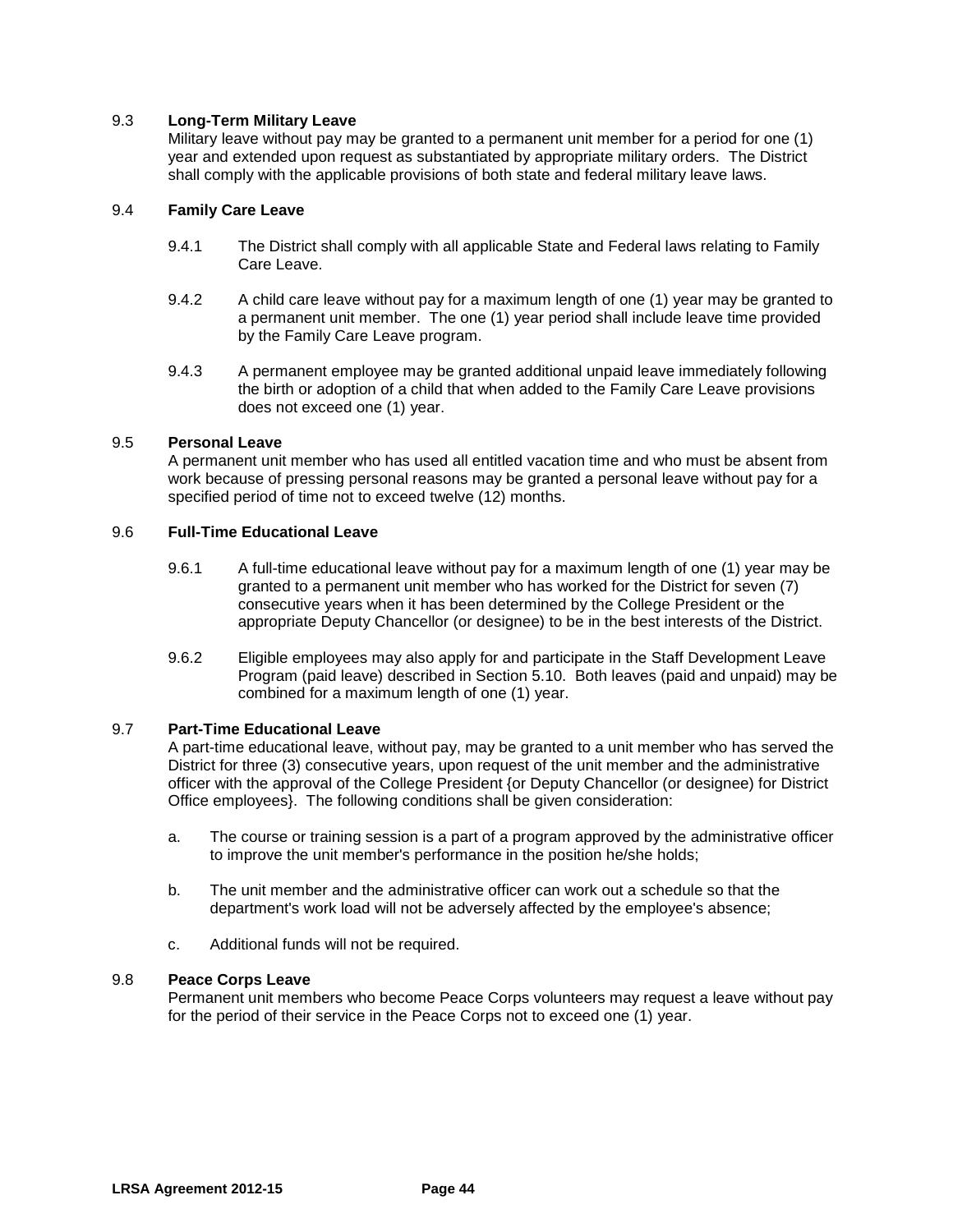### 9.3 **Long-Term Military Leave**

Military leave without pay may be granted to a permanent unit member for a period for one (1) year and extended upon request as substantiated by appropriate military orders. The District shall comply with the applicable provisions of both state and federal military leave laws.

### 9.4 **Family Care Leave**

9.4.1 The District shall comply with all applicable State and Federal laws relating to Family Care Leave.

9.4.2 A child care leave without pay for a maximum length of one (1) year may be granted to a permanent unit member. The one (1) year period shall include leave time provided by the Family Care Leave program.

9.4.3 A permanent employee may be granted additional unpaid leave immediately following the birth or adoption of a child that when added to the Family Care Leave provisions does not exceed one (1) year.

### 9.5 **Personal Leave**

A permanent unit member who has used all entitled vacation time and who must be absent from work because of pressing personal reasons may be granted a personal leave without pay for a specified period of time not to exceed twelve (12) months.

### 9.6 **Full-Time Educational Leave**

9.6.1 A full-time educational leave without pay for a maximum length of one (1) year may be granted to a permanent unit member who has worked for the District for seven (7) consecutive years when it has been determined by the College President or the appropriate Deputy Chancellor (or designee) to be in the best interests of the District.

9.6.2 Eligible employees may also apply for and participate in the Staff Development Leave Program (paid leave) described in Section 5.10. Both leaves (paid and unpaid) may be combined for a maximum length of one (1) year.

### 9.7 **Part-Time Educational Leave**

A part-time educational leave, without pay, may be granted to a unit member who has served the District for three (3) consecutive years, upon request of the unit member and the administrative officer with the approval of the College President {or Deputy Chancellor (or designee) for District Office employees}. The following conditions shall be given consideration:

a. The course or training session is a part of a program approved by the administrative officer to improve the unit member's performance in the position he/she holds;

b. The unit member and the administrative officer can work out a schedule so that the department's work load will not be adversely affected by the employee's absence;

c. Additional funds will not be required.

### 9.8 **Peace Corps Leave**

Permanent unit members who become Peace Corps volunteers may request a leave without pay for the period of their service in the Peace Corps not to exceed one (1) year.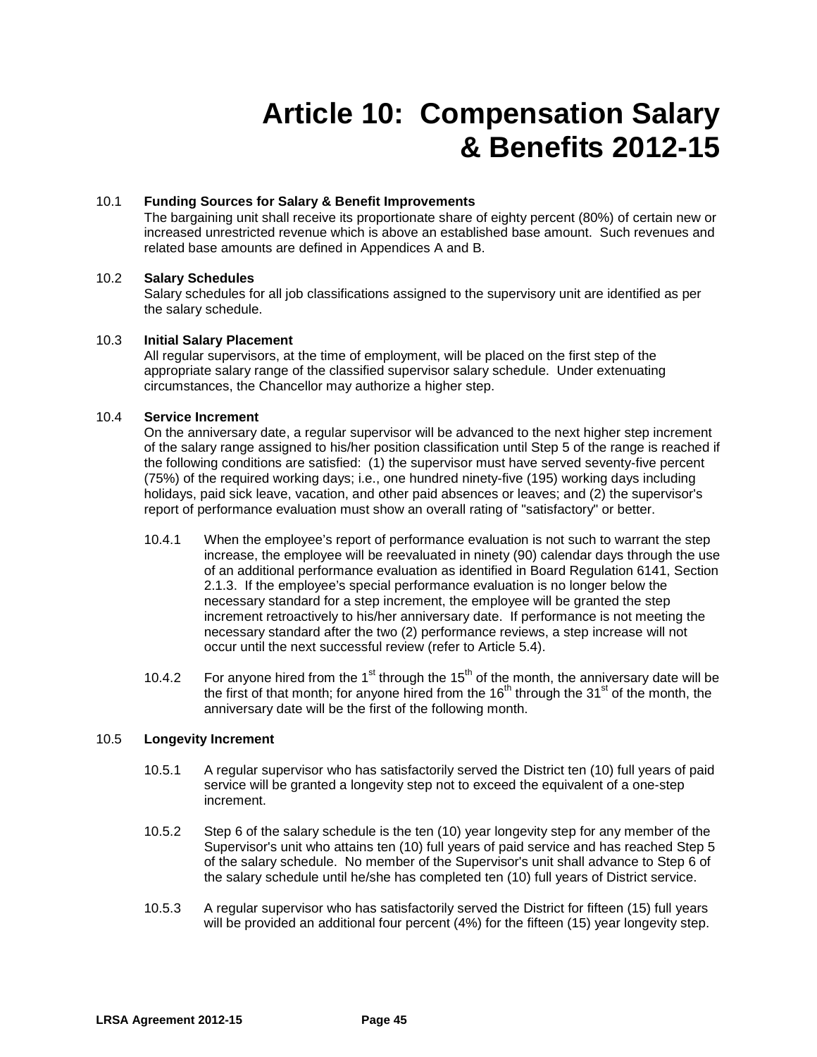# Article 10: Compensation Salary & Benefits 2012-15

10.1 **Funding Sources for Salary & Benefit Improvements**

The bargaining unit shall receive its proportionate share of eighty percent (80%) of certain new or increased unrestricted revenue which is above an established base amount. Such revenues and related base amounts are defined in Appendices A and B.

10.2 **Salary Schedules**

Salary schedules for all job classifications assigned to the supervisory unit are identified as per the salary schedule.

10.3 **Initial Salary Placement**

All regular supervisors, at the time of employment, will be placed on the first step of the appropriate salary range of the classified supervisor salary schedule. Under extenuating circumstances, the Chancellor may authorize a higher step.

10.4 **Service Increment**

On the anniversary date, a regular supervisor will be advanced to the next higher step increment of the salary range assigned to his/her position classification until Step 5 of the range is reached if the following conditions are satisfied: (1) the supervisor must have served seventy-five percent (75%) of the required working days; i.e., one hundred ninety-five (195) working days including holidays, paid sick leave, vacation, and other paid absences or leaves; and (2) the supervisor's report of performance evaluation must show an overall rating of "satisfactory" or better.

10.4.1 When the employee's report of performance evaluation is not such to warrant the step increase, the employee will be reevaluated in ninety (90) calendar days through the use of an additional performance evaluation as identified in Board Regulation 6141, Section 2.1.3. If the employee's special performance evaluation is no longer below the necessary standard for a step increment, the employee will be granted the step increment retroactively to his/her anniversary date. If performance is not meeting the necessary standard after the two (2) performance reviews, a step increase will not occur until the next successful review (refer to Article 5.4).

10.4.2 For anyone hired from the 1st through the 15th of the month, the anniversary date will be the first of that month; for anyone hired from the 16th through the 31st of the month, the anniversary date will be the first of the following month.

10.5 **Longevity Increment**

10.5.1 A regular supervisor who has satisfactorily served the District ten (10) full years of paid service will be granted a longevity step not to exceed the equivalent of a one-step increment.

10.5.2 Step 6 of the salary schedule is the ten (10) year longevity step for any member of the Supervisor's unit who attains ten (10) full years of paid service and has reached Step 5 of the salary schedule. No member of the Supervisor's unit shall advance to Step 6 of the salary schedule until he/she has completed ten (10) full years of District service.

10.5.3 A regular supervisor who has satisfactorily served the District for fifteen (15) full years will be provided an additional four percent (4%) for the fifteen (15) year longevity step.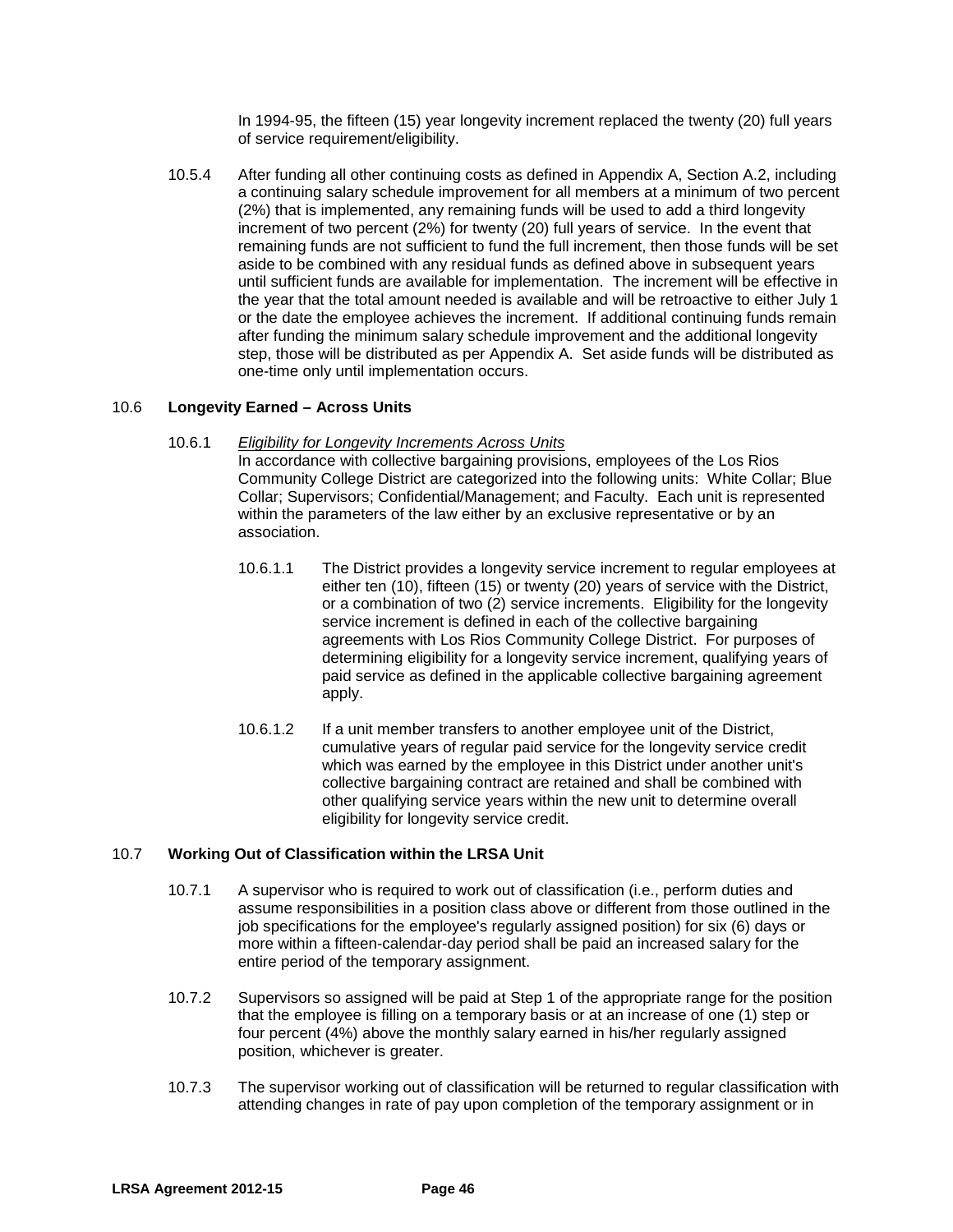In 1994-95, the fifteen (15) year longevity increment replaced the twenty (20) full years of service requirement/eligibility.

10.5.4 After funding all other continuing costs as defined in Appendix A, Section A.2, including a continuing salary schedule improvement for all members at a minimum of two percent (2%) that is implemented, any remaining funds will be used to add a third longevity increment of two percent (2%) for twenty (20) full years of service. In the event that remaining funds are not sufficient to fund the full increment, then those funds will be set aside to be combined with any residual funds as defined above in subsequent years until sufficient funds are available for implementation. The increment will be effective in the year that the total amount needed is available and will be retroactive to either July 1 or the date the employee achieves the increment. If additional continuing funds remain after funding the minimum salary schedule improvement and the additional longevity step, those will be distributed as per Appendix A. Set aside funds will be distributed as one-time only until implementation occurs.

## 10.6 **Longevity Earned – Across Units**

10.6.1 *Eligibility for Longevity Increments Across Units*

In accordance with collective bargaining provisions, employees of the Los Rios Community College District are categorized into the following units: White Collar; Blue Collar; Supervisors; Confidential/Management; and Faculty. Each unit is represented within the parameters of the law either by an exclusive representative or by an association.

10.6.1.1 The District provides a longevity service increment to regular employees at either ten (10), fifteen (15) or twenty (20) years of service with the District, or a combination of two (2) service increments. Eligibility for the longevity service increment is defined in each of the collective bargaining agreements with Los Rios Community College District. For purposes of determining eligibility for a longevity service increment, qualifying years of paid service as defined in the applicable collective bargaining agreement apply.

10.6.1.2 If a unit member transfers to another employee unit of the District, cumulative years of regular paid service for the longevity service credit which was earned by the employee in this District under another unit's collective bargaining contract are retained and shall be combined with other qualifying service years within the new unit to determine overall eligibility for longevity service credit.

## 10.7 **Working Out of Classification within the LRSA Unit**

10.7.1 A supervisor who is required to work out of classification (i.e., perform duties and assume responsibilities in a position class above or different from those outlined in the job specifications for the employee's regularly assigned position) for six (6) days or more within a fifteen-calendar-day period shall be paid an increased salary for the entire period of the temporary assignment.

10.7.2 Supervisors so assigned will be paid at Step 1 of the appropriate range for the position that the employee is filling on a temporary basis or at an increase of one (1) step or four percent (4%) above the monthly salary earned in his/her regularly assigned position, whichever is greater.

10.7.3 The supervisor working out of classification will be returned to regular classification with attending changes in rate of pay upon completion of the temporary assignment or in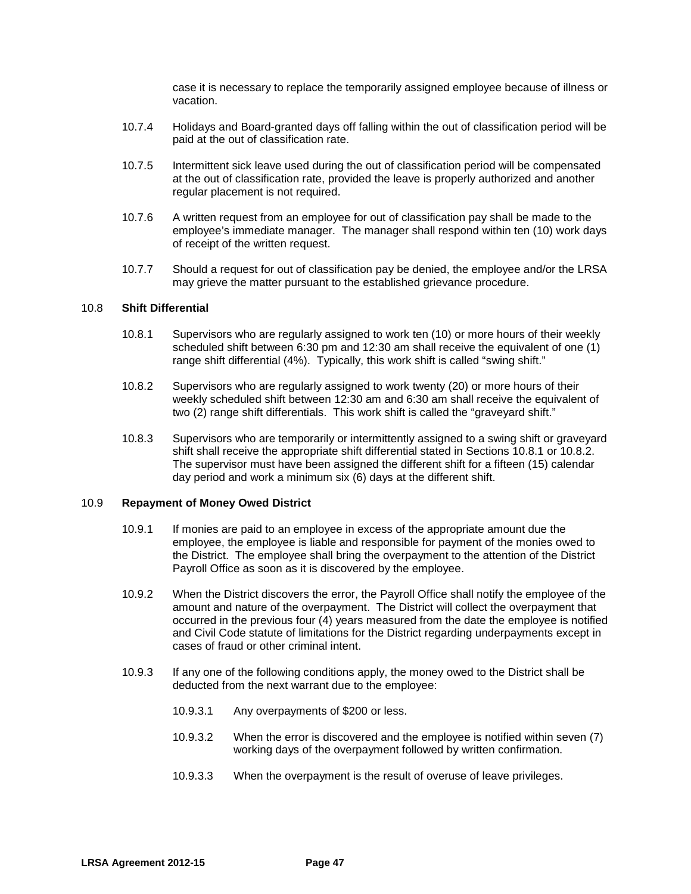case it is necessary to replace the temporarily assigned employee because of illness or vacation.

10.7.4 Holidays and Board-granted days off falling within the out of classification period will be paid at the out of classification rate.

10.7.5 Intermittent sick leave used during the out of classification period will be compensated at the out of classification rate, provided the leave is properly authorized and another regular placement is not required.

10.7.6 A written request from an employee for out of classification pay shall be made to the employee's immediate manager. The manager shall respond within ten (10) work days of receipt of the written request.

10.7.7 Should a request for out of classification pay be denied, the employee and/or the LRSA may grieve the matter pursuant to the established grievance procedure.

## 10.8 **Shift Differential**

10.8.1 Supervisors who are regularly assigned to work ten (10) or more hours of their weekly scheduled shift between 6:30 pm and 12:30 am shall receive the equivalent of one (1) range shift differential (4%). Typically, this work shift is called "swing shift."

10.8.2 Supervisors who are regularly assigned to work twenty (20) or more hours of their weekly scheduled shift between 12:30 am and 6:30 am shall receive the equivalent of two (2) range shift differentials. This work shift is called the "graveyard shift."

10.8.3 Supervisors who are temporarily or intermittently assigned to a swing shift or graveyard shift shall receive the appropriate shift differential stated in Sections 10.8.1 or 10.8.2. The supervisor must have been assigned the different shift for a fifteen (15) calendar day period and work a minimum six (6) days at the different shift.

## 10.9 **Repayment of Money Owed District**

10.9.1 If monies are paid to an employee in excess of the appropriate amount due the employee, the employee is liable and responsible for payment of the monies owed to the District. The employee shall bring the overpayment to the attention of the District Payroll Office as soon as it is discovered by the employee.

10.9.2 When the District discovers the error, the Payroll Office shall notify the employee of the amount and nature of the overpayment. The District will collect the overpayment that occurred in the previous four (4) years measured from the date the employee is notified and Civil Code statute of limitations for the District regarding underpayments except in cases of fraud or other criminal intent.

10.9.3 If any one of the following conditions apply, the money owed to the District shall be deducted from the next warrant due to the employee:

10.9.3.1 Any overpayments of $200 or less.

10.9.3.2 When the error is discovered and the employee is notified within seven (7) working days of the overpayment followed by written confirmation.

10.9.3.3 When the overpayment is the result of overuse of leave privileges.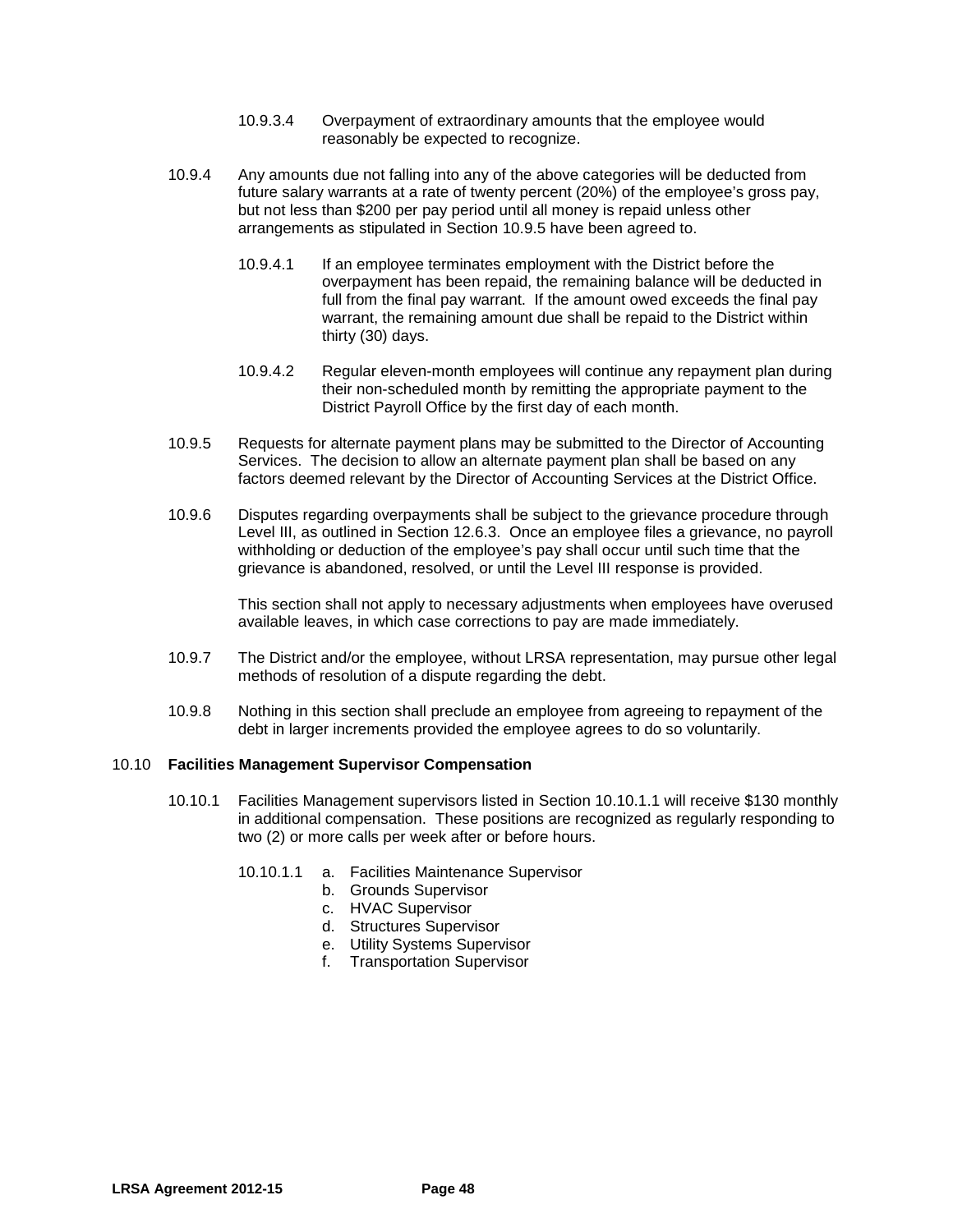10.9.3.4 Overpayment of extraordinary amounts that the employee would reasonably be expected to recognize.

10.9.4 Any amounts due not falling into any of the above categories will be deducted from future salary warrants at a rate of twenty percent (20%) of the employee's gross pay, but not less than $200 per pay period until all money is repaid unless other arrangements as stipulated in Section 10.9.5 have been agreed to.

10.9.4.1 If an employee terminates employment with the District before the overpayment has been repaid, the remaining balance will be deducted in full from the final pay warrant. If the amount owed exceeds the final pay warrant, the remaining amount due shall be repaid to the District within thirty (30) days.

10.9.4.2 Regular eleven-month employees will continue any repayment plan during their non-scheduled month by remitting the appropriate payment to the District Payroll Office by the first day of each month.

10.9.5 Requests for alternate payment plans may be submitted to the Director of Accounting Services. The decision to allow an alternate payment plan shall be based on any factors deemed relevant by the Director of Accounting Services at the District Office.

10.9.6 Disputes regarding overpayments shall be subject to the grievance procedure through Level III, as outlined in Section 12.6.3. Once an employee files a grievance, no payroll withholding or deduction of the employee's pay shall occur until such time that the grievance is abandoned, resolved, or until the Level III response is provided.

This section shall not apply to necessary adjustments when employees have overused available leaves, in which case corrections to pay are made immediately.

10.9.7 The District and/or the employee, without LRSA representation, may pursue other legal methods of resolution of a dispute regarding the debt.

10.9.8 Nothing in this section shall preclude an employee from agreeing to repayment of the debt in larger increments provided the employee agrees to do so voluntarily.

## 10.10 **Facilities Management Supervisor Compensation**

10.10.1 Facilities Management supervisors listed in Section 10.10.1.1 will receive $130 monthly in additional compensation. These positions are recognized as regularly responding to two (2) or more calls per week after or before hours.

10.10.1.1
- a. Facilities Maintenance Supervisor
- b. Grounds Supervisor
- c. HVAC Supervisor
- d. Structures Supervisor
- e. Utility Systems Supervisor
- f. Transportation Supervisor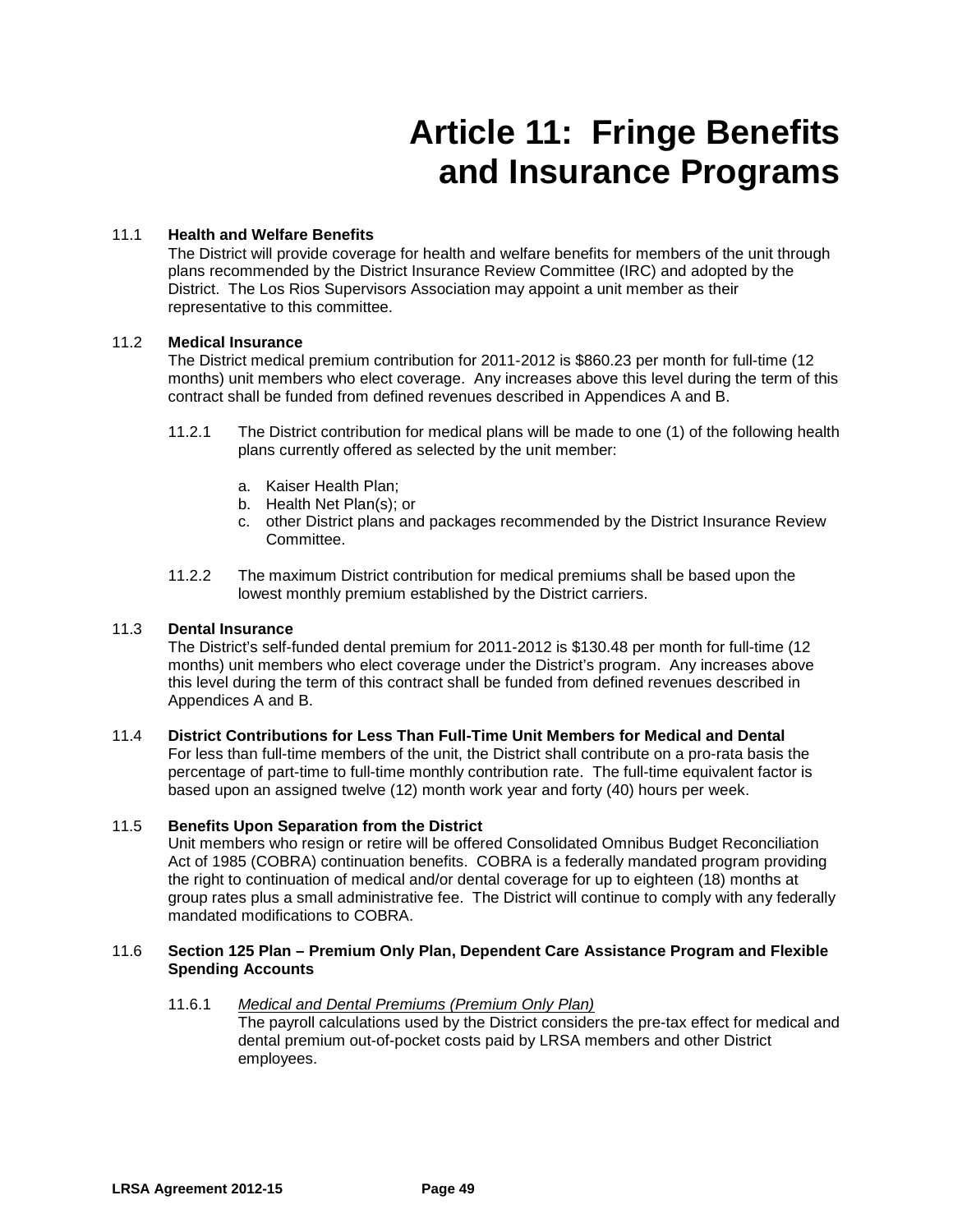# Article 11: Fringe Benefits and Insurance Programs

11.1 **Health and Welfare Benefits**

The District will provide coverage for health and welfare benefits for members of the unit through plans recommended by the District Insurance Review Committee (IRC) and adopted by the District. The Los Rios Supervisors Association may appoint a unit member as their representative to this committee.

11.2 **Medical Insurance**

The District medical premium contribution for 2011-2012 is $860.23 per month for full-time (12 months) unit members who elect coverage. Any increases above this level during the term of this contract shall be funded from defined revenues described in Appendices A and B.

11.2.1 The District contribution for medical plans will be made to one (1) of the following health plans currently offered as selected by the unit member:

a. Kaiser Health Plan;
b. Health Net Plan(s); or
c. other District plans and packages recommended by the District Insurance Review Committee.

11.2.2 The maximum District contribution for medical premiums shall be based upon the lowest monthly premium established by the District carriers.

11.3 **Dental Insurance**

The District's self-funded dental premium for 2011-2012 is $130.48 per month for full-time (12 months) unit members who elect coverage under the District's program. Any increases above this level during the term of this contract shall be funded from defined revenues described in Appendices A and B.

11.4 **District Contributions for Less Than Full-Time Unit Members for Medical and Dental**

For less than full-time members of the unit, the District shall contribute on a pro-rata basis the percentage of part-time to full-time monthly contribution rate. The full-time equivalent factor is based upon an assigned twelve (12) month work year and forty (40) hours per week.

11.5 **Benefits Upon Separation from the District**

Unit members who resign or retire will be offered Consolidated Omnibus Budget Reconciliation Act of 1985 (COBRA) continuation benefits. COBRA is a federally mandated program providing the right to continuation of medical and/or dental coverage for up to eighteen (18) months at group rates plus a small administrative fee. The District will continue to comply with any federally mandated modifications to COBRA.

11.6 **Section 125 Plan – Premium Only Plan, Dependent Care Assistance Program and Flexible Spending Accounts**

11.6.1 *Medical and Dental Premiums (Premium Only Plan)*

The payroll calculations used by the District considers the pre-tax effect for medical and dental premium out-of-pocket costs paid by LRSA members and other District employees.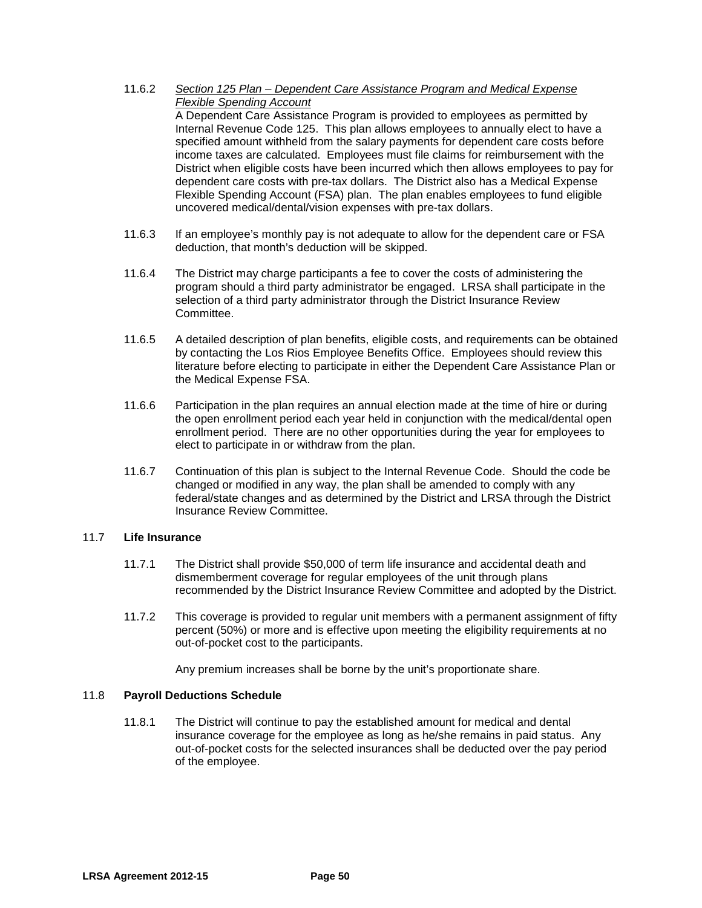11.6.2 *Section 125 Plan – Dependent Care Assistance Program and Medical Expense Flexible Spending Account*

A Dependent Care Assistance Program is provided to employees as permitted by Internal Revenue Code 125. This plan allows employees to annually elect to have a specified amount withheld from the salary payments for dependent care costs before income taxes are calculated. Employees must file claims for reimbursement with the District when eligible costs have been incurred which then allows employees to pay for dependent care costs with pre-tax dollars. The District also has a Medical Expense Flexible Spending Account (FSA) plan. The plan enables employees to fund eligible uncovered medical/dental/vision expenses with pre-tax dollars.

11.6.3 If an employee's monthly pay is not adequate to allow for the dependent care or FSA deduction, that month's deduction will be skipped.

11.6.4 The District may charge participants a fee to cover the costs of administering the program should a third party administrator be engaged. LRSA shall participate in the selection of a third party administrator through the District Insurance Review Committee.

11.6.5 A detailed description of plan benefits, eligible costs, and requirements can be obtained by contacting the Los Rios Employee Benefits Office. Employees should review this literature before electing to participate in either the Dependent Care Assistance Plan or the Medical Expense FSA.

11.6.6 Participation in the plan requires an annual election made at the time of hire or during the open enrollment period each year held in conjunction with the medical/dental open enrollment period. There are no other opportunities during the year for employees to elect to participate in or withdraw from the plan.

11.6.7 Continuation of this plan is subject to the Internal Revenue Code. Should the code be changed or modified in any way, the plan shall be amended to comply with any federal/state changes and as determined by the District and LRSA through the District Insurance Review Committee.

## 11.7 Life Insurance

11.7.1 The District shall provide $50,000 of term life insurance and accidental death and dismemberment coverage for regular employees of the unit through plans recommended by the District Insurance Review Committee and adopted by the District.

11.7.2 This coverage is provided to regular unit members with a permanent assignment of fifty percent (50%) or more and is effective upon meeting the eligibility requirements at no out-of-pocket cost to the participants.

Any premium increases shall be borne by the unit's proportionate share.

## 11.8 Payroll Deductions Schedule

11.8.1 The District will continue to pay the established amount for medical and dental insurance coverage for the employee as long as he/she remains in paid status. Any out-of-pocket costs for the selected insurances shall be deducted over the pay period of the employee.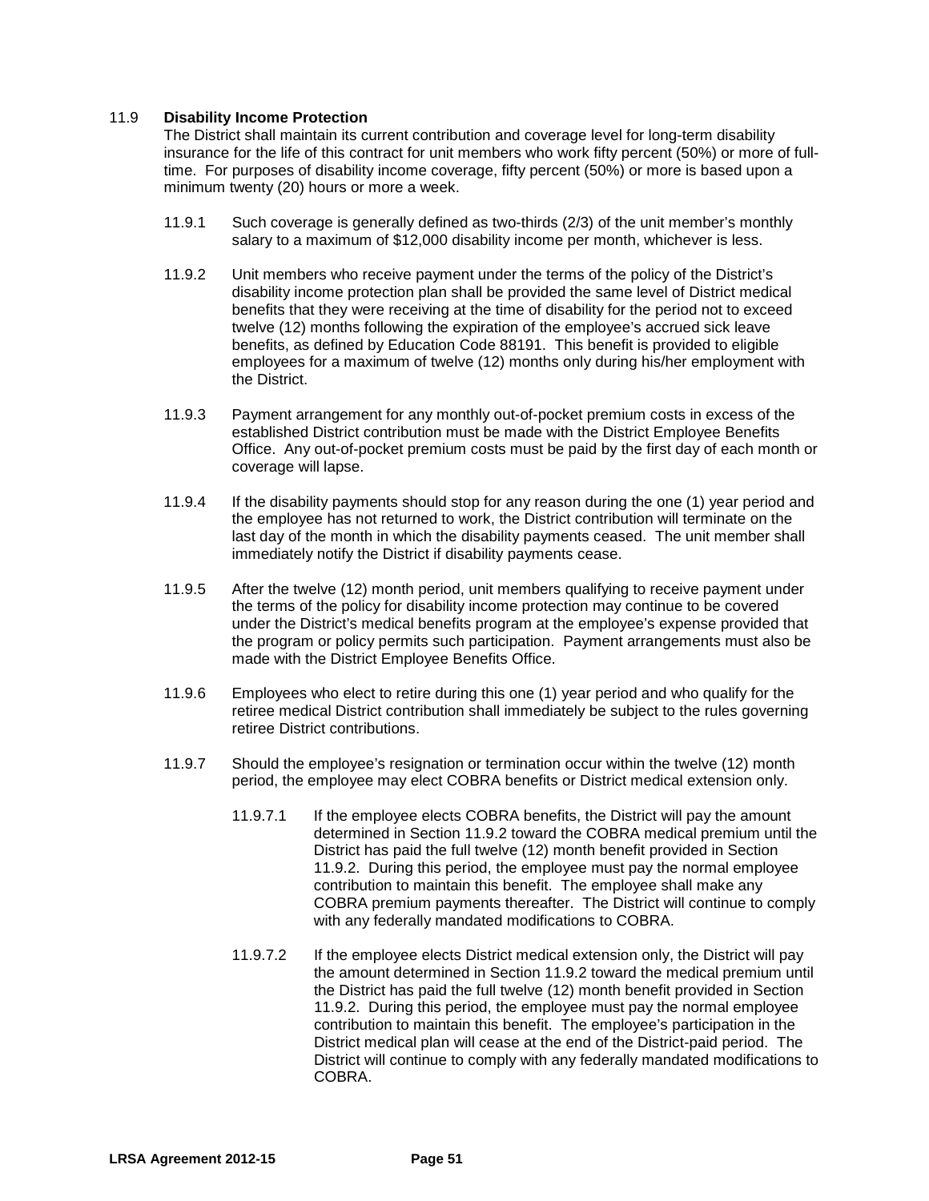## 11.9 Disability Income Protection

The District shall maintain its current contribution and coverage level for long-term disability insurance for the life of this contract for unit members who work fifty percent (50%) or more of full-time. For purposes of disability income coverage, fifty percent (50%) or more is based upon a minimum twenty (20) hours or more a week.

11.9.1 Such coverage is generally defined as two-thirds (2/3) of the unit member's monthly salary to a maximum of $12,000 disability income per month, whichever is less.

11.9.2 Unit members who receive payment under the terms of the policy of the District's disability income protection plan shall be provided the same level of District medical benefits that they were receiving at the time of disability for the period not to exceed twelve (12) months following the expiration of the employee's accrued sick leave benefits, as defined by Education Code 88191. This benefit is provided to eligible employees for a maximum of twelve (12) months only during his/her employment with the District.

11.9.3 Payment arrangement for any monthly out-of-pocket premium costs in excess of the established District contribution must be made with the District Employee Benefits Office. Any out-of-pocket premium costs must be paid by the first day of each month or coverage will lapse.

11.9.4 If the disability payments should stop for any reason during the one (1) year period and the employee has not returned to work, the District contribution will terminate on the last day of the month in which the disability payments ceased. The unit member shall immediately notify the District if disability payments cease.

11.9.5 After the twelve (12) month period, unit members qualifying to receive payment under the terms of the policy for disability income protection may continue to be covered under the District's medical benefits program at the employee's expense provided that the program or policy permits such participation. Payment arrangements must also be made with the District Employee Benefits Office.

11.9.6 Employees who elect to retire during this one (1) year period and who qualify for the retiree medical District contribution shall immediately be subject to the rules governing retiree District contributions.

11.9.7 Should the employee's resignation or termination occur within the twelve (12) month period, the employee may elect COBRA benefits or District medical extension only.

11.9.7.1 If the employee elects COBRA benefits, the District will pay the amount determined in Section 11.9.2 toward the COBRA medical premium until the District has paid the full twelve (12) month benefit provided in Section 11.9.2. During this period, the employee must pay the normal employee contribution to maintain this benefit. The employee shall make any COBRA premium payments thereafter. The District will continue to comply with any federally mandated modifications to COBRA.

11.9.7.2 If the employee elects District medical extension only, the District will pay the amount determined in Section 11.9.2 toward the medical premium until the District has paid the full twelve (12) month benefit provided in Section 11.9.2. During this period, the employee must pay the normal employee contribution to maintain this benefit. The employee's participation in the District medical plan will cease at the end of the District-paid period. The District will continue to comply with any federally mandated modifications to COBRA.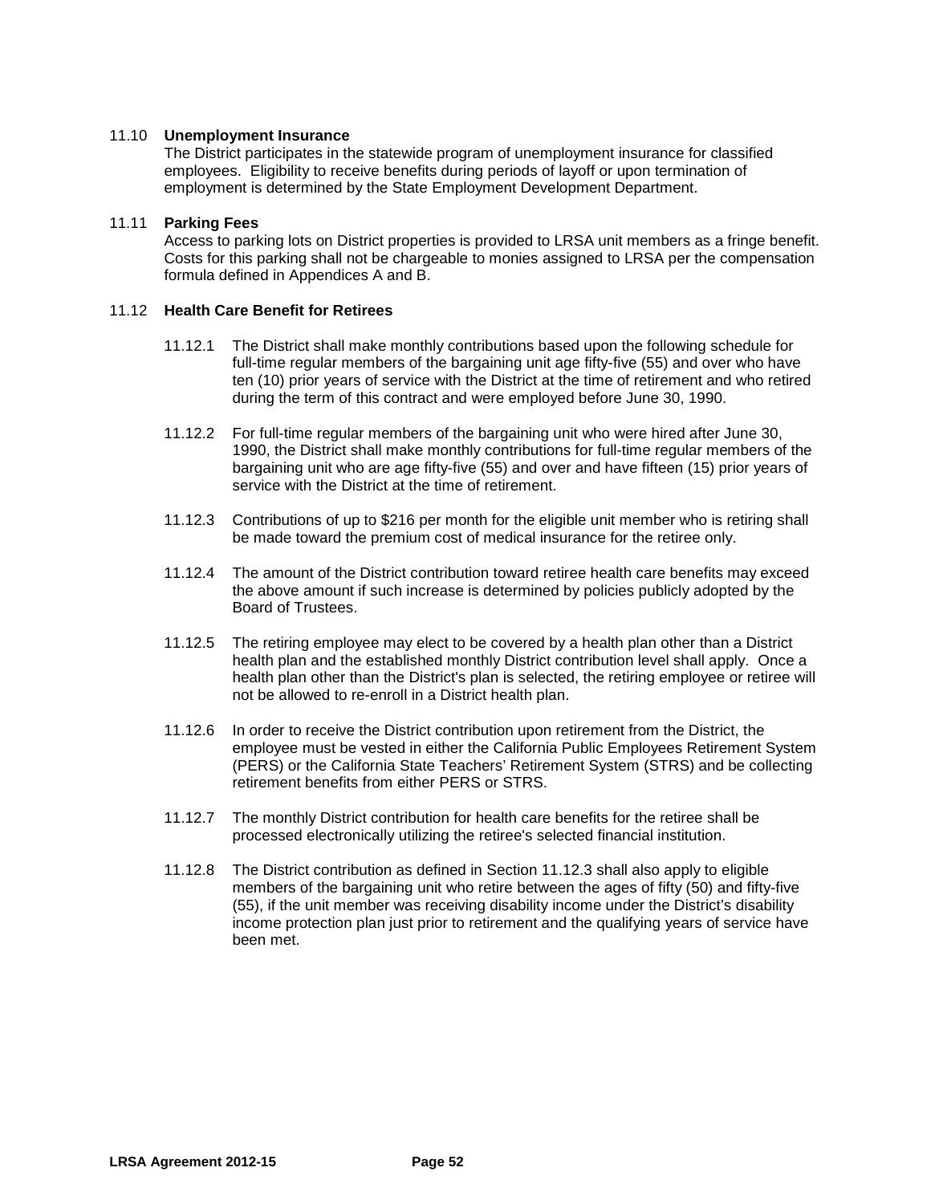### 11.10 **Unemployment Insurance**

The District participates in the statewide program of unemployment insurance for classified employees. Eligibility to receive benefits during periods of layoff or upon termination of employment is determined by the State Employment Development Department.

### 11.11 **Parking Fees**

Access to parking lots on District properties is provided to LRSA unit members as a fringe benefit. Costs for this parking shall not be chargeable to monies assigned to LRSA per the compensation formula defined in Appendices A and B.

### 11.12 **Health Care Benefit for Retirees**

11.12.1 The District shall make monthly contributions based upon the following schedule for full-time regular members of the bargaining unit age fifty-five (55) and over who have ten (10) prior years of service with the District at the time of retirement and who retired during the term of this contract and were employed before June 30, 1990.

11.12.2 For full-time regular members of the bargaining unit who were hired after June 30, 1990, the District shall make monthly contributions for full-time regular members of the bargaining unit who are age fifty-five (55) and over and have fifteen (15) prior years of service with the District at the time of retirement.

11.12.3 Contributions of up to $216 per month for the eligible unit member who is retiring shall be made toward the premium cost of medical insurance for the retiree only.

11.12.4 The amount of the District contribution toward retiree health care benefits may exceed the above amount if such increase is determined by policies publicly adopted by the Board of Trustees.

11.12.5 The retiring employee may elect to be covered by a health plan other than a District health plan and the established monthly District contribution level shall apply. Once a health plan other than the District's plan is selected, the retiring employee or retiree will not be allowed to re-enroll in a District health plan.

11.12.6 In order to receive the District contribution upon retirement from the District, the employee must be vested in either the California Public Employees Retirement System (PERS) or the California State Teachers' Retirement System (STRS) and be collecting retirement benefits from either PERS or STRS.

11.12.7 The monthly District contribution for health care benefits for the retiree shall be processed electronically utilizing the retiree's selected financial institution.

11.12.8 The District contribution as defined in Section 11.12.3 shall also apply to eligible members of the bargaining unit who retire between the ages of fifty (50) and fifty-five (55), if the unit member was receiving disability income under the District's disability income protection plan just prior to retirement and the qualifying years of service have been met.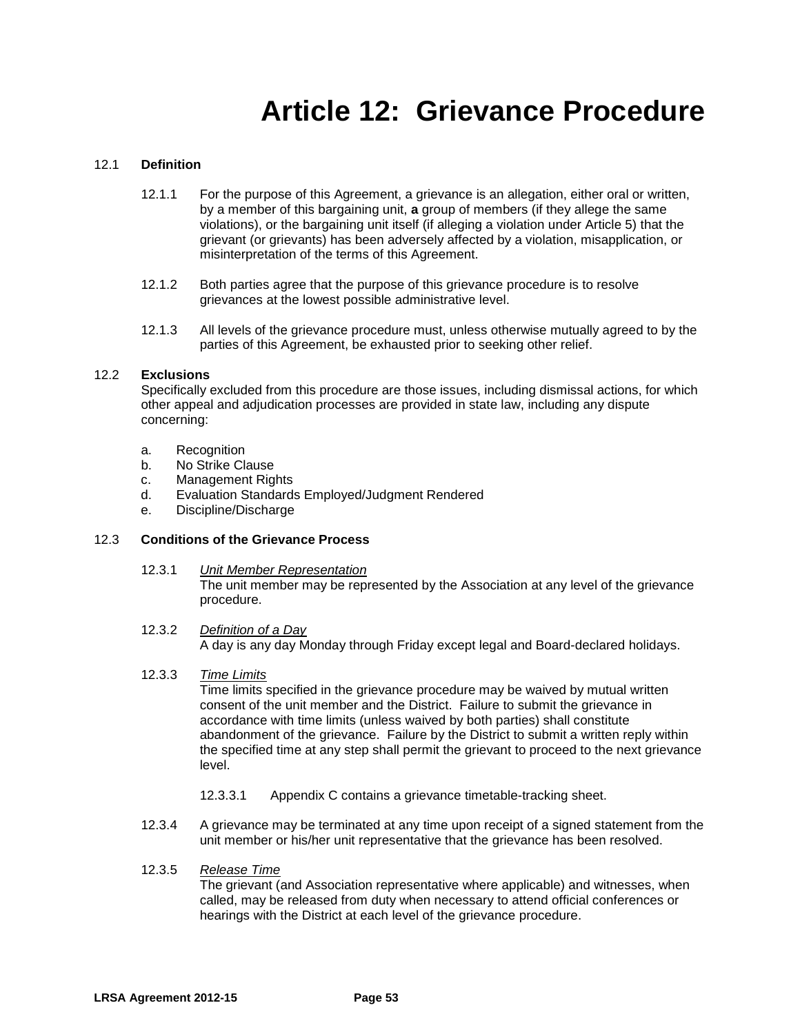# Article 12: Grievance Procedure

12.1 **Definition**

12.1.1 For the purpose of this Agreement, a grievance is an allegation, either oral or written, by a member of this bargaining unit, **a** group of members (if they allege the same violations), or the bargaining unit itself (if alleging a violation under Article 5) that the grievant (or grievants) has been adversely affected by a violation, misapplication, or misinterpretation of the terms of this Agreement.

12.1.2 Both parties agree that the purpose of this grievance procedure is to resolve grievances at the lowest possible administrative level.

12.1.3 All levels of the grievance procedure must, unless otherwise mutually agreed to by the parties of this Agreement, be exhausted prior to seeking other relief.

12.2 **Exclusions**

Specifically excluded from this procedure are those issues, including dismissal actions, for which other appeal and adjudication processes are provided in state law, including any dispute concerning:

a. Recognition
b. No Strike Clause
c. Management Rights
d. Evaluation Standards Employed/Judgment Rendered
e. Discipline/Discharge

12.3 **Conditions of the Grievance Process**

12.3.1 *Unit Member Representation*
The unit member may be represented by the Association at any level of the grievance procedure.

12.3.2 *Definition of a Day*
A day is any day Monday through Friday except legal and Board-declared holidays.

12.3.3 *Time Limits*
Time limits specified in the grievance procedure may be waived by mutual written consent of the unit member and the District. Failure to submit the grievance in accordance with time limits (unless waived by both parties) shall constitute abandonment of the grievance. Failure by the District to submit a written reply within the specified time at any step shall permit the grievant to proceed to the next grievance level.

12.3.3.1 Appendix C contains a grievance timetable-tracking sheet.

12.3.4 A grievance may be terminated at any time upon receipt of a signed statement from the unit member or his/her unit representative that the grievance has been resolved.

12.3.5 *Release Time*
The grievant (and Association representative where applicable) and witnesses, when called, may be released from duty when necessary to attend official conferences or hearings with the District at each level of the grievance procedure.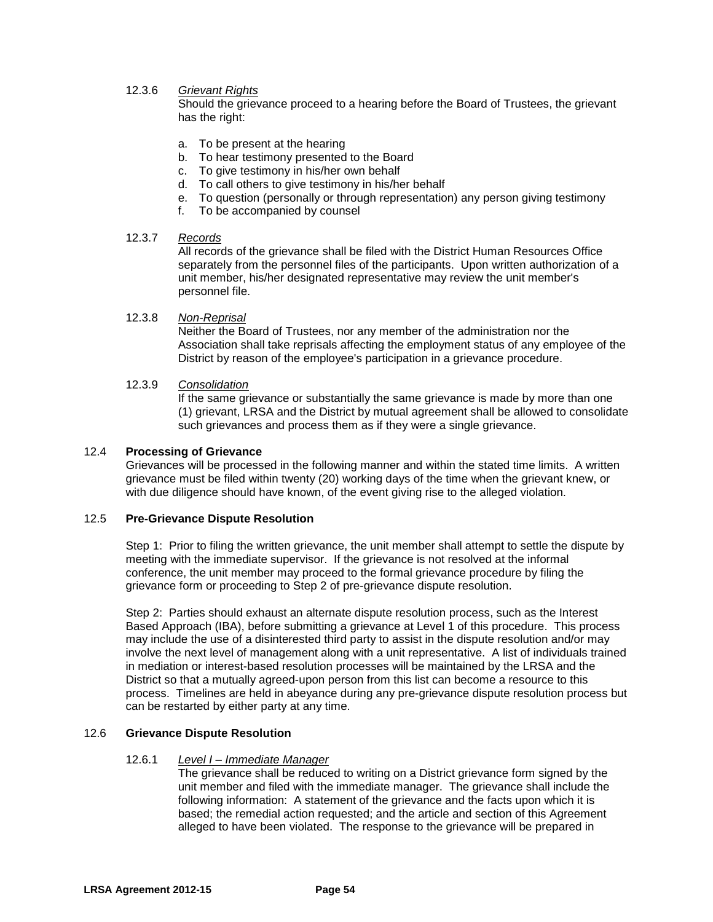12.3.6 *Grievant Rights*

Should the grievance proceed to a hearing before the Board of Trustees, the grievant has the right:

a. To be present at the hearing
b. To hear testimony presented to the Board
c. To give testimony in his/her own behalf
d. To call others to give testimony in his/her behalf
e. To question (personally or through representation) any person giving testimony
f. To be accompanied by counsel

12.3.7 *Records*

All records of the grievance shall be filed with the District Human Resources Office separately from the personnel files of the participants. Upon written authorization of a unit member, his/her designated representative may review the unit member's personnel file.

12.3.8 *Non-Reprisal*

Neither the Board of Trustees, nor any member of the administration nor the Association shall take reprisals affecting the employment status of any employee of the District by reason of the employee's participation in a grievance procedure.

12.3.9 *Consolidation*

If the same grievance or substantially the same grievance is made by more than one (1) grievant, LRSA and the District by mutual agreement shall be allowed to consolidate such grievances and process them as if they were a single grievance.

## 12.4 Processing of Grievance

Grievances will be processed in the following manner and within the stated time limits. A written grievance must be filed within twenty (20) working days of the time when the grievant knew, or with due diligence should have known, of the event giving rise to the alleged violation.

## 12.5 Pre-Grievance Dispute Resolution

Step 1: Prior to filing the written grievance, the unit member shall attempt to settle the dispute by meeting with the immediate supervisor. If the grievance is not resolved at the informal conference, the unit member may proceed to the formal grievance procedure by filing the grievance form or proceeding to Step 2 of pre-grievance dispute resolution.

Step 2: Parties should exhaust an alternate dispute resolution process, such as the Interest Based Approach (IBA), before submitting a grievance at Level 1 of this procedure. This process may include the use of a disinterested third party to assist in the dispute resolution and/or may involve the next level of management along with a unit representative. A list of individuals trained in mediation or interest-based resolution processes will be maintained by the LRSA and the District so that a mutually agreed-upon person from this list can become a resource to this process. Timelines are held in abeyance during any pre-grievance dispute resolution process but can be restarted by either party at any time.

## 12.6 Grievance Dispute Resolution

12.6.1 *Level I – Immediate Manager*

The grievance shall be reduced to writing on a District grievance form signed by the unit member and filed with the immediate manager. The grievance shall include the following information: A statement of the grievance and the facts upon which it is based; the remedial action requested; and the article and section of this Agreement alleged to have been violated. The response to the grievance will be prepared in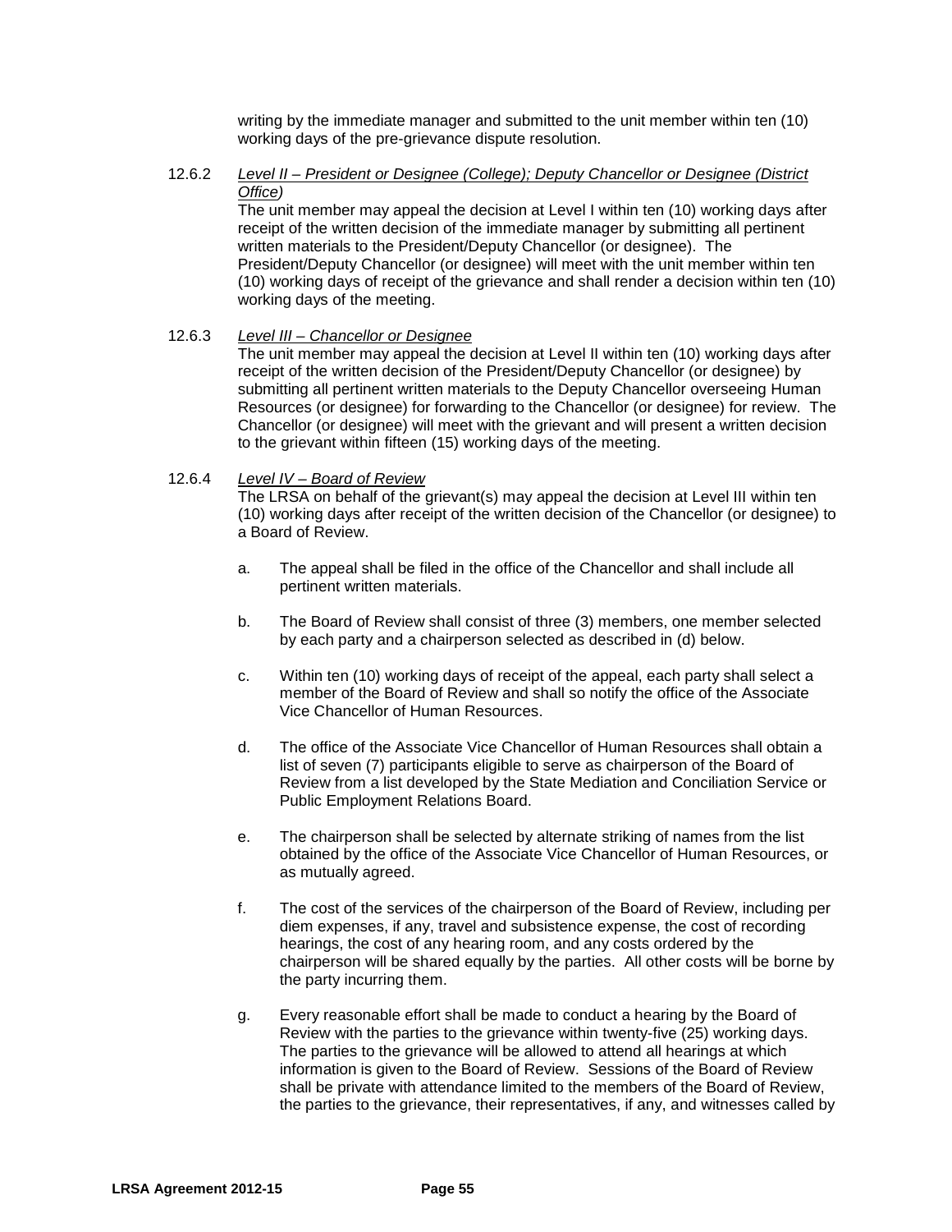writing by the immediate manager and submitted to the unit member within ten (10) working days of the pre-grievance dispute resolution.

12.6.2 *Level II – President or Designee (College); Deputy Chancellor or Designee (District Office)*

The unit member may appeal the decision at Level I within ten (10) working days after receipt of the written decision of the immediate manager by submitting all pertinent written materials to the President/Deputy Chancellor (or designee). The President/Deputy Chancellor (or designee) will meet with the unit member within ten (10) working days of receipt of the grievance and shall render a decision within ten (10) working days of the meeting.

12.6.3 *Level III – Chancellor or Designee*

The unit member may appeal the decision at Level II within ten (10) working days after receipt of the written decision of the President/Deputy Chancellor (or designee) by submitting all pertinent written materials to the Deputy Chancellor overseeing Human Resources (or designee) for forwarding to the Chancellor (or designee) for review. The Chancellor (or designee) will meet with the grievant and will present a written decision to the grievant within fifteen (15) working days of the meeting.

12.6.4 *Level IV – Board of Review*

The LRSA on behalf of the grievant(s) may appeal the decision at Level III within ten (10) working days after receipt of the written decision of the Chancellor (or designee) to a Board of Review.

a. The appeal shall be filed in the office of the Chancellor and shall include all pertinent written materials.

b. The Board of Review shall consist of three (3) members, one member selected by each party and a chairperson selected as described in (d) below.

c. Within ten (10) working days of receipt of the appeal, each party shall select a member of the Board of Review and shall so notify the office of the Associate Vice Chancellor of Human Resources.

d. The office of the Associate Vice Chancellor of Human Resources shall obtain a list of seven (7) participants eligible to serve as chairperson of the Board of Review from a list developed by the State Mediation and Conciliation Service or Public Employment Relations Board.

e. The chairperson shall be selected by alternate striking of names from the list obtained by the office of the Associate Vice Chancellor of Human Resources, or as mutually agreed.

f. The cost of the services of the chairperson of the Board of Review, including per diem expenses, if any, travel and subsistence expense, the cost of recording hearings, the cost of any hearing room, and any costs ordered by the chairperson will be shared equally by the parties. All other costs will be borne by the party incurring them.

g. Every reasonable effort shall be made to conduct a hearing by the Board of Review with the parties to the grievance within twenty-five (25) working days. The parties to the grievance will be allowed to attend all hearings at which information is given to the Board of Review. Sessions of the Board of Review shall be private with attendance limited to the members of the Board of Review, the parties to the grievance, their representatives, if any, and witnesses called by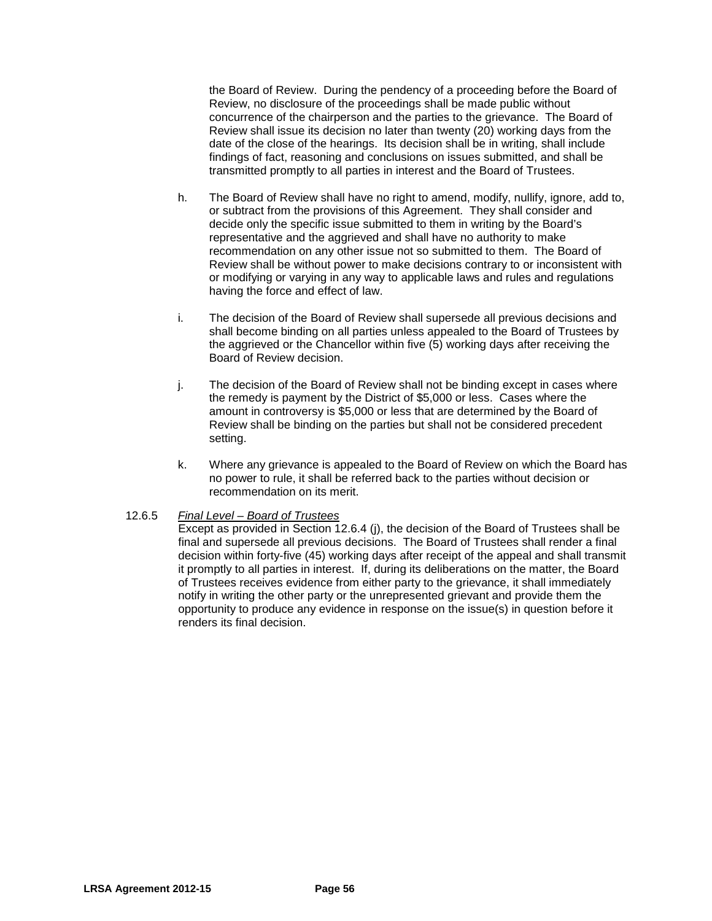the Board of Review. During the pendency of a proceeding before the Board of Review, no disclosure of the proceedings shall be made public without concurrence of the chairperson and the parties to the grievance. The Board of Review shall issue its decision no later than twenty (20) working days from the date of the close of the hearings. Its decision shall be in writing, shall include findings of fact, reasoning and conclusions on issues submitted, and shall be transmitted promptly to all parties in interest and the Board of Trustees.

h. The Board of Review shall have no right to amend, modify, nullify, ignore, add to, or subtract from the provisions of this Agreement. They shall consider and decide only the specific issue submitted to them in writing by the Board's representative and the aggrieved and shall have no authority to make recommendation on any other issue not so submitted to them. The Board of Review shall be without power to make decisions contrary to or inconsistent with or modifying or varying in any way to applicable laws and rules and regulations having the force and effect of law.

i. The decision of the Board of Review shall supersede all previous decisions and shall become binding on all parties unless appealed to the Board of Trustees by the aggrieved or the Chancellor within five (5) working days after receiving the Board of Review decision.

j. The decision of the Board of Review shall not be binding except in cases where the remedy is payment by the District of $5,000 or less. Cases where the amount in controversy is $5,000 or less that are determined by the Board of Review shall be binding on the parties but shall not be considered precedent setting.

k. Where any grievance is appealed to the Board of Review on which the Board has no power to rule, it shall be referred back to the parties without decision or recommendation on its merit.

12.6.5 *Final Level – Board of Trustees*

Except as provided in Section 12.6.4 (j), the decision of the Board of Trustees shall be final and supersede all previous decisions. The Board of Trustees shall render a final decision within forty-five (45) working days after receipt of the appeal and shall transmit it promptly to all parties in interest. If, during its deliberations on the matter, the Board of Trustees receives evidence from either party to the grievance, it shall immediately notify in writing the other party or the unrepresented grievant and provide them the opportunity to produce any evidence in response on the issue(s) in question before it renders its final decision.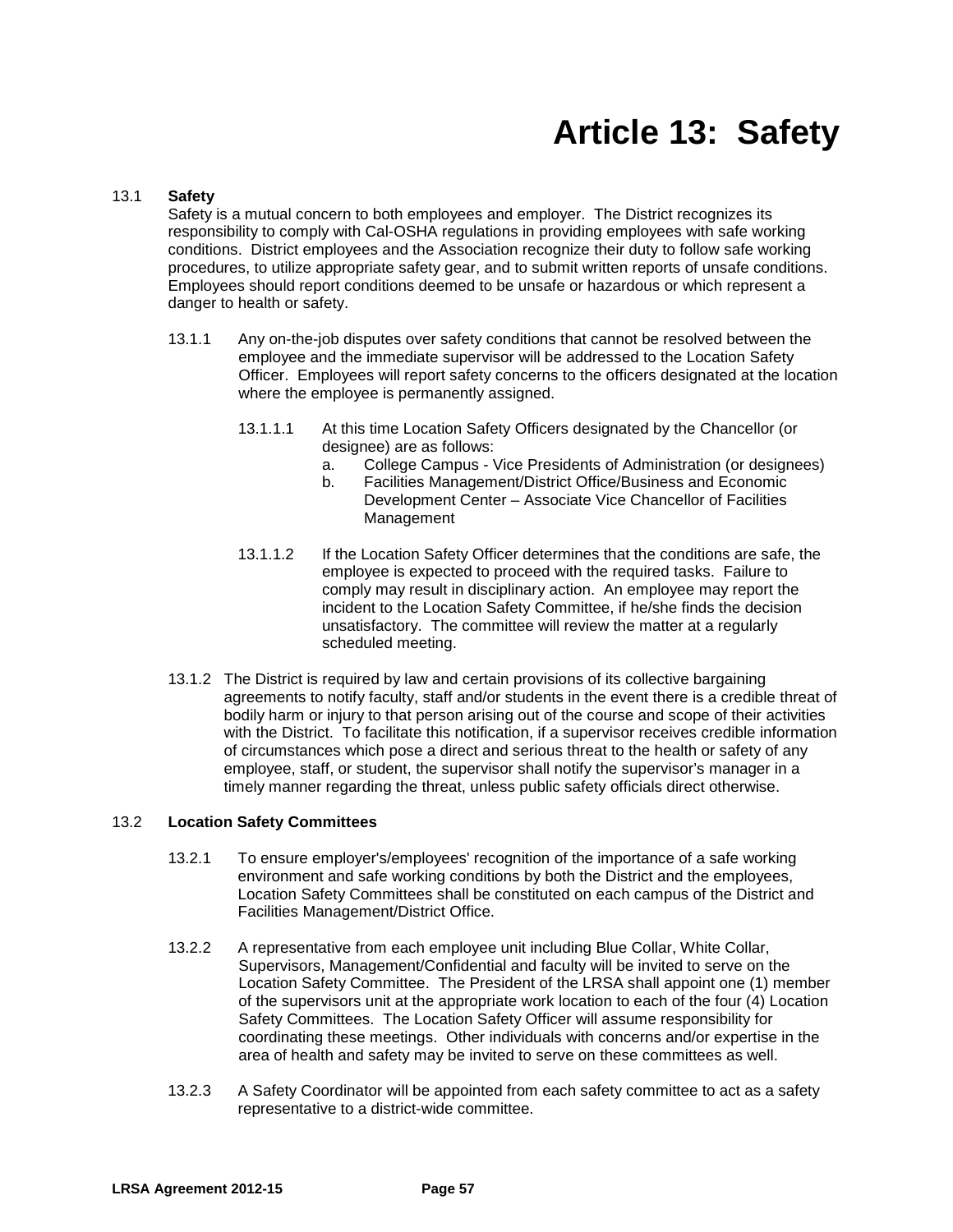# Article 13: Safety

13.1 **Safety**

Safety is a mutual concern to both employees and employer. The District recognizes its responsibility to comply with Cal-OSHA regulations in providing employees with safe working conditions. District employees and the Association recognize their duty to follow safe working procedures, to utilize appropriate safety gear, and to submit written reports of unsafe conditions. Employees should report conditions deemed to be unsafe or hazardous or which represent a danger to health or safety.

13.1.1 Any on-the-job disputes over safety conditions that cannot be resolved between the employee and the immediate supervisor will be addressed to the Location Safety Officer. Employees will report safety concerns to the officers designated at the location where the employee is permanently assigned.

13.1.1.1 At this time Location Safety Officers designated by the Chancellor (or designee) are as follows:

a. College Campus - Vice Presidents of Administration (or designees)

b. Facilities Management/District Office/Business and Economic Development Center – Associate Vice Chancellor of Facilities Management

13.1.1.2 If the Location Safety Officer determines that the conditions are safe, the employee is expected to proceed with the required tasks. Failure to comply may result in disciplinary action. An employee may report the incident to the Location Safety Committee, if he/she finds the decision unsatisfactory. The committee will review the matter at a regularly scheduled meeting.

13.1.2 The District is required by law and certain provisions of its collective bargaining agreements to notify faculty, staff and/or students in the event there is a credible threat of bodily harm or injury to that person arising out of the course and scope of their activities with the District. To facilitate this notification, if a supervisor receives credible information of circumstances which pose a direct and serious threat to the health or safety of any employee, staff, or student, the supervisor shall notify the supervisor's manager in a timely manner regarding the threat, unless public safety officials direct otherwise.

13.2 **Location Safety Committees**

13.2.1 To ensure employer's/employees' recognition of the importance of a safe working environment and safe working conditions by both the District and the employees, Location Safety Committees shall be constituted on each campus of the District and Facilities Management/District Office.

13.2.2 A representative from each employee unit including Blue Collar, White Collar, Supervisors, Management/Confidential and faculty will be invited to serve on the Location Safety Committee. The President of the LRSA shall appoint one (1) member of the supervisors unit at the appropriate work location to each of the four (4) Location Safety Committees. The Location Safety Officer will assume responsibility for coordinating these meetings. Other individuals with concerns and/or expertise in the area of health and safety may be invited to serve on these committees as well.

13.2.3 A Safety Coordinator will be appointed from each safety committee to act as a safety representative to a district-wide committee.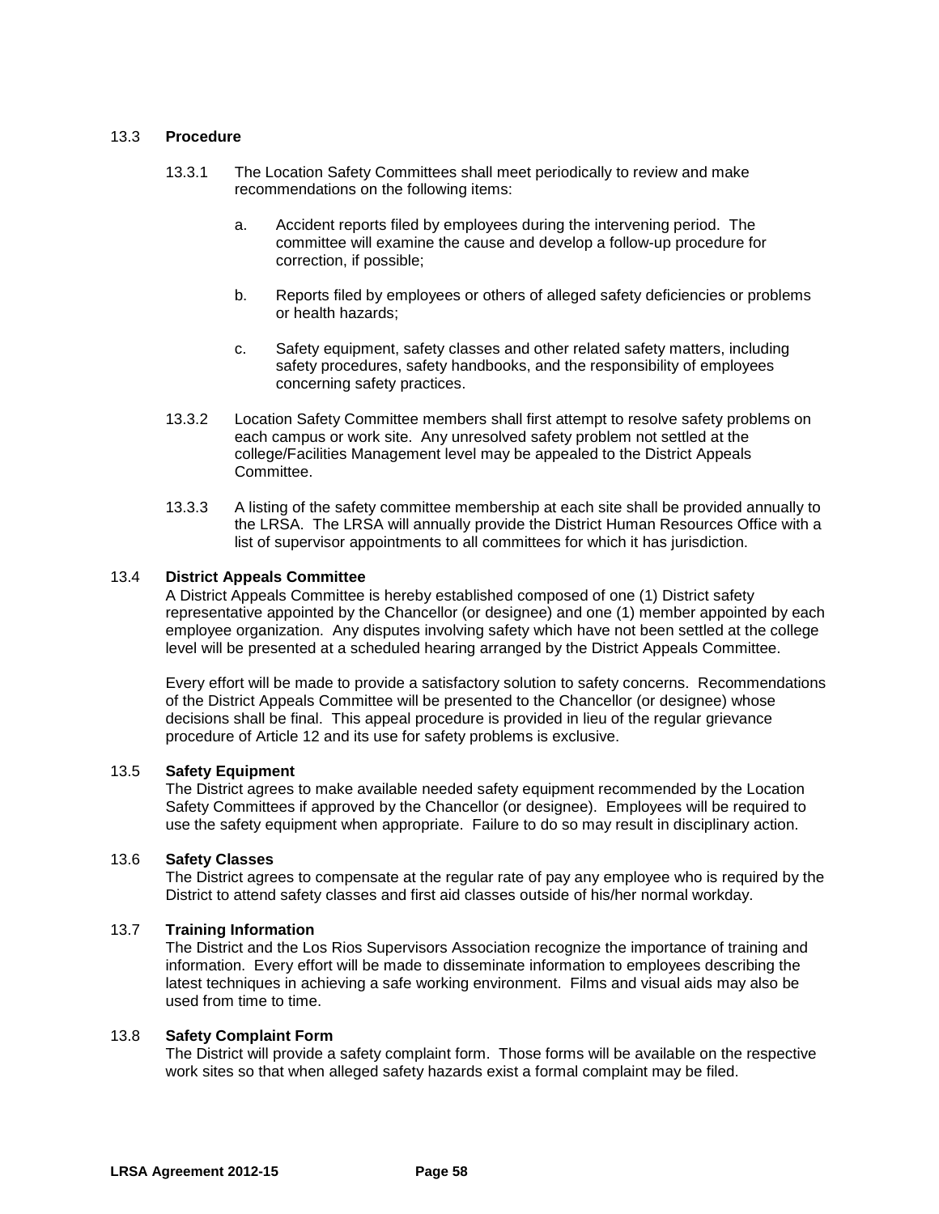### 13.3 Procedure

13.3.1 The Location Safety Committees shall meet periodically to review and make recommendations on the following items:

a. Accident reports filed by employees during the intervening period. The committee will examine the cause and develop a follow-up procedure for correction, if possible;

b. Reports filed by employees or others of alleged safety deficiencies or problems or health hazards;

c. Safety equipment, safety classes and other related safety matters, including safety procedures, safety handbooks, and the responsibility of employees concerning safety practices.

13.3.2 Location Safety Committee members shall first attempt to resolve safety problems on each campus or work site. Any unresolved safety problem not settled at the college/Facilities Management level may be appealed to the District Appeals Committee.

13.3.3 A listing of the safety committee membership at each site shall be provided annually to the LRSA. The LRSA will annually provide the District Human Resources Office with a list of supervisor appointments to all committees for which it has jurisdiction.

### 13.4 District Appeals Committee

A District Appeals Committee is hereby established composed of one (1) District safety representative appointed by the Chancellor (or designee) and one (1) member appointed by each employee organization. Any disputes involving safety which have not been settled at the college level will be presented at a scheduled hearing arranged by the District Appeals Committee.

Every effort will be made to provide a satisfactory solution to safety concerns. Recommendations of the District Appeals Committee will be presented to the Chancellor (or designee) whose decisions shall be final. This appeal procedure is provided in lieu of the regular grievance procedure of Article 12 and its use for safety problems is exclusive.

### 13.5 Safety Equipment

The District agrees to make available needed safety equipment recommended by the Location Safety Committees if approved by the Chancellor (or designee). Employees will be required to use the safety equipment when appropriate. Failure to do so may result in disciplinary action.

### 13.6 Safety Classes

The District agrees to compensate at the regular rate of pay any employee who is required by the District to attend safety classes and first aid classes outside of his/her normal workday.

### 13.7 Training Information

The District and the Los Rios Supervisors Association recognize the importance of training and information. Every effort will be made to disseminate information to employees describing the latest techniques in achieving a safe working environment. Films and visual aids may also be used from time to time.

### 13.8 Safety Complaint Form

The District will provide a safety complaint form. Those forms will be available on the respective work sites so that when alleged safety hazards exist a formal complaint may be filed.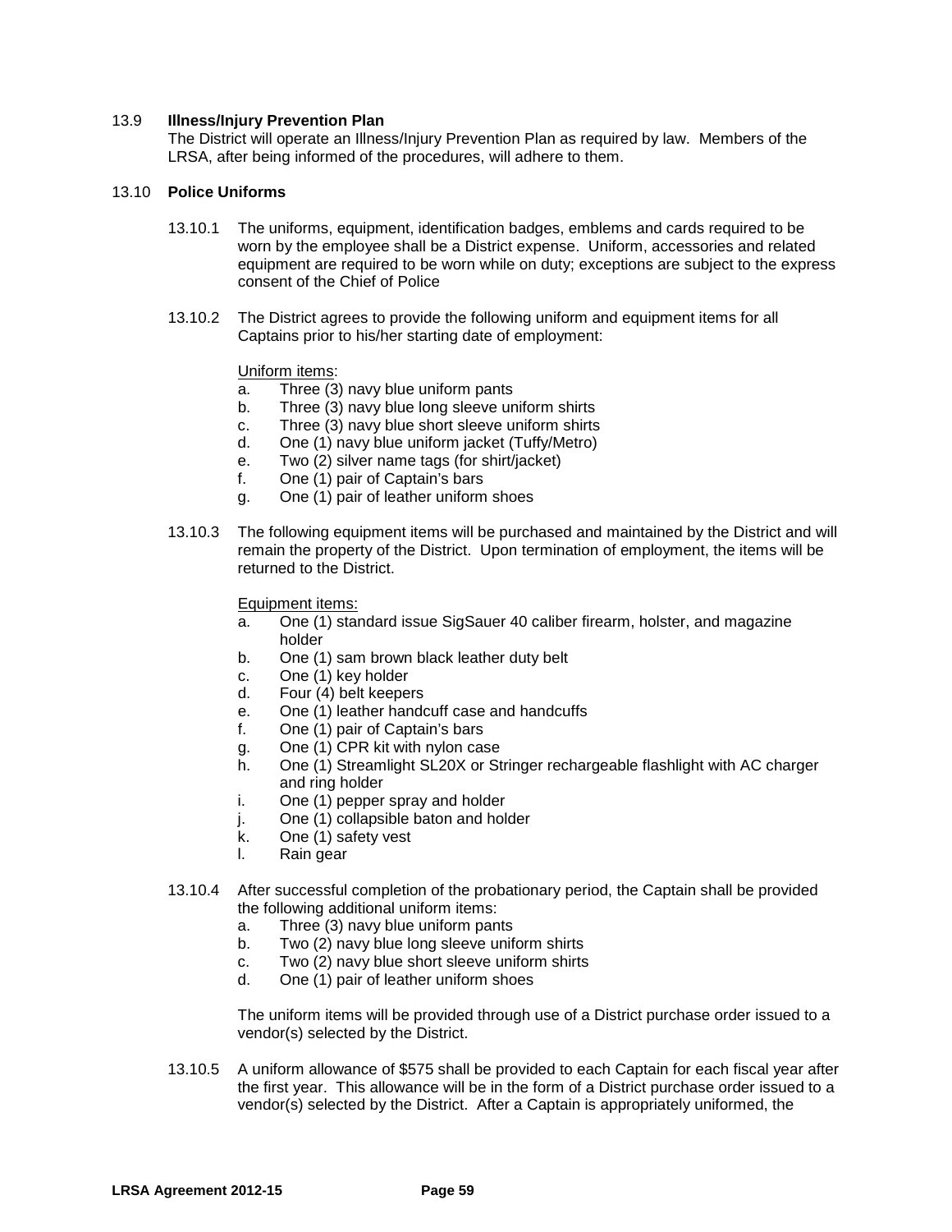13.9 **Illness/Injury Prevention Plan**

The District will operate an Illness/Injury Prevention Plan as required by law. Members of the LRSA, after being informed of the procedures, will adhere to them.

13.10 **Police Uniforms**

13.10.1 The uniforms, equipment, identification badges, emblems and cards required to be worn by the employee shall be a District expense. Uniform, accessories and related equipment are required to be worn while on duty; exceptions are subject to the express consent of the Chief of Police

13.10.2 The District agrees to provide the following uniform and equipment items for all Captains prior to his/her starting date of employment:

<u>Uniform items</u>:

a. Three (3) navy blue uniform pants
b. Three (3) navy blue long sleeve uniform shirts
c. Three (3) navy blue short sleeve uniform shirts
d. One (1) navy blue uniform jacket (Tuffy/Metro)
e. Two (2) silver name tags (for shirt/jacket)
f. One (1) pair of Captain's bars
g. One (1) pair of leather uniform shoes

13.10.3 The following equipment items will be purchased and maintained by the District and will remain the property of the District. Upon termination of employment, the items will be returned to the District.

<u>Equipment items:</u>

a. One (1) standard issue SigSauer 40 caliber firearm, holster, and magazine holder
b. One (1) sam brown black leather duty belt
c. One (1) key holder
d. Four (4) belt keepers
e. One (1) leather handcuff case and handcuffs
f. One (1) pair of Captain's bars
g. One (1) CPR kit with nylon case
h. One (1) Streamlight SL20X or Stringer rechargeable flashlight with AC charger and ring holder
i. One (1) pepper spray and holder
j. One (1) collapsible baton and holder
k. One (1) safety vest
l. Rain gear

13.10.4 After successful completion of the probationary period, the Captain shall be provided the following additional uniform items:

a. Three (3) navy blue uniform pants
b. Two (2) navy blue long sleeve uniform shirts
c. Two (2) navy blue short sleeve uniform shirts
d. One (1) pair of leather uniform shoes

The uniform items will be provided through use of a District purchase order issued to a vendor(s) selected by the District.

13.10.5 A uniform allowance of $575 shall be provided to each Captain for each fiscal year after the first year. This allowance will be in the form of a District purchase order issued to a vendor(s) selected by the District. After a Captain is appropriately uniformed, the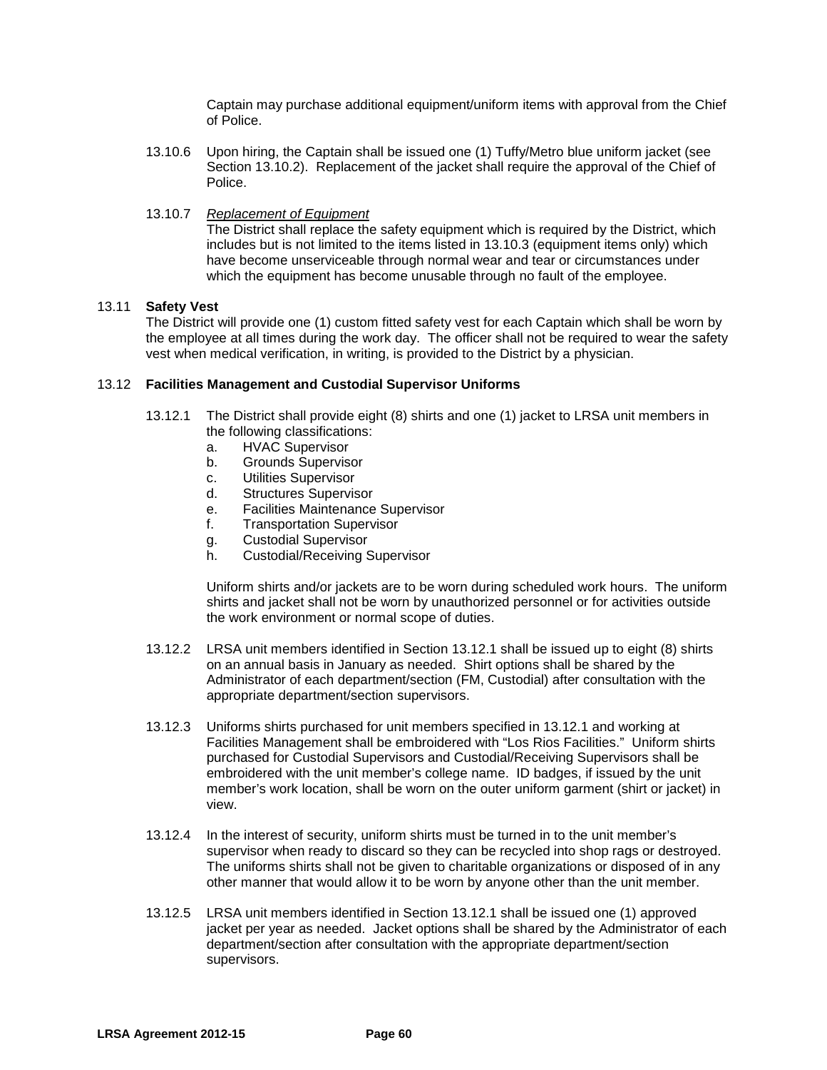Captain may purchase additional equipment/uniform items with approval from the Chief of Police.

13.10.6 Upon hiring, the Captain shall be issued one (1) Tuffy/Metro blue uniform jacket (see Section 13.10.2). Replacement of the jacket shall require the approval of the Chief of Police.

13.10.7 *Replacement of Equipment*
The District shall replace the safety equipment which is required by the District, which includes but is not limited to the items listed in 13.10.3 (equipment items only) which have become unserviceable through normal wear and tear or circumstances under which the equipment has become unusable through no fault of the employee.

13.11 **Safety Vest**
The District will provide one (1) custom fitted safety vest for each Captain which shall be worn by the employee at all times during the work day. The officer shall not be required to wear the safety vest when medical verification, in writing, is provided to the District by a physician.

13.12 **Facilities Management and Custodial Supervisor Uniforms**

13.12.1 The District shall provide eight (8) shirts and one (1) jacket to LRSA unit members in the following classifications:

a. HVAC Supervisor
b. Grounds Supervisor
c. Utilities Supervisor
d. Structures Supervisor
e. Facilities Maintenance Supervisor
f. Transportation Supervisor
g. Custodial Supervisor
h. Custodial/Receiving Supervisor

Uniform shirts and/or jackets are to be worn during scheduled work hours. The uniform shirts and jacket shall not be worn by unauthorized personnel or for activities outside the work environment or normal scope of duties.

13.12.2 LRSA unit members identified in Section 13.12.1 shall be issued up to eight (8) shirts on an annual basis in January as needed. Shirt options shall be shared by the Administrator of each department/section (FM, Custodial) after consultation with the appropriate department/section supervisors.

13.12.3 Uniforms shirts purchased for unit members specified in 13.12.1 and working at Facilities Management shall be embroidered with "Los Rios Facilities." Uniform shirts purchased for Custodial Supervisors and Custodial/Receiving Supervisors shall be embroidered with the unit member's college name. ID badges, if issued by the unit member's work location, shall be worn on the outer uniform garment (shirt or jacket) in view.

13.12.4 In the interest of security, uniform shirts must be turned in to the unit member's supervisor when ready to discard so they can be recycled into shop rags or destroyed. The uniforms shirts shall not be given to charitable organizations or disposed of in any other manner that would allow it to be worn by anyone other than the unit member.

13.12.5 LRSA unit members identified in Section 13.12.1 shall be issued one (1) approved jacket per year as needed. Jacket options shall be shared by the Administrator of each department/section after consultation with the appropriate department/section supervisors.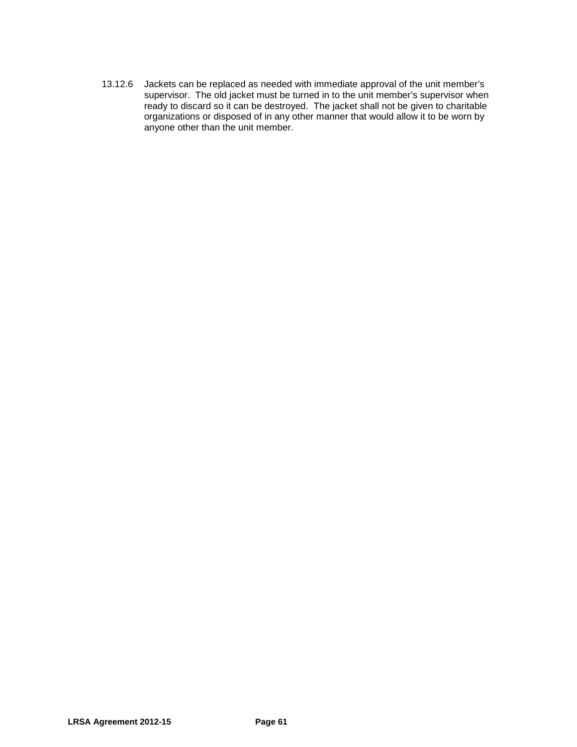13.12.6 Jackets can be replaced as needed with immediate approval of the unit member's supervisor. The old jacket must be turned in to the unit member's supervisor when ready to discard so it can be destroyed. The jacket shall not be given to charitable organizations or disposed of in any other manner that would allow it to be worn by anyone other than the unit member.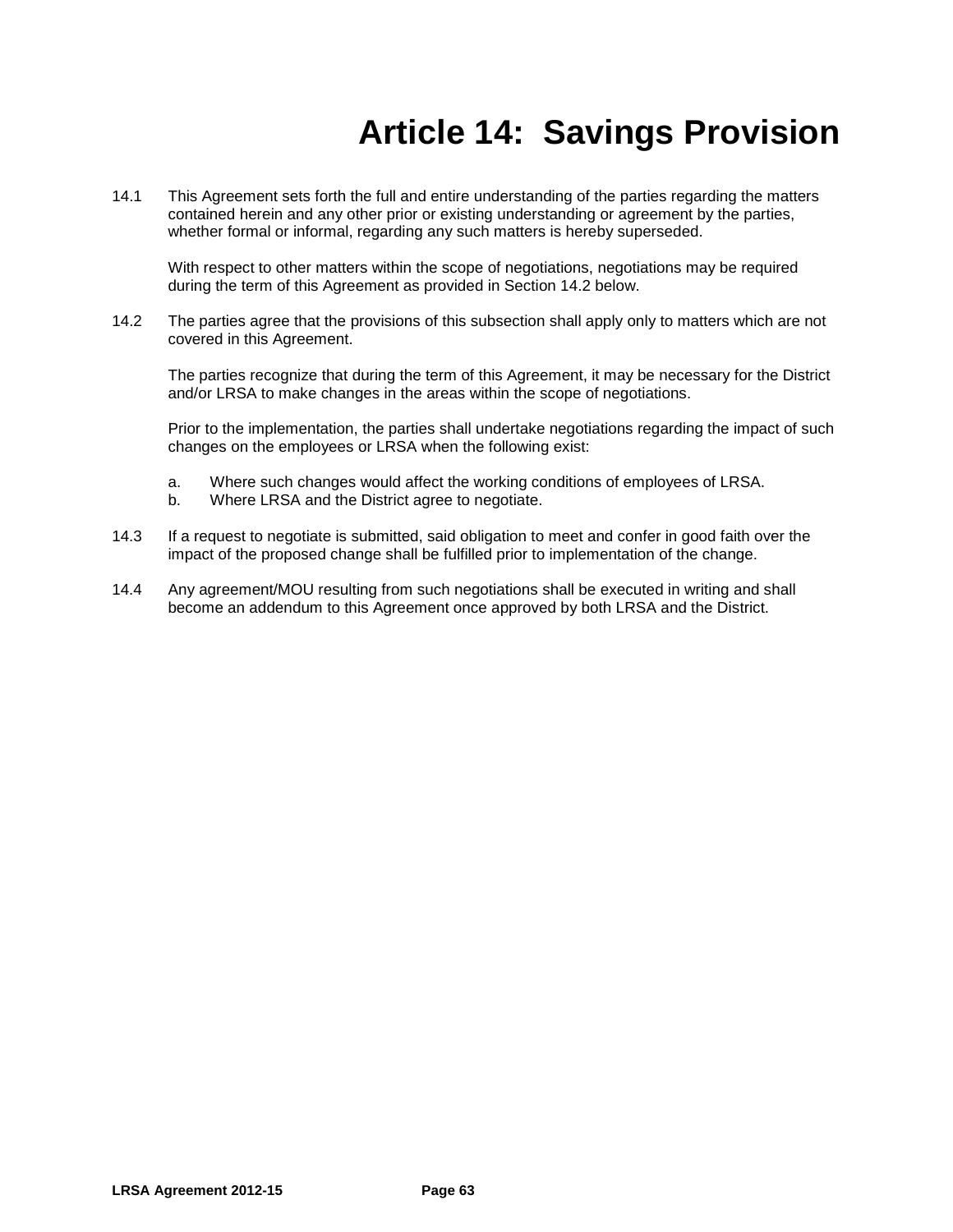# Article 14: Savings Provision

14.1 This Agreement sets forth the full and entire understanding of the parties regarding the matters contained herein and any other prior or existing understanding or agreement by the parties, whether formal or informal, regarding any such matters is hereby superseded.

With respect to other matters within the scope of negotiations, negotiations may be required during the term of this Agreement as provided in Section 14.2 below.

14.2 The parties agree that the provisions of this subsection shall apply only to matters which are not covered in this Agreement.

The parties recognize that during the term of this Agreement, it may be necessary for the District and/or LRSA to make changes in the areas within the scope of negotiations.

Prior to the implementation, the parties shall undertake negotiations regarding the impact of such changes on the employees or LRSA when the following exist:

a. Where such changes would affect the working conditions of employees of LRSA.
b. Where LRSA and the District agree to negotiate.

14.3 If a request to negotiate is submitted, said obligation to meet and confer in good faith over the impact of the proposed change shall be fulfilled prior to implementation of the change.

14.4 Any agreement/MOU resulting from such negotiations shall be executed in writing and shall become an addendum to this Agreement once approved by both LRSA and the District.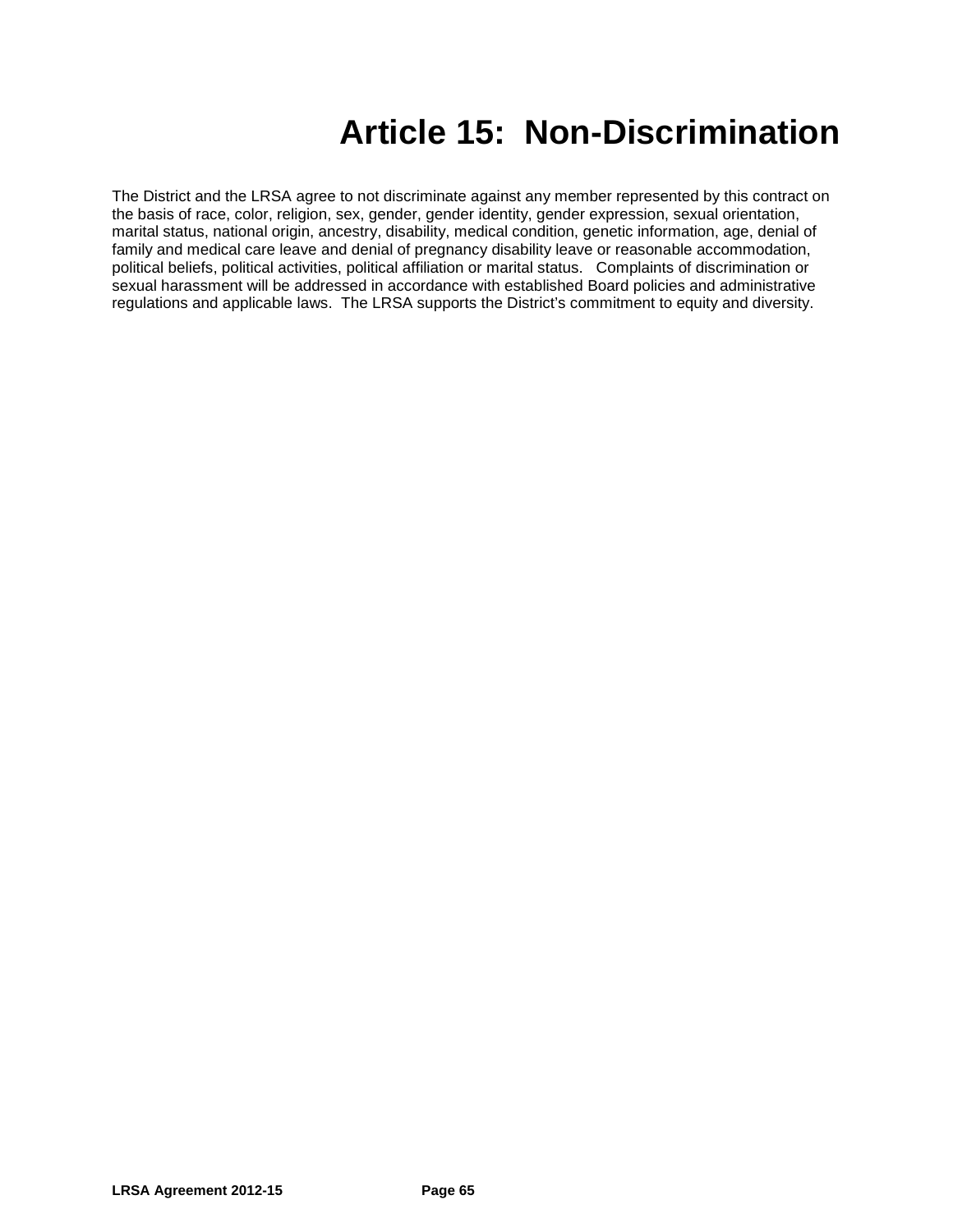# Article 15: Non-Discrimination

The District and the LRSA agree to not discriminate against any member represented by this contract on the basis of race, color, religion, sex, gender, gender identity, gender expression, sexual orientation, marital status, national origin, ancestry, disability, medical condition, genetic information, age, denial of family and medical care leave and denial of pregnancy disability leave or reasonable accommodation, political beliefs, political activities, political affiliation or marital status. Complaints of discrimination or sexual harassment will be addressed in accordance with established Board policies and administrative regulations and applicable laws. The LRSA supports the District's commitment to equity and diversity.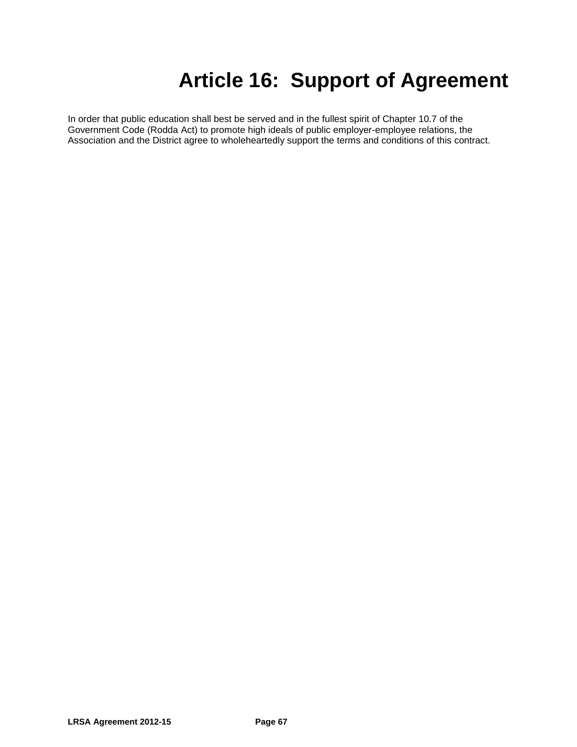# Article 16: Support of Agreement

In order that public education shall best be served and in the fullest spirit of Chapter 10.7 of the Government Code (Rodda Act) to promote high ideals of public employer-employee relations, the Association and the District agree to wholeheartedly support the terms and conditions of this contract.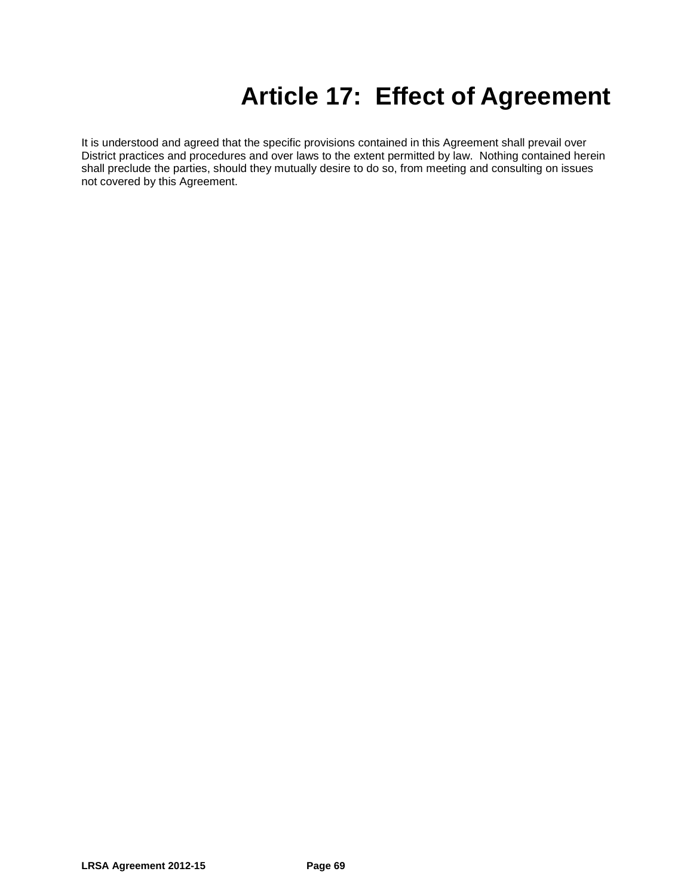# Article 17: Effect of Agreement

It is understood and agreed that the specific provisions contained in this Agreement shall prevail over District practices and procedures and over laws to the extent permitted by law. Nothing contained herein shall preclude the parties, should they mutually desire to do so, from meeting and consulting on issues not covered by this Agreement.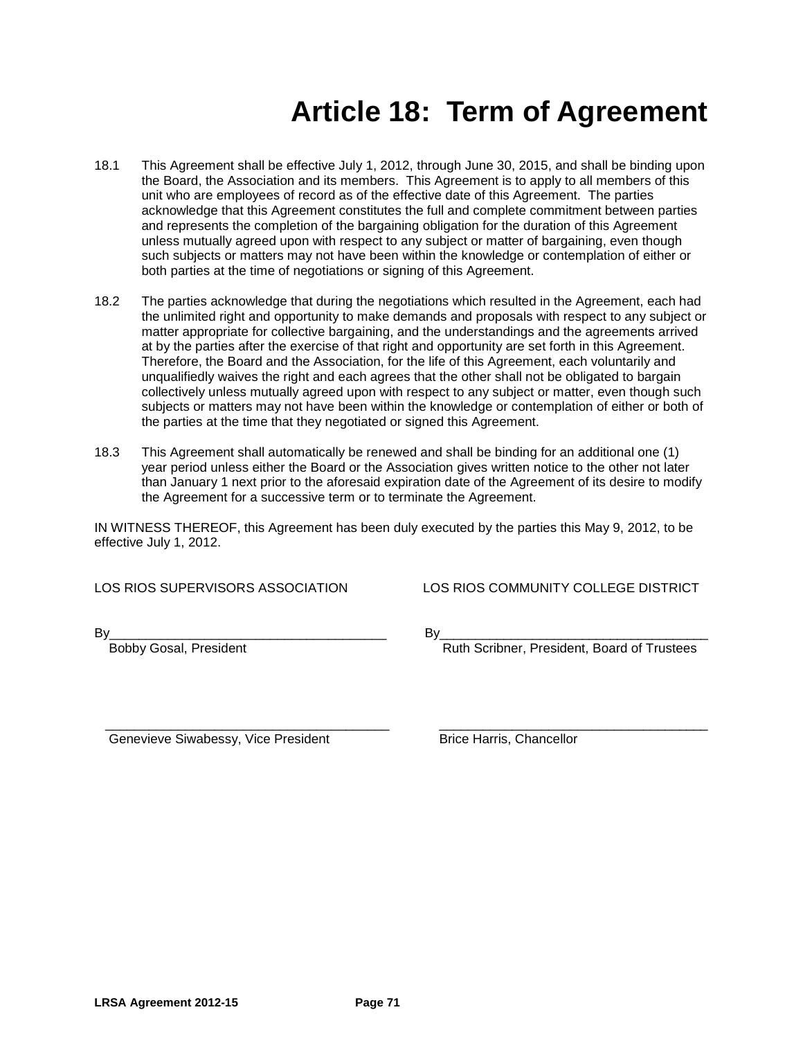# Article 18: Term of Agreement

18.1 This Agreement shall be effective July 1, 2012, through June 30, 2015, and shall be binding upon the Board, the Association and its members. This Agreement is to apply to all members of this unit who are employees of record as of the effective date of this Agreement. The parties acknowledge that this Agreement constitutes the full and complete commitment between parties and represents the completion of the bargaining obligation for the duration of this Agreement unless mutually agreed upon with respect to any subject or matter of bargaining, even though such subjects or matters may not have been within the knowledge or contemplation of either or both parties at the time of negotiations or signing of this Agreement.

18.2 The parties acknowledge that during the negotiations which resulted in the Agreement, each had the unlimited right and opportunity to make demands and proposals with respect to any subject or matter appropriate for collective bargaining, and the understandings and the agreements arrived at by the parties after the exercise of that right and opportunity are set forth in this Agreement. Therefore, the Board and the Association, for the life of this Agreement, each voluntarily and unqualifiedly waives the right and each agrees that the other shall not be obligated to bargain collectively unless mutually agreed upon with respect to any subject or matter, even though such subjects or matters may not have been within the knowledge or contemplation of either or both of the parties at the time that they negotiated or signed this Agreement.

18.3 This Agreement shall automatically be renewed and shall be binding for an additional one (1) year period unless either the Board or the Association gives written notice to the other not later than January 1 next prior to the aforesaid expiration date of the Agreement of its desire to modify the Agreement for a successive term or to terminate the Agreement.

IN WITNESS THEREOF, this Agreement has been duly executed by the parties this May 9, 2012, to be effective July 1, 2012.

LOS RIOS SUPERVISORS ASSOCIATION

By______________________________________
Bobby Gosal, President

______________________________________
Genevieve Siwabessy, Vice President

LOS RIOS COMMUNITY COLLEGE DISTRICT

By______________________________________
Ruth Scribner, President, Board of Trustees

______________________________________
Brice Harris, Chancellor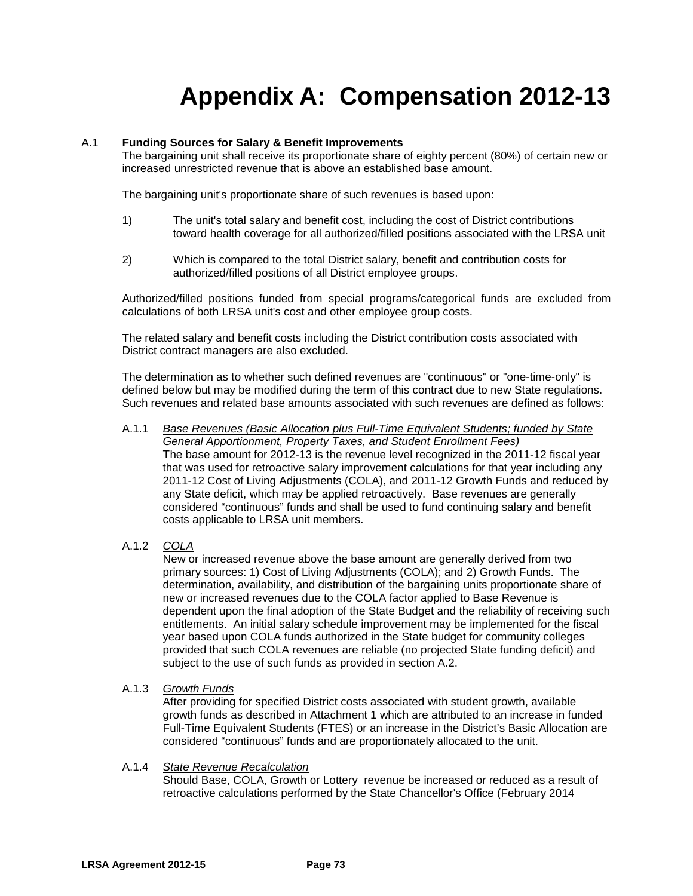# Appendix A: Compensation 2012-13

A.1 **Funding Sources for Salary & Benefit Improvements**

The bargaining unit shall receive its proportionate share of eighty percent (80%) of certain new or increased unrestricted revenue that is above an established base amount.

The bargaining unit's proportionate share of such revenues is based upon:

1) The unit's total salary and benefit cost, including the cost of District contributions toward health coverage for all authorized/filled positions associated with the LRSA unit

2) Which is compared to the total District salary, benefit and contribution costs for authorized/filled positions of all District employee groups.

Authorized/filled positions funded from special programs/categorical funds are excluded from calculations of both LRSA unit's cost and other employee group costs.

The related salary and benefit costs including the District contribution costs associated with District contract managers are also excluded.

The determination as to whether such defined revenues are "continuous" or "one-time-only" is defined below but may be modified during the term of this contract due to new State regulations. Such revenues and related base amounts associated with such revenues are defined as follows:

A.1.1 *Base Revenues (Basic Allocation plus Full-Time Equivalent Students; funded by State General Apportionment, Property Taxes, and Student Enrollment Fees)*

The base amount for 2012-13 is the revenue level recognized in the 2011-12 fiscal year that was used for retroactive salary improvement calculations for that year including any 2011-12 Cost of Living Adjustments (COLA), and 2011-12 Growth Funds and reduced by any State deficit, which may be applied retroactively. Base revenues are generally considered "continuous" funds and shall be used to fund continuing salary and benefit costs applicable to LRSA unit members.

A.1.2 *COLA*

New or increased revenue above the base amount are generally derived from two primary sources: 1) Cost of Living Adjustments (COLA); and 2) Growth Funds. The determination, availability, and distribution of the bargaining units proportionate share of new or increased revenues due to the COLA factor applied to Base Revenue is dependent upon the final adoption of the State Budget and the reliability of receiving such entitlements. An initial salary schedule improvement may be implemented for the fiscal year based upon COLA funds authorized in the State budget for community colleges provided that such COLA revenues are reliable (no projected State funding deficit) and subject to the use of such funds as provided in section A.2.

A.1.3 *Growth Funds*

After providing for specified District costs associated with student growth, available growth funds as described in Attachment 1 which are attributed to an increase in funded Full-Time Equivalent Students (FTES) or an increase in the District's Basic Allocation are considered "continuous" funds and are proportionately allocated to the unit.

A.1.4 *State Revenue Recalculation*

Should Base, COLA, Growth or Lottery revenue be increased or reduced as a result of retroactive calculations performed by the State Chancellor's Office (February 2014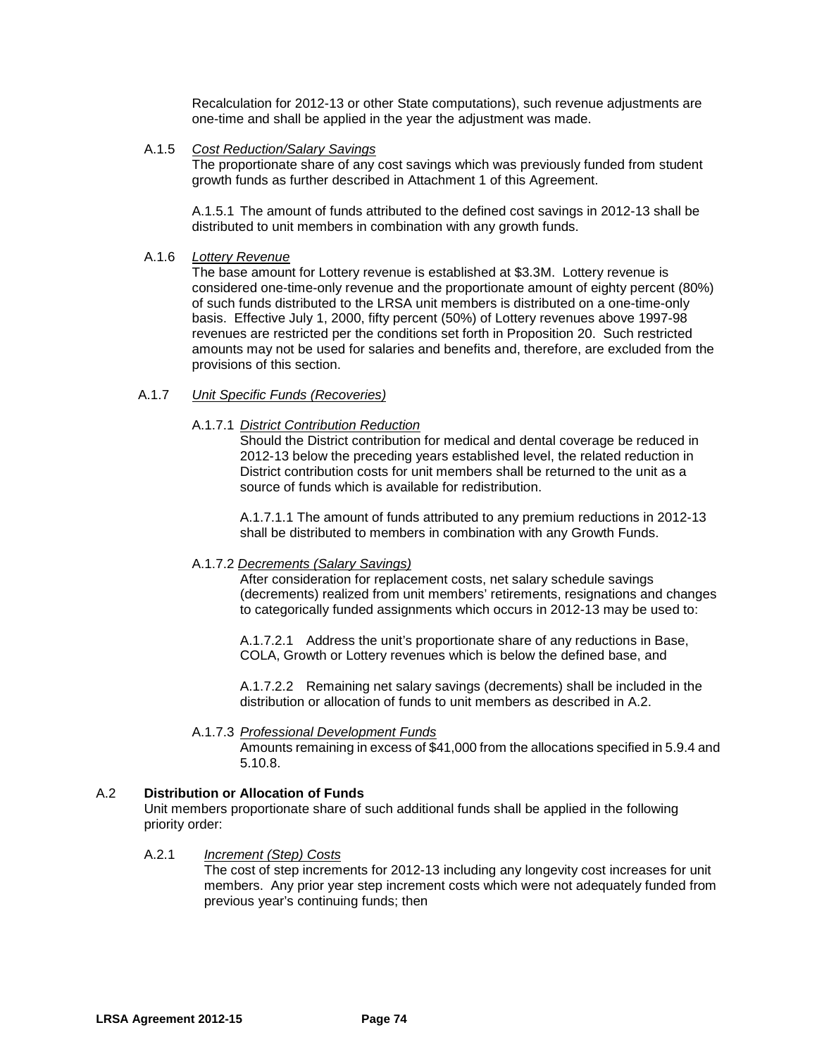Recalculation for 2012-13 or other State computations), such revenue adjustments are one-time and shall be applied in the year the adjustment was made.

A.1.5 *Cost Reduction/Salary Savings*

The proportionate share of any cost savings which was previously funded from student growth funds as further described in Attachment 1 of this Agreement.

A.1.5.1 The amount of funds attributed to the defined cost savings in 2012-13 shall be distributed to unit members in combination with any growth funds.

A.1.6 *Lottery Revenue*

The base amount for Lottery revenue is established at \$3.3M. Lottery revenue is considered one-time-only revenue and the proportionate amount of eighty percent (80%) of such funds distributed to the LRSA unit members is distributed on a one-time-only basis. Effective July 1, 2000, fifty percent (50%) of Lottery revenues above 1997-98 revenues are restricted per the conditions set forth in Proposition 20. Such restricted amounts may not be used for salaries and benefits and, therefore, are excluded from the provisions of this section.

A.1.7 *Unit Specific Funds (Recoveries)*

A.1.7.1 *District Contribution Reduction*

Should the District contribution for medical and dental coverage be reduced in 2012-13 below the preceding years established level, the related reduction in District contribution costs for unit members shall be returned to the unit as a source of funds which is available for redistribution.

A.1.7.1.1 The amount of funds attributed to any premium reductions in 2012-13 shall be distributed to members in combination with any Growth Funds.

A.1.7.2 *Decrements (Salary Savings)*

After consideration for replacement costs, net salary schedule savings (decrements) realized from unit members' retirements, resignations and changes to categorically funded assignments which occurs in 2012-13 may be used to:

A.1.7.2.1 Address the unit's proportionate share of any reductions in Base, COLA, Growth or Lottery revenues which is below the defined base, and

A.1.7.2.2 Remaining net salary savings (decrements) shall be included in the distribution or allocation of funds to unit members as described in A.2.

A.1.7.3 *Professional Development Funds*

Amounts remaining in excess of \$41,000 from the allocations specified in 5.9.4 and 5.10.8.

## A.2 Distribution or Allocation of Funds

Unit members proportionate share of such additional funds shall be applied in the following priority order:

A.2.1 *Increment (Step) Costs*

The cost of step increments for 2012-13 including any longevity cost increases for unit members. Any prior year step increment costs which were not adequately funded from previous year's continuing funds; then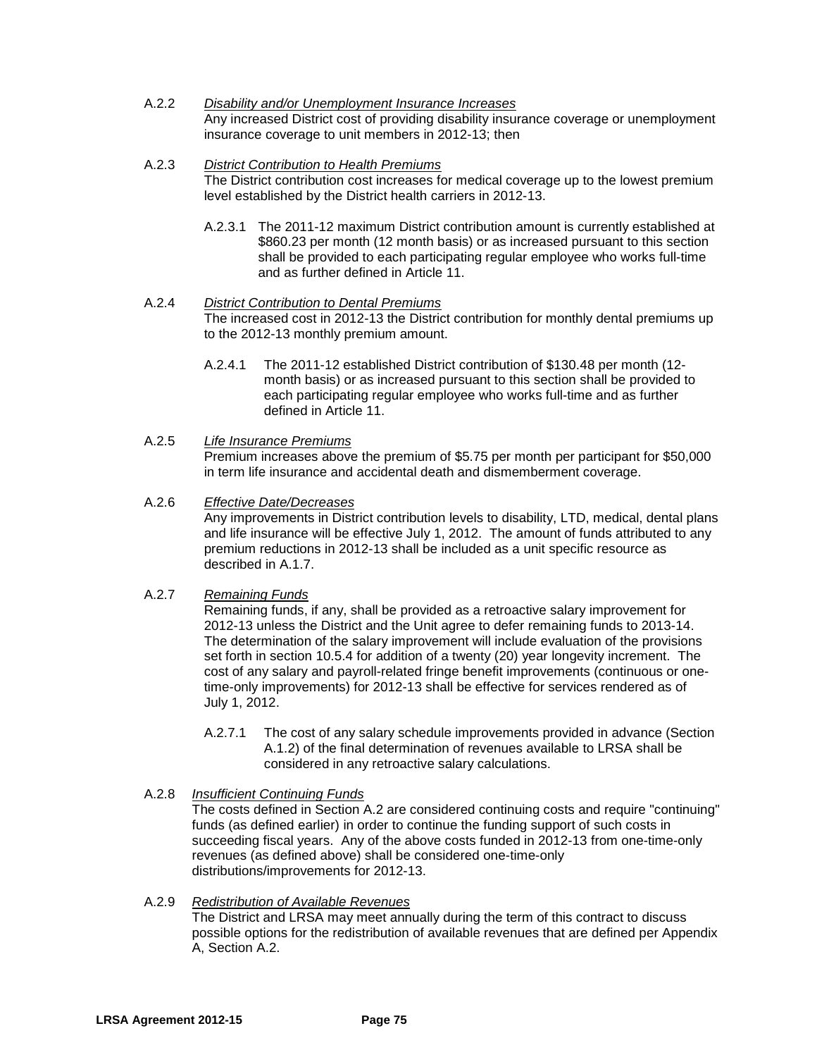A.2.2 *Disability and/or Unemployment Insurance Increases*
Any increased District cost of providing disability insurance coverage or unemployment insurance coverage to unit members in 2012-13; then

A.2.3 *District Contribution to Health Premiums*
The District contribution cost increases for medical coverage up to the lowest premium level established by the District health carriers in 2012-13.

A.2.3.1 The 2011-12 maximum District contribution amount is currently established at $860.23 per month (12 month basis) or as increased pursuant to this section shall be provided to each participating regular employee who works full-time and as further defined in Article 11.

A.2.4 *District Contribution to Dental Premiums*
The increased cost in 2012-13 the District contribution for monthly dental premiums up to the 2012-13 monthly premium amount.

A.2.4.1 The 2011-12 established District contribution of $130.48 per month (12-month basis) or as increased pursuant to this section shall be provided to each participating regular employee who works full-time and as further defined in Article 11.

A.2.5 *Life Insurance Premiums*
Premium increases above the premium of $5.75 per month per participant for $50,000 in term life insurance and accidental death and dismemberment coverage.

A.2.6 *Effective Date/Decreases*
Any improvements in District contribution levels to disability, LTD, medical, dental plans and life insurance will be effective July 1, 2012. The amount of funds attributed to any premium reductions in 2012-13 shall be included as a unit specific resource as described in A.1.7.

A.2.7 *Remaining Funds*
Remaining funds, if any, shall be provided as a retroactive salary improvement for 2012-13 unless the District and the Unit agree to defer remaining funds to 2013-14. The determination of the salary improvement will include evaluation of the provisions set forth in section 10.5.4 for addition of a twenty (20) year longevity increment. The cost of any salary and payroll-related fringe benefit improvements (continuous or one-time-only improvements) for 2012-13 shall be effective for services rendered as of July 1, 2012.

A.2.7.1 The cost of any salary schedule improvements provided in advance (Section A.1.2) of the final determination of revenues available to LRSA shall be considered in any retroactive salary calculations.

A.2.8 *Insufficient Continuing Funds*
The costs defined in Section A.2 are considered continuing costs and require "continuing" funds (as defined earlier) in order to continue the funding support of such costs in succeeding fiscal years. Any of the above costs funded in 2012-13 from one-time-only revenues (as defined above) shall be considered one-time-only distributions/improvements for 2012-13.

A.2.9 *Redistribution of Available Revenues*
The District and LRSA may meet annually during the term of this contract to discuss possible options for the redistribution of available revenues that are defined per Appendix A, Section A.2.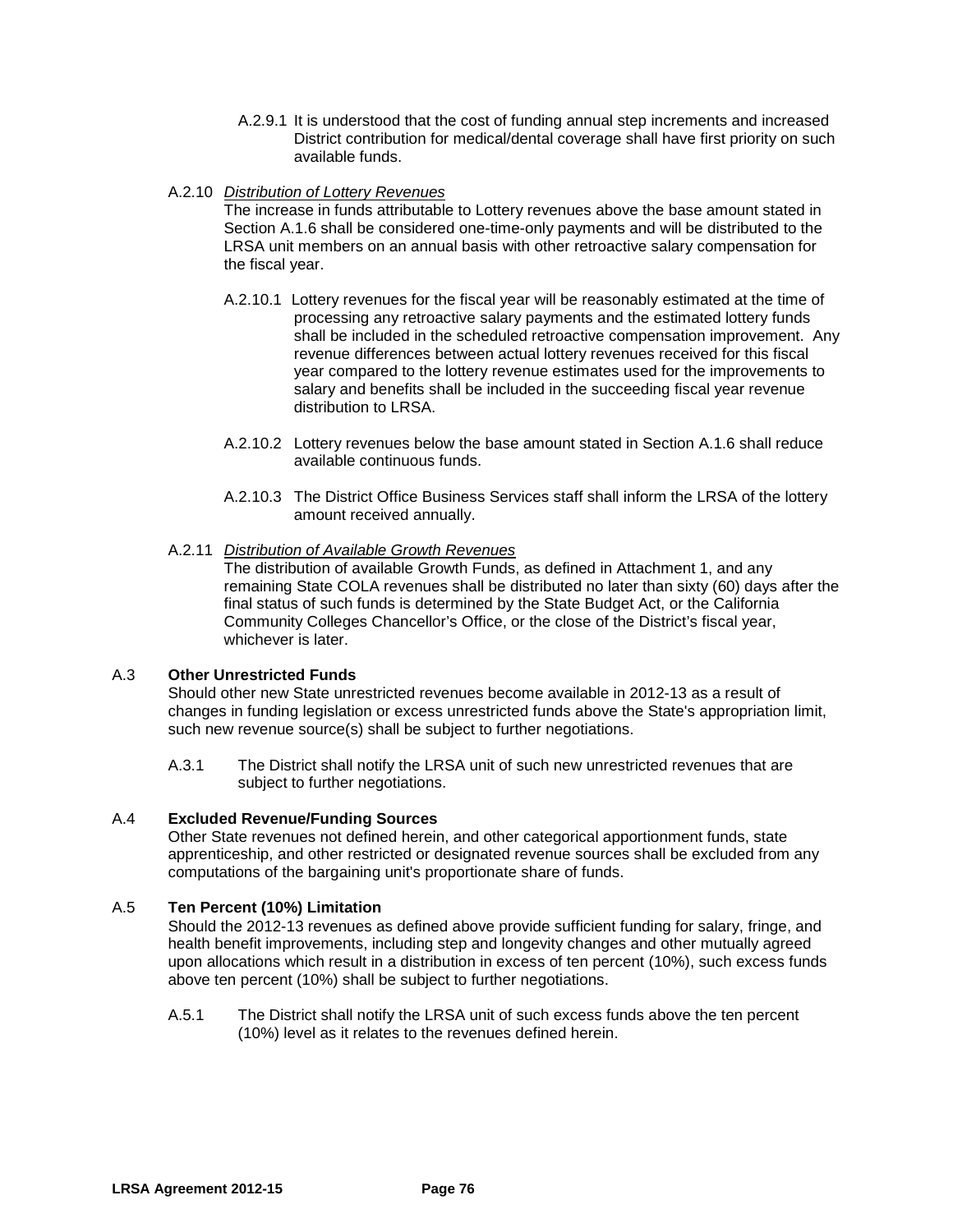A.2.9.1 It is understood that the cost of funding annual step increments and increased District contribution for medical/dental coverage shall have first priority on such available funds.

A.2.10 *Distribution of Lottery Revenues*

The increase in funds attributable to Lottery revenues above the base amount stated in Section A.1.6 shall be considered one-time-only payments and will be distributed to the LRSA unit members on an annual basis with other retroactive salary compensation for the fiscal year.

A.2.10.1 Lottery revenues for the fiscal year will be reasonably estimated at the time of processing any retroactive salary payments and the estimated lottery funds shall be included in the scheduled retroactive compensation improvement. Any revenue differences between actual lottery revenues received for this fiscal year compared to the lottery revenue estimates used for the improvements to salary and benefits shall be included in the succeeding fiscal year revenue distribution to LRSA.

A.2.10.2 Lottery revenues below the base amount stated in Section A.1.6 shall reduce available continuous funds.

A.2.10.3 The District Office Business Services staff shall inform the LRSA of the lottery amount received annually.

A.2.11 *Distribution of Available Growth Revenues*

The distribution of available Growth Funds, as defined in Attachment 1, and any remaining State COLA revenues shall be distributed no later than sixty (60) days after the final status of such funds is determined by the State Budget Act, or the California Community Colleges Chancellor's Office, or the close of the District's fiscal year, whichever is later.

A.3 **Other Unrestricted Funds**

Should other new State unrestricted revenues become available in 2012-13 as a result of changes in funding legislation or excess unrestricted funds above the State's appropriation limit, such new revenue source(s) shall be subject to further negotiations.

A.3.1 The District shall notify the LRSA unit of such new unrestricted revenues that are subject to further negotiations.

A.4 **Excluded Revenue/Funding Sources**

Other State revenues not defined herein, and other categorical apportionment funds, state apprenticeship, and other restricted or designated revenue sources shall be excluded from any computations of the bargaining unit's proportionate share of funds.

A.5 **Ten Percent (10%) Limitation**

Should the 2012-13 revenues as defined above provide sufficient funding for salary, fringe, and health benefit improvements, including step and longevity changes and other mutually agreed upon allocations which result in a distribution in excess of ten percent (10%), such excess funds above ten percent (10%) shall be subject to further negotiations.

A.5.1 The District shall notify the LRSA unit of such excess funds above the ten percent (10%) level as it relates to the revenues defined herein.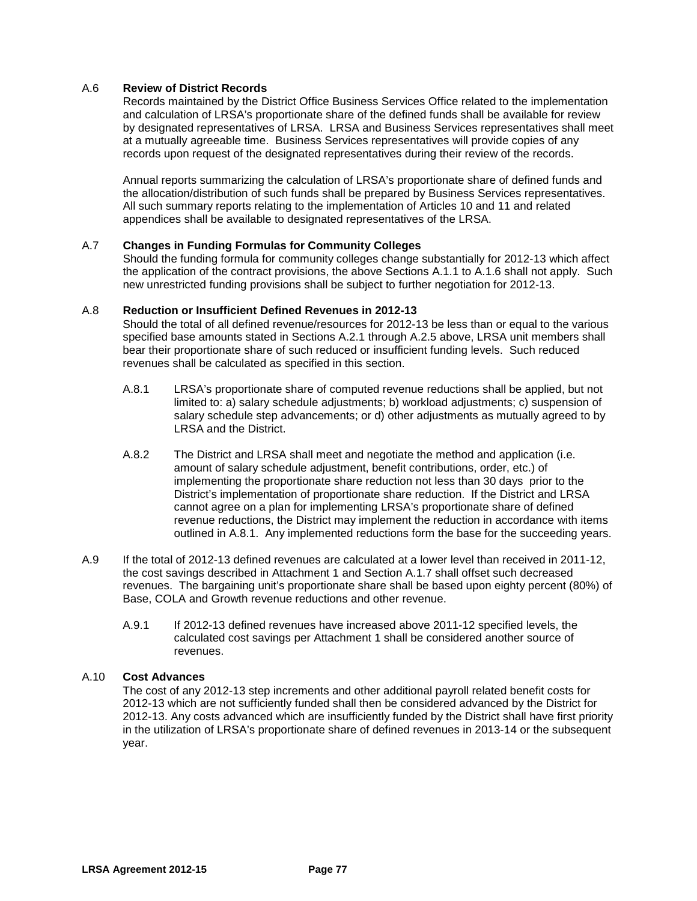A.6 **Review of District Records**

Records maintained by the District Office Business Services Office related to the implementation and calculation of LRSA's proportionate share of the defined funds shall be available for review by designated representatives of LRSA. LRSA and Business Services representatives shall meet at a mutually agreeable time. Business Services representatives will provide copies of any records upon request of the designated representatives during their review of the records.

Annual reports summarizing the calculation of LRSA's proportionate share of defined funds and the allocation/distribution of such funds shall be prepared by Business Services representatives. All such summary reports relating to the implementation of Articles 10 and 11 and related appendices shall be available to designated representatives of the LRSA.

A.7 **Changes in Funding Formulas for Community Colleges**

Should the funding formula for community colleges change substantially for 2012-13 which affect the application of the contract provisions, the above Sections A.1.1 to A.1.6 shall not apply. Such new unrestricted funding provisions shall be subject to further negotiation for 2012-13.

A.8 **Reduction or Insufficient Defined Revenues in 2012-13**

Should the total of all defined revenue/resources for 2012-13 be less than or equal to the various specified base amounts stated in Sections A.2.1 through A.2.5 above, LRSA unit members shall bear their proportionate share of such reduced or insufficient funding levels. Such reduced revenues shall be calculated as specified in this section.

A.8.1 LRSA's proportionate share of computed revenue reductions shall be applied, but not limited to: a) salary schedule adjustments; b) workload adjustments; c) suspension of salary schedule step advancements; or d) other adjustments as mutually agreed to by LRSA and the District.

A.8.2 The District and LRSA shall meet and negotiate the method and application (i.e. amount of salary schedule adjustment, benefit contributions, order, etc.) of implementing the proportionate share reduction not less than 30 days prior to the District's implementation of proportionate share reduction. If the District and LRSA cannot agree on a plan for implementing LRSA's proportionate share of defined revenue reductions, the District may implement the reduction in accordance with items outlined in A.8.1. Any implemented reductions form the base for the succeeding years.

A.9 If the total of 2012-13 defined revenues are calculated at a lower level than received in 2011-12, the cost savings described in Attachment 1 and Section A.1.7 shall offset such decreased revenues. The bargaining unit's proportionate share shall be based upon eighty percent (80%) of Base, COLA and Growth revenue reductions and other revenue.

A.9.1 If 2012-13 defined revenues have increased above 2011-12 specified levels, the calculated cost savings per Attachment 1 shall be considered another source of revenues.

A.10 **Cost Advances**

The cost of any 2012-13 step increments and other additional payroll related benefit costs for 2012-13 which are not sufficiently funded shall then be considered advanced by the District for 2012-13. Any costs advanced which are insufficiently funded by the District shall have first priority in the utilization of LRSA's proportionate share of defined revenues in 2013-14 or the subsequent year.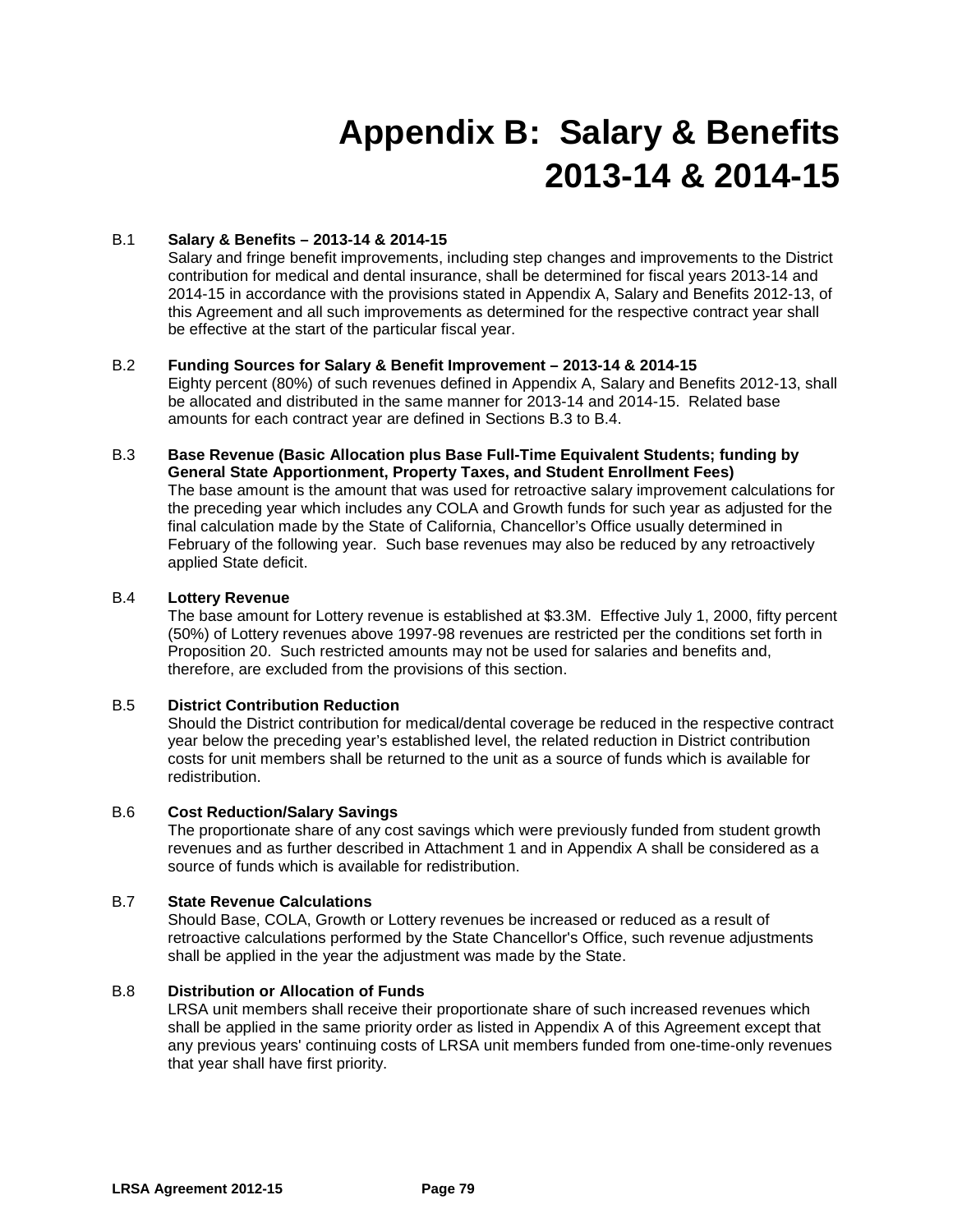# Appendix B: Salary & Benefits 2013-14 & 2014-15

B.1 **Salary & Benefits – 2013-14 & 2014-15**

Salary and fringe benefit improvements, including step changes and improvements to the District contribution for medical and dental insurance, shall be determined for fiscal years 2013-14 and 2014-15 in accordance with the provisions stated in Appendix A, Salary and Benefits 2012-13, of this Agreement and all such improvements as determined for the respective contract year shall be effective at the start of the particular fiscal year.

B.2 **Funding Sources for Salary & Benefit Improvement – 2013-14 & 2014-15**

Eighty percent (80%) of such revenues defined in Appendix A, Salary and Benefits 2012-13, shall be allocated and distributed in the same manner for 2013-14 and 2014-15. Related base amounts for each contract year are defined in Sections B.3 to B.4.

B.3 **Base Revenue (Basic Allocation plus Base Full-Time Equivalent Students; funding by General State Apportionment, Property Taxes, and Student Enrollment Fees)**

The base amount is the amount that was used for retroactive salary improvement calculations for the preceding year which includes any COLA and Growth funds for such year as adjusted for the final calculation made by the State of California, Chancellor's Office usually determined in February of the following year. Such base revenues may also be reduced by any retroactively applied State deficit.

B.4 **Lottery Revenue**

The base amount for Lottery revenue is established at $3.3M. Effective July 1, 2000, fifty percent (50%) of Lottery revenues above 1997-98 revenues are restricted per the conditions set forth in Proposition 20. Such restricted amounts may not be used for salaries and benefits and, therefore, are excluded from the provisions of this section.

B.5 **District Contribution Reduction**

Should the District contribution for medical/dental coverage be reduced in the respective contract year below the preceding year's established level, the related reduction in District contribution costs for unit members shall be returned to the unit as a source of funds which is available for redistribution.

B.6 **Cost Reduction/Salary Savings**

The proportionate share of any cost savings which were previously funded from student growth revenues and as further described in Attachment 1 and in Appendix A shall be considered as a source of funds which is available for redistribution.

B.7 **State Revenue Calculations**

Should Base, COLA, Growth or Lottery revenues be increased or reduced as a result of retroactive calculations performed by the State Chancellor's Office, such revenue adjustments shall be applied in the year the adjustment was made by the State.

B.8 **Distribution or Allocation of Funds**

LRSA unit members shall receive their proportionate share of such increased revenues which shall be applied in the same priority order as listed in Appendix A of this Agreement except that any previous years' continuing costs of LRSA unit members funded from one-time-only revenues that year shall have first priority.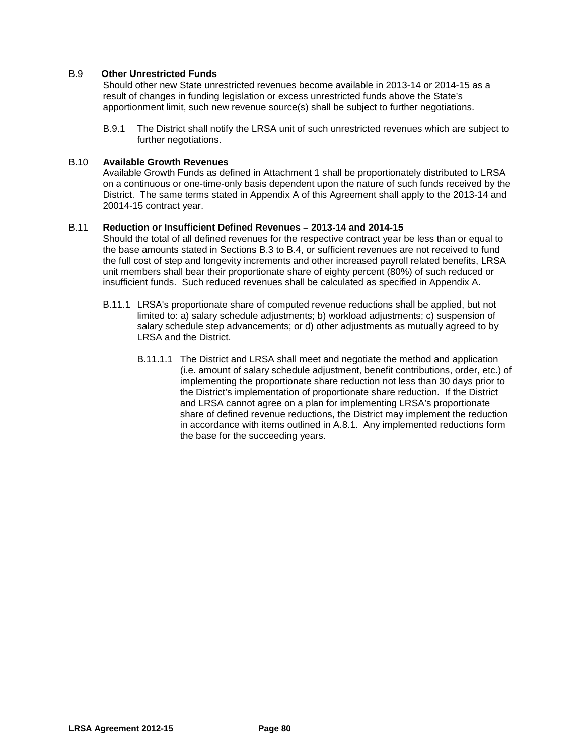**B.9 Other Unrestricted Funds**

Should other new State unrestricted revenues become available in 2013-14 or 2014-15 as a result of changes in funding legislation or excess unrestricted funds above the State's apportionment limit, such new revenue source(s) shall be subject to further negotiations.

B.9.1 The District shall notify the LRSA unit of such unrestricted revenues which are subject to further negotiations.

**B.10 Available Growth Revenues**

Available Growth Funds as defined in Attachment 1 shall be proportionately distributed to LRSA on a continuous or one-time-only basis dependent upon the nature of such funds received by the District. The same terms stated in Appendix A of this Agreement shall apply to the 2013-14 and 20014-15 contract year.

**B.11 Reduction or Insufficient Defined Revenues – 2013-14 and 2014-15**

Should the total of all defined revenues for the respective contract year be less than or equal to the base amounts stated in Sections B.3 to B.4, or sufficient revenues are not received to fund the full cost of step and longevity increments and other increased payroll related benefits, LRSA unit members shall bear their proportionate share of eighty percent (80%) of such reduced or insufficient funds. Such reduced revenues shall be calculated as specified in Appendix A.

B.11.1 LRSA's proportionate share of computed revenue reductions shall be applied, but not limited to: a) salary schedule adjustments; b) workload adjustments; c) suspension of salary schedule step advancements; or d) other adjustments as mutually agreed to by LRSA and the District.

B.11.1.1 The District and LRSA shall meet and negotiate the method and application (i.e. amount of salary schedule adjustment, benefit contributions, order, etc.) of implementing the proportionate share reduction not less than 30 days prior to the District's implementation of proportionate share reduction. If the District and LRSA cannot agree on a plan for implementing LRSA's proportionate share of defined revenue reductions, the District may implement the reduction in accordance with items outlined in A.8.1. Any implemented reductions form the base for the succeeding years.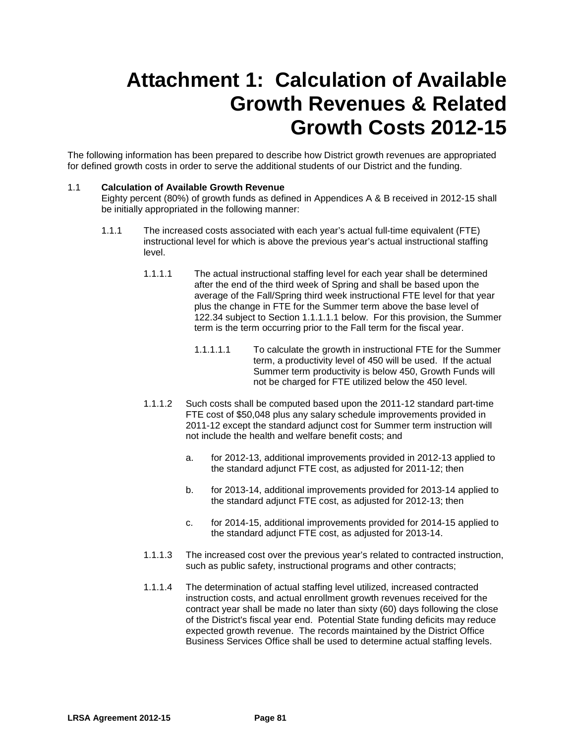# Attachment 1: Calculation of Available Growth Revenues & Related Growth Costs 2012-15

The following information has been prepared to describe how District growth revenues are appropriated for defined growth costs in order to serve the additional students of our District and the funding.

1.1 **Calculation of Available Growth Revenue**
Eighty percent (80%) of growth funds as defined in Appendices A & B received in 2012-15 shall be initially appropriated in the following manner:

1.1.1 The increased costs associated with each year's actual full-time equivalent (FTE) instructional level for which is above the previous year's actual instructional staffing level.

1.1.1.1 The actual instructional staffing level for each year shall be determined after the end of the third week of Spring and shall be based upon the average of the Fall/Spring third week instructional FTE level for that year plus the change in FTE for the Summer term above the base level of 122.34 subject to Section 1.1.1.1.1 below. For this provision, the Summer term is the term occurring prior to the Fall term for the fiscal year.

1.1.1.1.1 To calculate the growth in instructional FTE for the Summer term, a productivity level of 450 will be used. If the actual Summer term productivity is below 450, Growth Funds will not be charged for FTE utilized below the 450 level.

1.1.1.2 Such costs shall be computed based upon the 2011-12 standard part-time FTE cost of $50,048 plus any salary schedule improvements provided in 2011-12 except the standard adjunct cost for Summer term instruction will not include the health and welfare benefit costs; and

a. for 2012-13, additional improvements provided in 2012-13 applied to the standard adjunct FTE cost, as adjusted for 2011-12; then

b. for 2013-14, additional improvements provided for 2013-14 applied to the standard adjunct FTE cost, as adjusted for 2012-13; then

c. for 2014-15, additional improvements provided for 2014-15 applied to the standard adjunct FTE cost, as adjusted for 2013-14.

1.1.1.3 The increased cost over the previous year's related to contracted instruction, such as public safety, instructional programs and other contracts;

1.1.1.4 The determination of actual staffing level utilized, increased contracted instruction costs, and actual enrollment growth revenues received for the contract year shall be made no later than sixty (60) days following the close of the District's fiscal year end. Potential State funding deficits may reduce expected growth revenue. The records maintained by the District Office Business Services Office shall be used to determine actual staffing levels.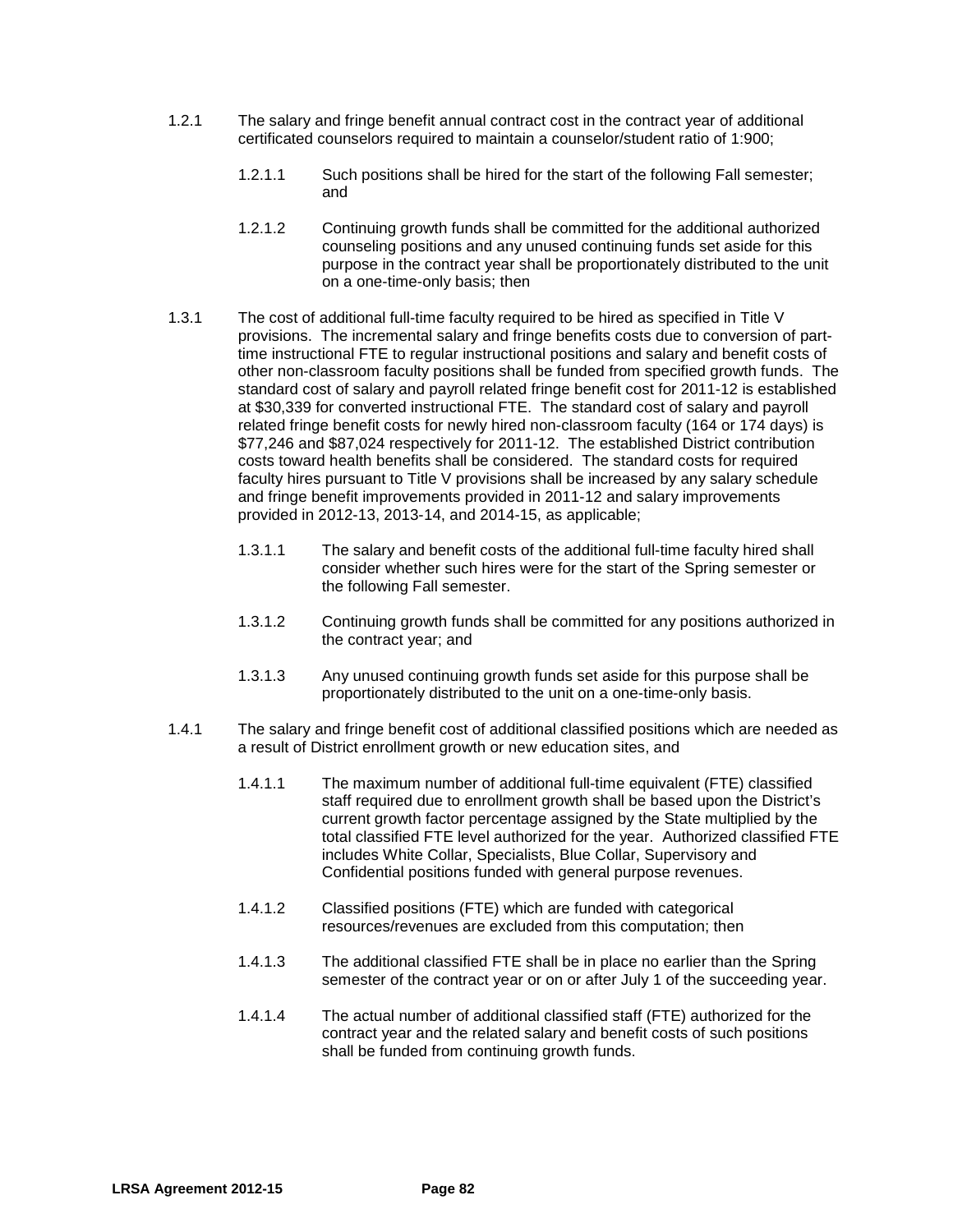1.2.1 The salary and fringe benefit annual contract cost in the contract year of additional certificated counselors required to maintain a counselor/student ratio of 1:900;

> 1.2.1.1 Such positions shall be hired for the start of the following Fall semester; and
>
> 1.2.1.2 Continuing growth funds shall be committed for the additional authorized counseling positions and any unused continuing funds set aside for this purpose in the contract year shall be proportionately distributed to the unit on a one-time-only basis; then

1.3.1 The cost of additional full-time faculty required to be hired as specified in Title V provisions. The incremental salary and fringe benefits costs due to conversion of part-time instructional FTE to regular instructional positions and salary and benefit costs of other non-classroom faculty positions shall be funded from specified growth funds. The standard cost of salary and payroll related fringe benefit cost for 2011-12 is established at $30,339 for converted instructional FTE. The standard cost of salary and payroll related fringe benefit costs for newly hired non-classroom faculty (164 or 174 days) is $77,246 and $87,024 respectively for 2011-12. The established District contribution costs toward health benefits shall be considered. The standard costs for required faculty hires pursuant to Title V provisions shall be increased by any salary schedule and fringe benefit improvements provided in 2011-12 and salary improvements provided in 2012-13, 2013-14, and 2014-15, as applicable;

> 1.3.1.1 The salary and benefit costs of the additional full-time faculty hired shall consider whether such hires were for the start of the Spring semester or the following Fall semester.
>
> 1.3.1.2 Continuing growth funds shall be committed for any positions authorized in the contract year; and
>
> 1.3.1.3 Any unused continuing growth funds set aside for this purpose shall be proportionately distributed to the unit on a one-time-only basis.

1.4.1 The salary and fringe benefit cost of additional classified positions which are needed as a result of District enrollment growth or new education sites, and

> 1.4.1.1 The maximum number of additional full-time equivalent (FTE) classified staff required due to enrollment growth shall be based upon the District's current growth factor percentage assigned by the State multiplied by the total classified FTE level authorized for the year. Authorized classified FTE includes White Collar, Specialists, Blue Collar, Supervisory and Confidential positions funded with general purpose revenues.
>
> 1.4.1.2 Classified positions (FTE) which are funded with categorical resources/revenues are excluded from this computation; then
>
> 1.4.1.3 The additional classified FTE shall be in place no earlier than the Spring semester of the contract year or on or after July 1 of the succeeding year.
>
> 1.4.1.4 The actual number of additional classified staff (FTE) authorized for the contract year and the related salary and benefit costs of such positions shall be funded from continuing growth funds.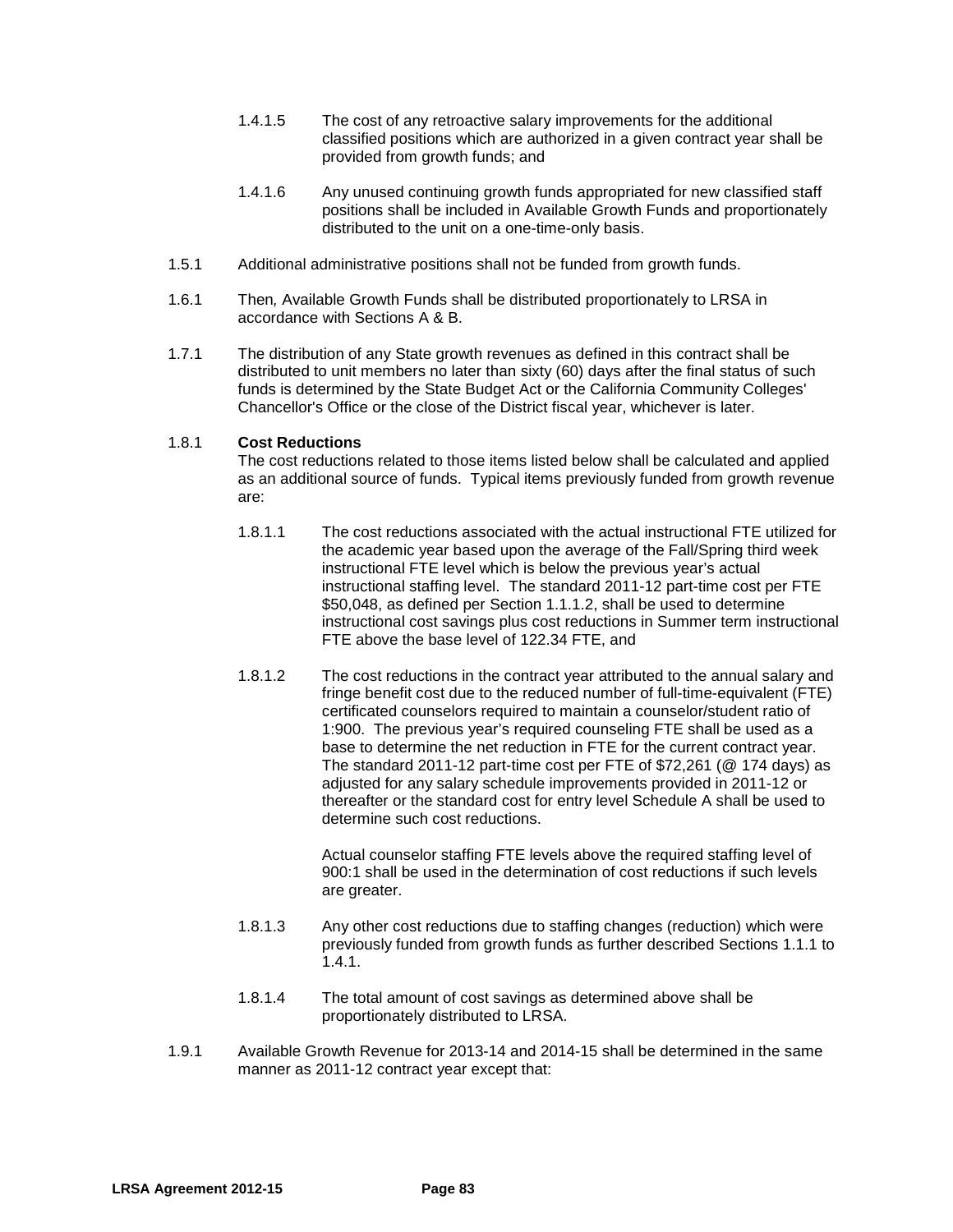1.4.1.5 The cost of any retroactive salary improvements for the additional classified positions which are authorized in a given contract year shall be provided from growth funds; and

1.4.1.6 Any unused continuing growth funds appropriated for new classified staff positions shall be included in Available Growth Funds and proportionately distributed to the unit on a one-time-only basis.

1.5.1 Additional administrative positions shall not be funded from growth funds.

1.6.1 Then*,* Available Growth Funds shall be distributed proportionately to LRSA in accordance with Sections A & B.

1.7.1 The distribution of any State growth revenues as defined in this contract shall be distributed to unit members no later than sixty (60) days after the final status of such funds is determined by the State Budget Act or the California Community Colleges' Chancellor's Office or the close of the District fiscal year, whichever is later.

1.8.1 **Cost Reductions**

The cost reductions related to those items listed below shall be calculated and applied as an additional source of funds. Typical items previously funded from growth revenue are:

1.8.1.1 The cost reductions associated with the actual instructional FTE utilized for the academic year based upon the average of the Fall/Spring third week instructional FTE level which is below the previous year's actual instructional staffing level. The standard 2011-12 part-time cost per FTE \$50,048, as defined per Section 1.1.1.2, shall be used to determine instructional cost savings plus cost reductions in Summer term instructional FTE above the base level of 122.34 FTE, and

1.8.1.2 The cost reductions in the contract year attributed to the annual salary and fringe benefit cost due to the reduced number of full-time-equivalent (FTE) certificated counselors required to maintain a counselor/student ratio of 1:900. The previous year's required counseling FTE shall be used as a base to determine the net reduction in FTE for the current contract year. The standard 2011-12 part-time cost per FTE of \$72,261 (@ 174 days) as adjusted for any salary schedule improvements provided in 2011-12 or thereafter or the standard cost for entry level Schedule A shall be used to determine such cost reductions.

Actual counselor staffing FTE levels above the required staffing level of 900:1 shall be used in the determination of cost reductions if such levels are greater.

1.8.1.3 Any other cost reductions due to staffing changes (reduction) which were previously funded from growth funds as further described Sections 1.1.1 to 1.4.1.

1.8.1.4 The total amount of cost savings as determined above shall be proportionately distributed to LRSA.

1.9.1 Available Growth Revenue for 2013-14 and 2014-15 shall be determined in the same manner as 2011-12 contract year except that: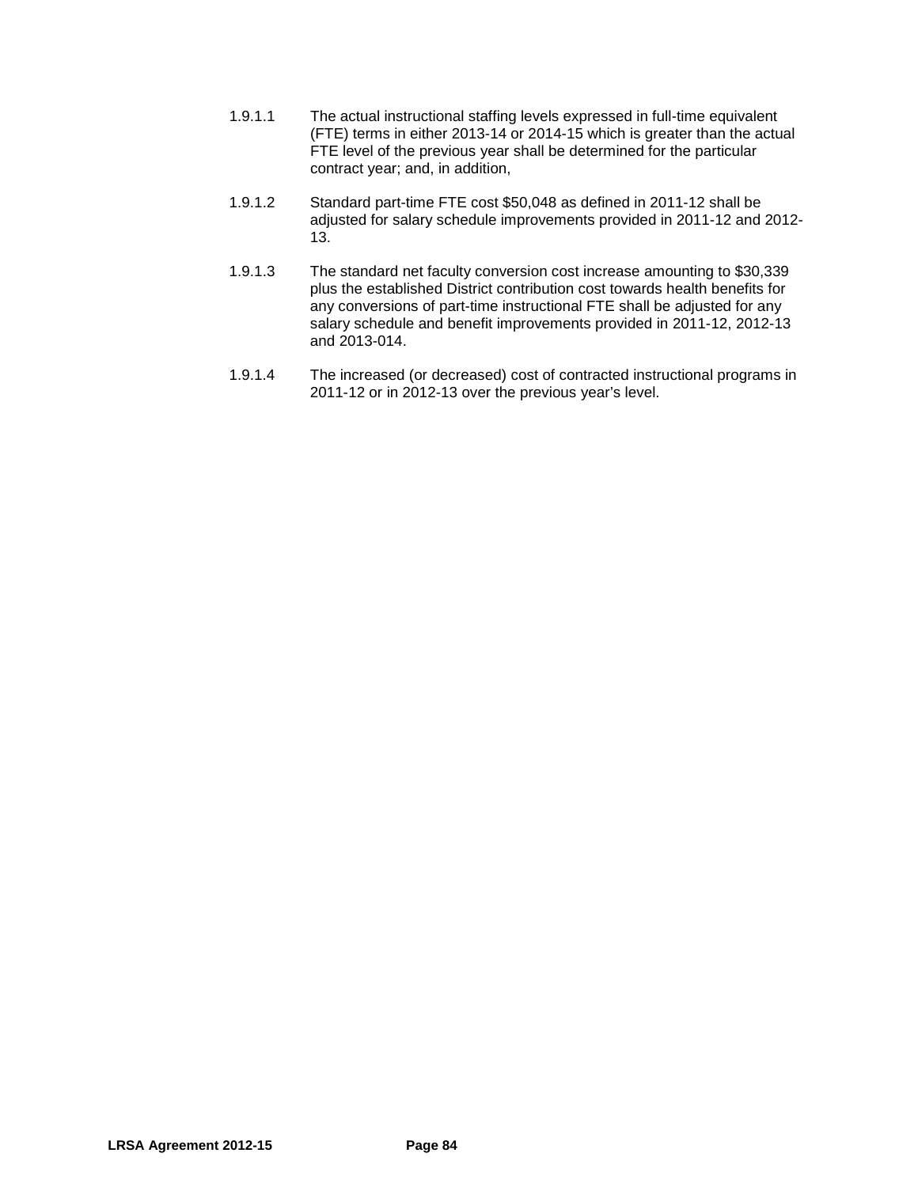1.9.1.1 The actual instructional staffing levels expressed in full-time equivalent (FTE) terms in either 2013-14 or 2014-15 which is greater than the actual FTE level of the previous year shall be determined for the particular contract year; and, in addition,

1.9.1.2 Standard part-time FTE cost $50,048 as defined in 2011-12 shall be adjusted for salary schedule improvements provided in 2011-12 and 2012-13.

1.9.1.3 The standard net faculty conversion cost increase amounting to $30,339 plus the established District contribution cost towards health benefits for any conversions of part-time instructional FTE shall be adjusted for any salary schedule and benefit improvements provided in 2011-12, 2012-13 and 2013-014.

1.9.1.4 The increased (or decreased) cost of contracted instructional programs in 2011-12 or in 2012-13 over the previous year's level.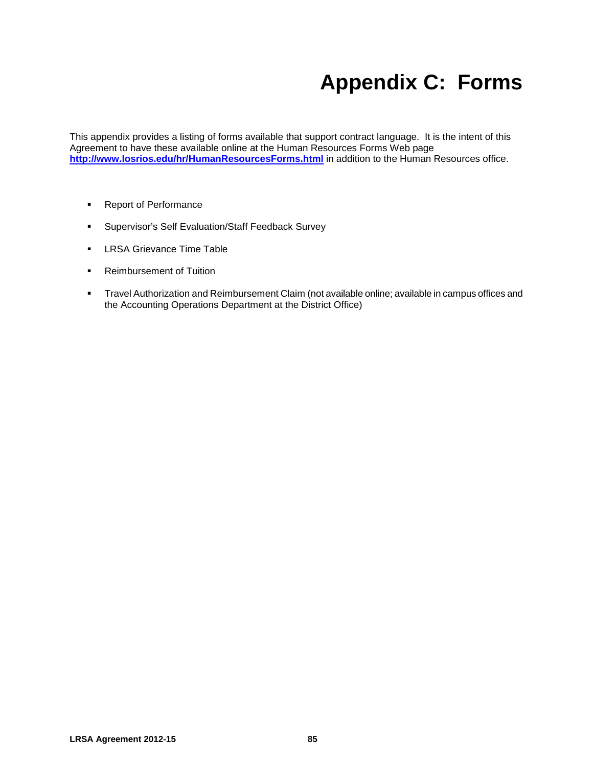# Appendix C: Forms

This appendix provides a listing of forms available that support contract language. It is the intent of this Agreement to have these available online at the Human Resources Forms Web page **[http://www.losrios.edu/hr/HumanResourcesForms.html](http://www.losrios.edu/hr/HumanResourcesForms.html)** in addition to the Human Resources office.

- Report of Performance
- Supervisor's Self Evaluation/Staff Feedback Survey
- LRSA Grievance Time Table
- Reimbursement of Tuition
- Travel Authorization and Reimbursement Claim (not available online; available in campus offices and the Accounting Operations Department at the District Office)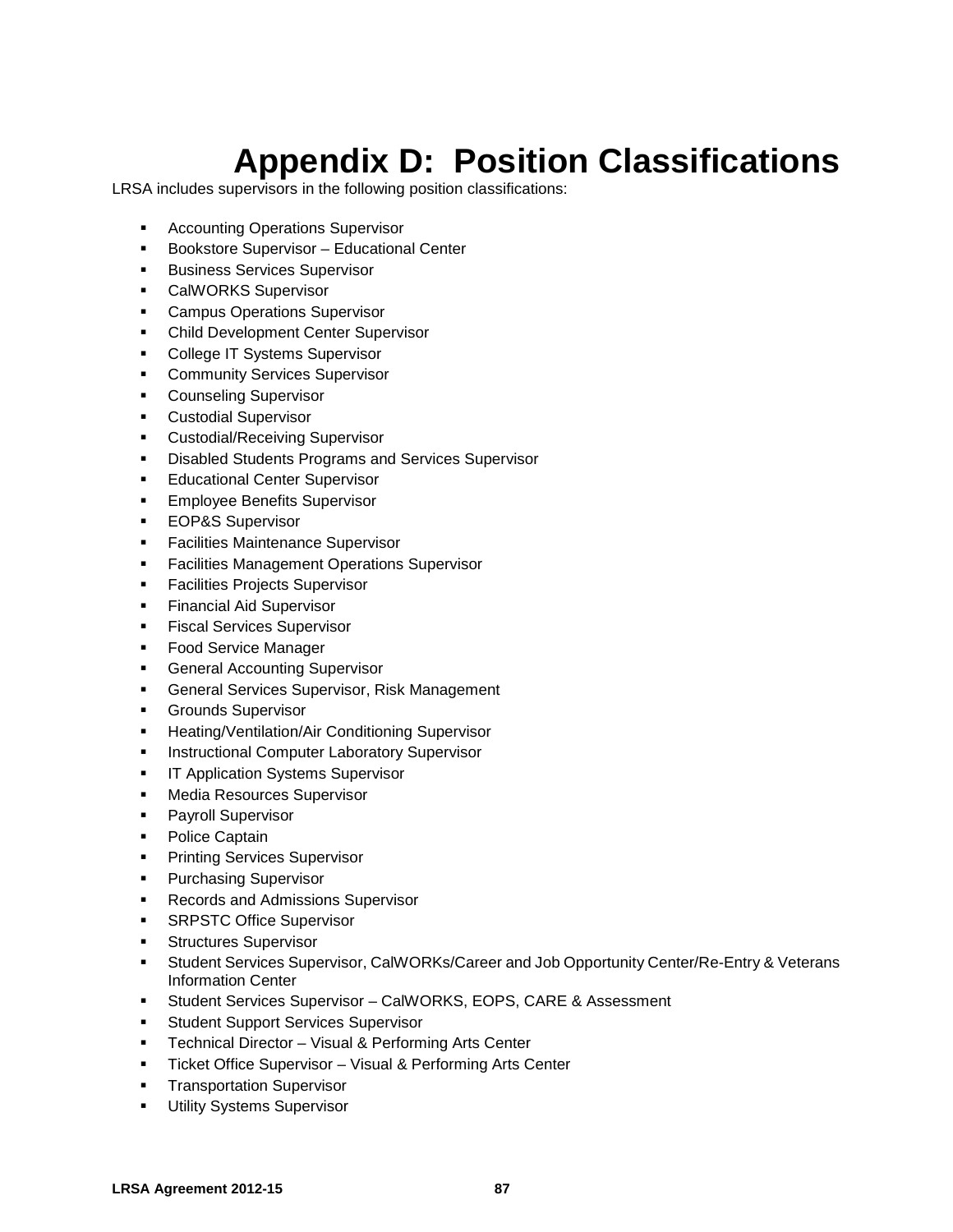# Appendix D: Position Classifications

LRSA includes supervisors in the following position classifications:

- Accounting Operations Supervisor
- Bookstore Supervisor – Educational Center
- Business Services Supervisor
- CalWORKS Supervisor
- Campus Operations Supervisor
- Child Development Center Supervisor
- College IT Systems Supervisor
- Community Services Supervisor
- Counseling Supervisor
- Custodial Supervisor
- Custodial/Receiving Supervisor
- Disabled Students Programs and Services Supervisor
- Educational Center Supervisor
- Employee Benefits Supervisor
- EOP&S Supervisor
- Facilities Maintenance Supervisor
- Facilities Management Operations Supervisor
- Facilities Projects Supervisor
- Financial Aid Supervisor
- Fiscal Services Supervisor
- Food Service Manager
- General Accounting Supervisor
- General Services Supervisor, Risk Management
- Grounds Supervisor
- Heating/Ventilation/Air Conditioning Supervisor
- Instructional Computer Laboratory Supervisor
- IT Application Systems Supervisor
- Media Resources Supervisor
- Payroll Supervisor
- Police Captain
- Printing Services Supervisor
- Purchasing Supervisor
- Records and Admissions Supervisor
- SRPSTC Office Supervisor
- Structures Supervisor
- Student Services Supervisor, CalWORKs/Career and Job Opportunity Center/Re-Entry & Veterans Information Center
- Student Services Supervisor – CalWORKS, EOPS, CARE & Assessment
- Student Support Services Supervisor
- Technical Director – Visual & Performing Arts Center
- Ticket Office Supervisor – Visual & Performing Arts Center
- Transportation Supervisor
- Utility Systems Supervisor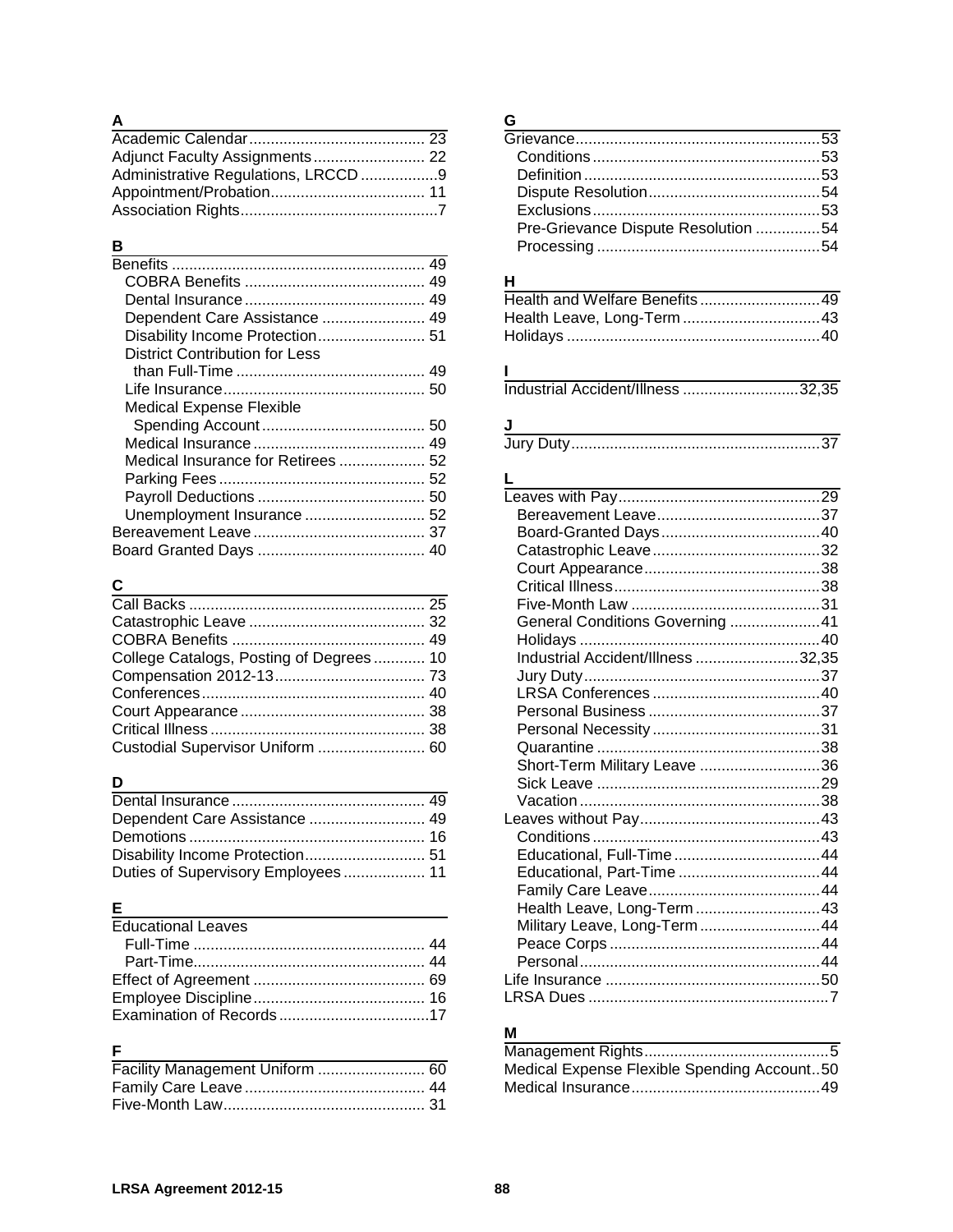## A

Academic Calendar ... 23
Adjunct Faculty Assignments ... 22
Administrative Regulations, LRCCD ... 9
Appointment/Probation ... 11
Association Rights ... 7

## B

Benefits ... 49
- COBRA Benefits ... 49
- Dental Insurance ... 49
- Dependent Care Assistance ... 49
- Disability Income Protection ... 51
- District Contribution for Less than Full-Time ... 49
- Life Insurance ... 50
- Medical Expense Flexible Spending Account ... 50
- Medical Insurance ... 49
- Medical Insurance for Retirees ... 52
- Parking Fees ... 52
- Payroll Deductions ... 50
- Unemployment Insurance ... 52

Bereavement Leave ... 37
Board Granted Days ... 40

## C

Call Backs ... 25
Catastrophic Leave ... 32
COBRA Benefits ... 49
College Catalogs, Posting of Degrees ... 10
Compensation 2012-13 ... 73
Conferences ... 40
Court Appearance ... 38
Critical Illness ... 38
Custodial Supervisor Uniform ... 60

## D

Dental Insurance ... 49
Dependent Care Assistance ... 49
Demotions ... 16
Disability Income Protection ... 51
Duties of Supervisory Employees ... 11

## E

Educational Leaves
- Full-Time ... 44
- Part-Time ... 44

Effect of Agreement ... 69
Employee Discipline ... 16
Examination of Records ... 17

## F

Facility Management Uniform ... 60
Family Care Leave ... 44
Five-Month Law ... 31

## G

Grievance ... 53
- Conditions ... 53
- Definition ... 53
- Dispute Resolution ... 54
- Exclusions ... 53
- Pre-Grievance Dispute Resolution ... 54
- Processing ... 54

## H

Health and Welfare Benefits ... 49
Health Leave, Long-Term ... 43
Holidays ... 40

## I

Industrial Accident/Illness ... 32,35

## J

Jury Duty ... 37

## L

Leaves with Pay ... 29
- Bereavement Leave ... 37
- Board-Granted Days ... 40
- Catastrophic Leave ... 32
- Court Appearance ... 38
- Critical Illness ... 38
- Five-Month Law ... 31
- General Conditions Governing ... 41
- Holidays ... 40
- Industrial Accident/Illness ... 32,35
- Jury Duty ... 37
- LRSA Conferences ... 40
- Personal Business ... 37
- Personal Necessity ... 31
- Quarantine ... 38
- Short-Term Military Leave ... 36
- Sick Leave ... 29
- Vacation ... 38

Leaves without Pay ... 43
- Conditions ... 43
- Educational, Full-Time ... 44
- Educational, Part-Time ... 44
- Family Care Leave ... 44
- Health Leave, Long-Term ... 43
- Military Leave, Long-Term ... 44
- Peace Corps ... 44
- Personal ... 44

Life Insurance ... 50
LRSA Dues ... 7

## M

Management Rights ... 5
Medical Expense Flexible Spending Account ... 50
Medical Insurance ... 49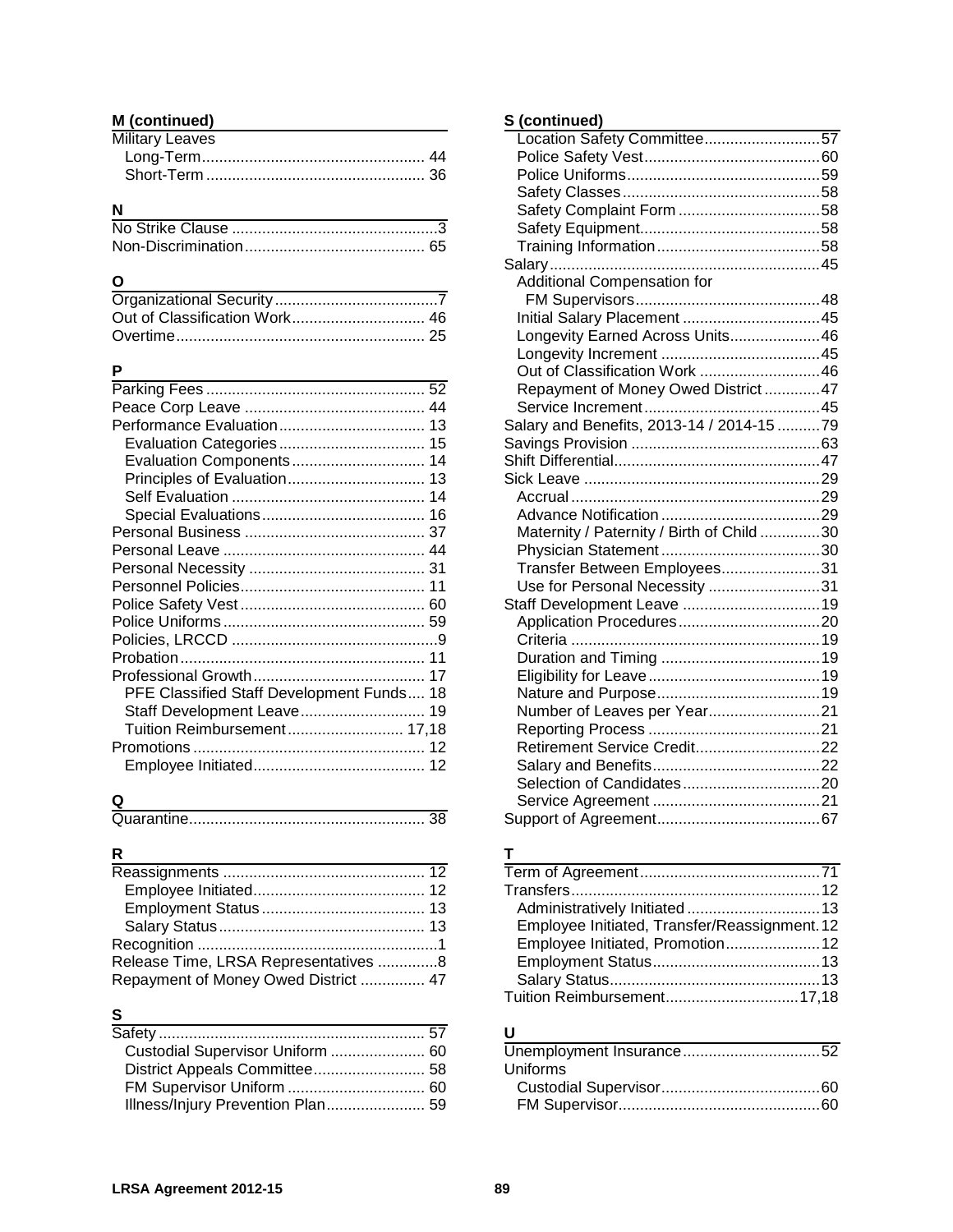**M (continued)**

Military Leaves
- Long-Term .................................................... 44
- Short-Term .................................................... 36

**N**

No Strike Clause ................................................ 3
Non-Discrimination .......................................... 65

**O**

Organizational Security ...................................... 7
Out of Classification Work ............................... 46
Overtime .......................................................... 25

**P**

Parking Fees .................................................... 52
Peace Corp Leave ............................................ 44
Performance Evaluation ................................... 13
- Evaluation Categories ................................... 15
- Evaluation Components ................................ 14
- Principles of Evaluation ................................ 13
- Self Evaluation .............................................. 14
- Special Evaluations ....................................... 16

Personal Business ............................................ 37
Personal Leave ................................................. 44
Personal Necessity ........................................... 31
Personnel Policies ............................................ 11
Police Safety Vest ............................................ 60
Police Uniforms ................................................ 59
Policies, LRCCD ................................................ 9
Probation .......................................................... 11
Professional Growth ......................................... 17
- PFE Classified Staff Development Funds .... 18
- Staff Development Leave ............................. 19
- Tuition Reimbursement ........................... 17,18

Promotions ....................................................... 12
- Employee Initiated ........................................ 12

**Q**

Quarantine ........................................................ 38

**R**

Reassignments ................................................ 12
- Employee Initiated ........................................ 12
- Employment Status ....................................... 13
- Salary Status ................................................ 13

Recognition ........................................................ 1
Release Time, LRSA Representatives .............. 8
Repayment of Money Owed District ............... 47

**S**

Safety ............................................................... 57
- Custodial Supervisor Uniform ...................... 60
- District Appeals Committee .......................... 58
- FM Supervisor Uniform ................................ 60
- Illness/Injury Prevention Plan ....................... 59

**S (continued)**

- Location Safety Committee .......................... 57
- Police Safety Vest ........................................ 60
- Police Uniforms ............................................ 59
- Safety Classes .............................................. 58
- Safety Complaint Form ................................. 58
- Safety Equipment ......................................... 58
- Training Information ...................................... 58

Salary ............................................................... 45
- Additional Compensation for FM Supervisors ........................................... 48
- Initial Salary Placement ................................ 45
- Longevity Earned Across Units ..................... 46
- Longevity Increment ..................................... 45
- Out of Classification Work ............................ 46
- Repayment of Money Owed District ............. 47
- Service Increment ......................................... 45

Salary and Benefits, 2013-14 / 2014-15 .......... 79
Savings Provision ............................................ 63
Shift Differential ................................................ 47
Sick Leave ....................................................... 29
- Accrual .......................................................... 29
- Advance Notification ..................................... 29
- Maternity / Paternity / Birth of Child .............. 30
- Physician Statement ..................................... 30
- Transfer Between Employees ....................... 31
- Use for Personal Necessity .......................... 31

Staff Development Leave ................................ 19
- Application Procedures ................................. 20
- Criteria .......................................................... 19
- Duration and Timing ..................................... 19
- Eligibility for Leave ........................................ 19
- Nature and Purpose ...................................... 19
- Number of Leaves per Year .......................... 21
- Reporting Process ........................................ 21
- Retirement Service Credit ............................. 22
- Salary and Benefits ....................................... 22
- Selection of Candidates ................................ 20
- Service Agreement ....................................... 21

Support of Agreement ...................................... 67

**T**

Term of Agreement .......................................... 71
Transfers .......................................................... 12
- Administratively Initiated ............................... 13
- Employee Initiated, Transfer/Reassignment . 12
- Employee Initiated, Promotion ...................... 12
- Employment Status ....................................... 13
- Salary Status ................................................ 13

Tuition Reimbursement ............................... 17,18

**U**

Unemployment Insurance ................................ 52
Uniforms
- Custodial Supervisor ..................................... 60
- FM Supervisor ............................................... 60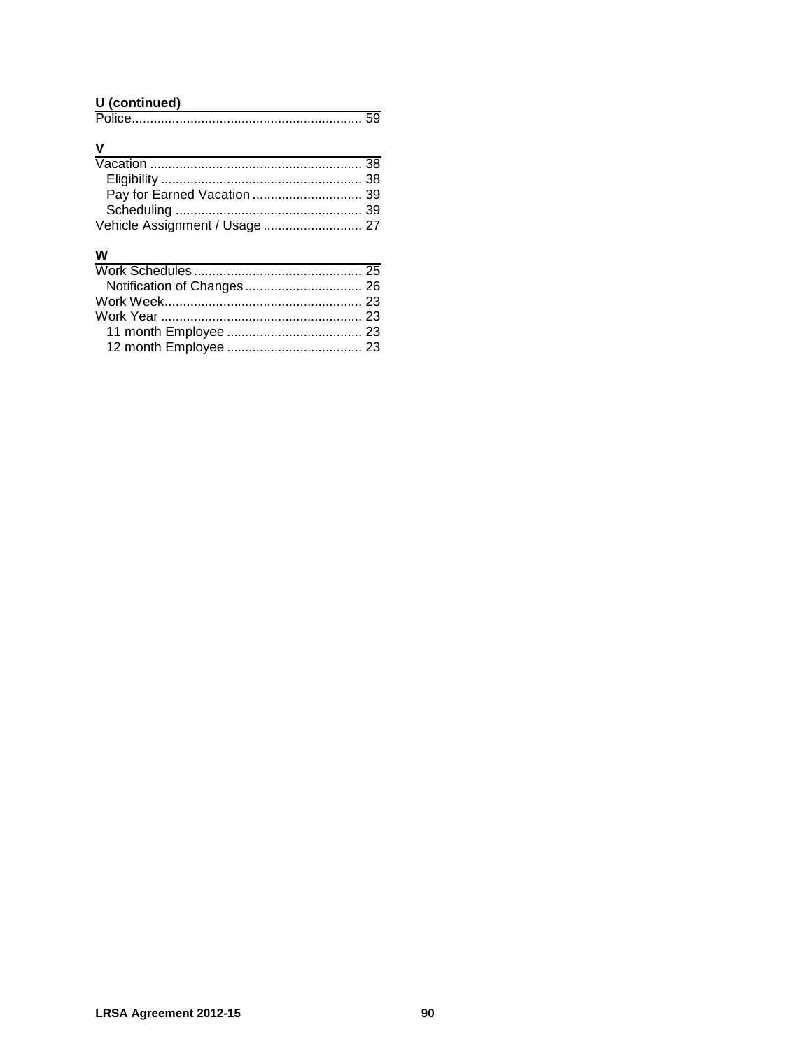**U (continued)**

Police ................................................................ 59

**V**

Vacation ........................................................... 38
  Eligibility ........................................................ 38
  Pay for Earned Vacation ............................. 39
  Scheduling ..................................................... 39
Vehicle Assignment / Usage .......................... 27

**W**

Work Schedules ............................................... 25
  Notification of Changes ................................ 26
Work Week....................................................... 23
Work Year ........................................................ 23
  11 month Employee ...................................... 23
  12 month Employee ...................................... 23